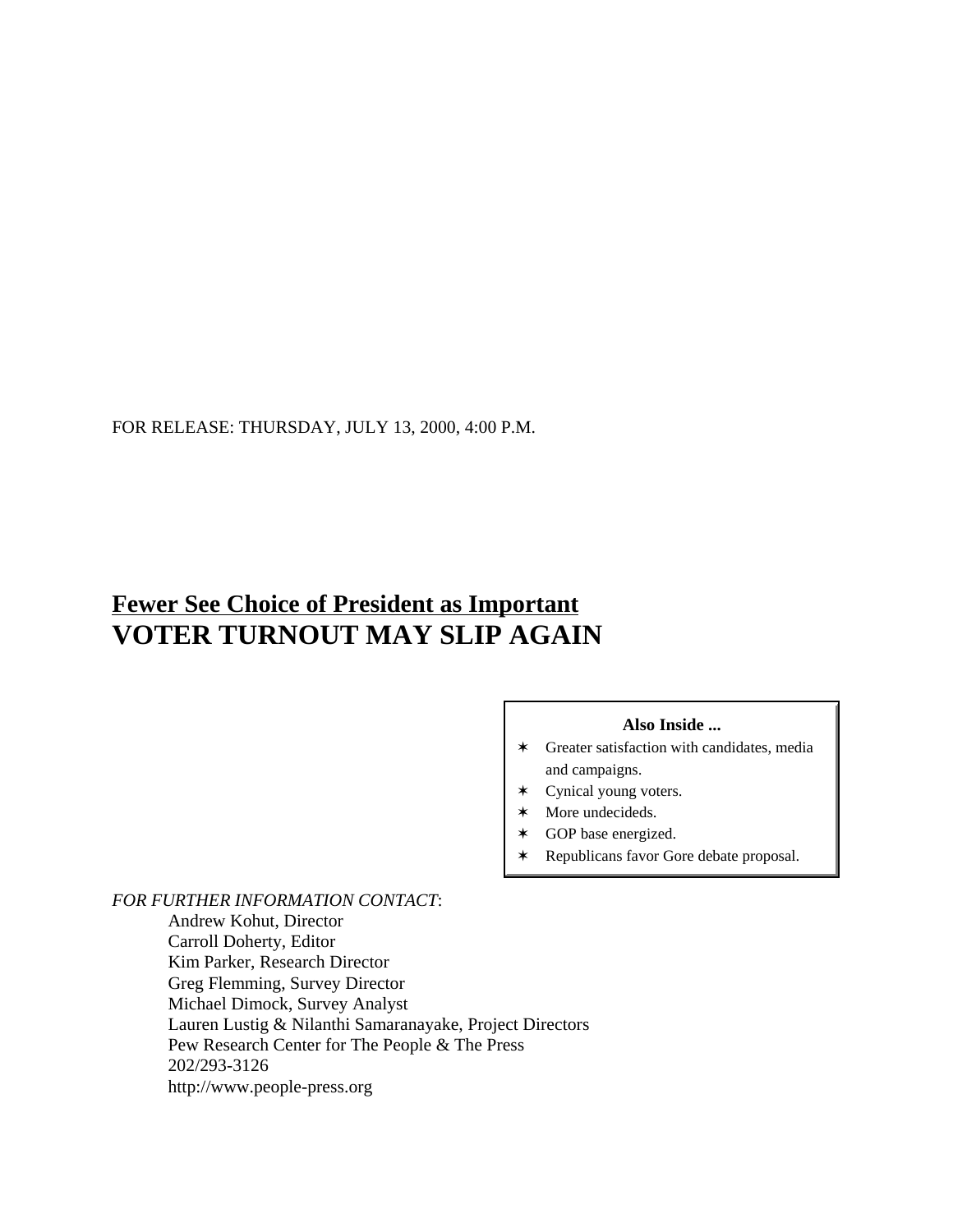FOR RELEASE: THURSDAY, JULY 13, 2000, 4:00 P.M.

# Fewer See Choice of President as Important
# VOTER TURNOUT MAY SLIP AGAIN

**Also Inside ...**

- Greater satisfaction with candidates, media and campaigns.
- Cynical young voters.
- More undecideds.
- GOP base energized.
- Republicans favor Gore debate proposal.

*FOR FURTHER INFORMATION CONTACT*:

Andrew Kohut, Director
Carroll Doherty, Editor
Kim Parker, Research Director
Greg Flemming, Survey Director
Michael Dimock, Survey Analyst
Lauren Lustig & Nilanthi Samaranayake, Project Directors
Pew Research Center for The People & The Press
202/293-3126
http://www.people-press.org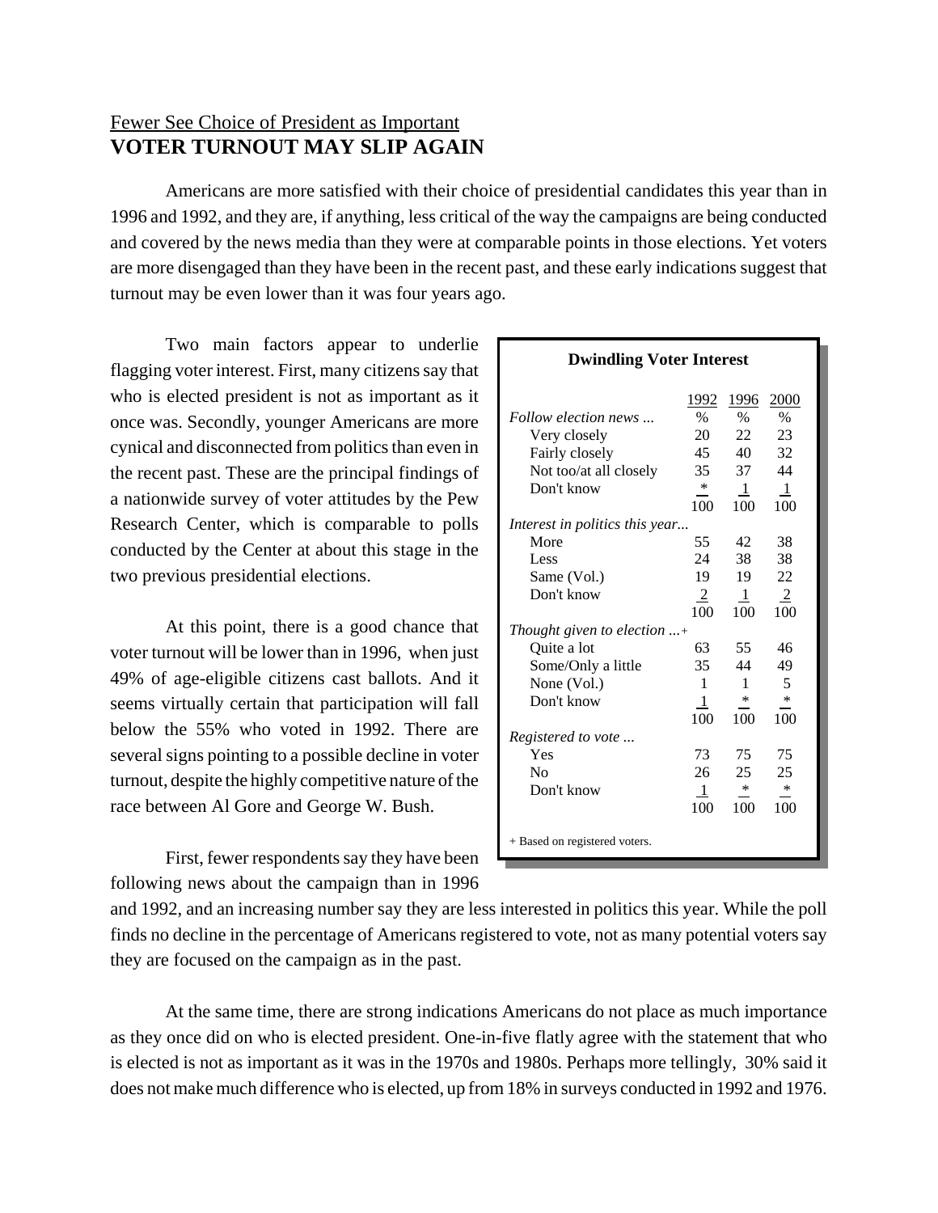Fewer See Choice of President as Important

# VOTER TURNOUT MAY SLIP AGAIN

Americans are more satisfied with their choice of presidential candidates this year than in 1996 and 1992, and they are, if anything, less critical of the way the campaigns are being conducted and covered by the news media than they were at comparable points in those elections. Yet voters are more disengaged than they have been in the recent past, and these early indications suggest that turnout may be even lower than it was four years ago.

Two main factors appear to underlie flagging voter interest. First, many citizens say that who is elected president is not as important as it once was. Secondly, younger Americans are more cynical and disconnected from politics than even in the recent past. These are the principal findings of a nationwide survey of voter attitudes by the Pew Research Center, which is comparable to polls conducted by the Center at about this stage in the two previous presidential elections.

**Dwindling Voter Interest**

| | 1992 | 1996 | 2000 |
|---|---|---|---|
| *Follow election news ...* | % | % | % |
| Very closely | 20 | 22 | 23 |
| Fairly closely | 45 | 40 | 32 |
| Not too/at all closely | 35 | 37 | 44 |
| Don't know | * | 1 | 1 |
| | 100 | 100 | 100 |
| *Interest in politics this year...* | | | |
| More | 55 | 42 | 38 |
| Less | 24 | 38 | 38 |
| Same (Vol.) | 19 | 19 | 22 |
| Don't know | 2 | 1 | 2 |
| | 100 | 100 | 100 |
| *Thought given to election ...*+ | | | |
| Quite a lot | 63 | 55 | 46 |
| Some/Only a little | 35 | 44 | 49 |
| None (Vol.) | 1 | 1 | 5 |
| Don't know | 1 | * | * |
| | 100 | 100 | 100 |
| *Registered to vote ...* | | | |
| Yes | 73 | 75 | 75 |
| No | 26 | 25 | 25 |
| Don't know | 1 | * | * |
| | 100 | 100 | 100 |

+ Based on registered voters.

At this point, there is a good chance that voter turnout will be lower than in 1996, when just 49% of age-eligible citizens cast ballots. And it seems virtually certain that participation will fall below the 55% who voted in 1992. There are several signs pointing to a possible decline in voter turnout, despite the highly competitive nature of the race between Al Gore and George W. Bush.

First, fewer respondents say they have been following news about the campaign than in 1996 and 1992, and an increasing number say they are less interested in politics this year. While the poll finds no decline in the percentage of Americans registered to vote, not as many potential voters say they are focused on the campaign as in the past.

At the same time, there are strong indications Americans do not place as much importance as they once did on who is elected president. One-in-five flatly agree with the statement that who is elected is not as important as it was in the 1970s and 1980s. Perhaps more tellingly, 30% said it does not make much difference who is elected, up from 18% in surveys conducted in 1992 and 1976.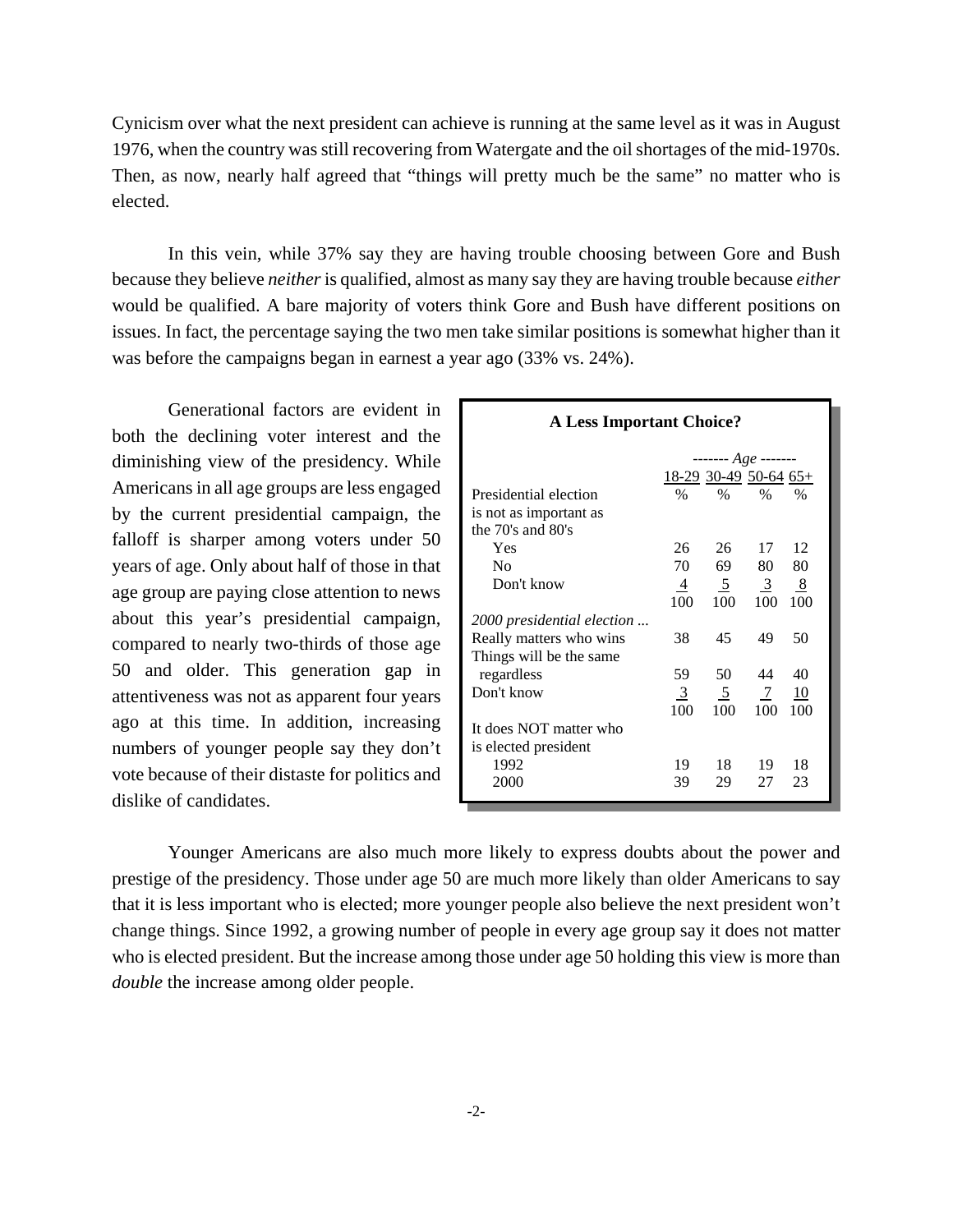Cynicism over what the next president can achieve is running at the same level as it was in August 1976, when the country was still recovering from Watergate and the oil shortages of the mid-1970s. Then, as now, nearly half agreed that "things will pretty much be the same" no matter who is elected.

In this vein, while 37% say they are having trouble choosing between Gore and Bush because they believe *neither* is qualified, almost as many say they are having trouble because *either* would be qualified. A bare majority of voters think Gore and Bush have different positions on issues. In fact, the percentage saying the two men take similar positions is somewhat higher than it was before the campaigns began in earnest a year ago (33% vs. 24%).

Generational factors are evident in both the declining voter interest and the diminishing view of the presidency. While Americans in all age groups are less engaged by the current presidential campaign, the falloff is sharper among voters under 50 years of age. Only about half of those in that age group are paying close attention to news about this year's presidential campaign, compared to nearly two-thirds of those age 50 and older. This generation gap in attentiveness was not as apparent four years ago at this time. In addition, increasing numbers of younger people say they don't vote because of their distaste for politics and dislike of candidates.

**A Less Important Choice?**

| | *Age* | | | |
|---|---|---|---|---|
| | 18-29 | 30-49 | 50-64 | 65+ |
| Presidential election is not as important as the 70's and 80's | % | % | % | % |
| Yes | 26 | 26 | 17 | 12 |
| No | 70 | 69 | 80 | 80 |
| Don't know | 4 | 5 | 3 | 8 |
| | 100 | 100 | 100 | 100 |
| *2000 presidential election ...* | | | | |
| Really matters who wins | 38 | 45 | 49 | 50 |
| Things will be the same regardless | 59 | 50 | 44 | 40 |
| Don't know | 3 | 5 | 7 | 10 |
| | 100 | 100 | 100 | 100 |
| It does NOT matter who is elected president | | | | |
| 1992 | 19 | 18 | 19 | 18 |
| 2000 | 39 | 29 | 27 | 23 |

Younger Americans are also much more likely to express doubts about the power and prestige of the presidency. Those under age 50 are much more likely than older Americans to say that it is less important who is elected; more younger people also believe the next president won't change things. Since 1992, a growing number of people in every age group say it does not matter who is elected president. But the increase among those under age 50 holding this view is more than *double* the increase among older people.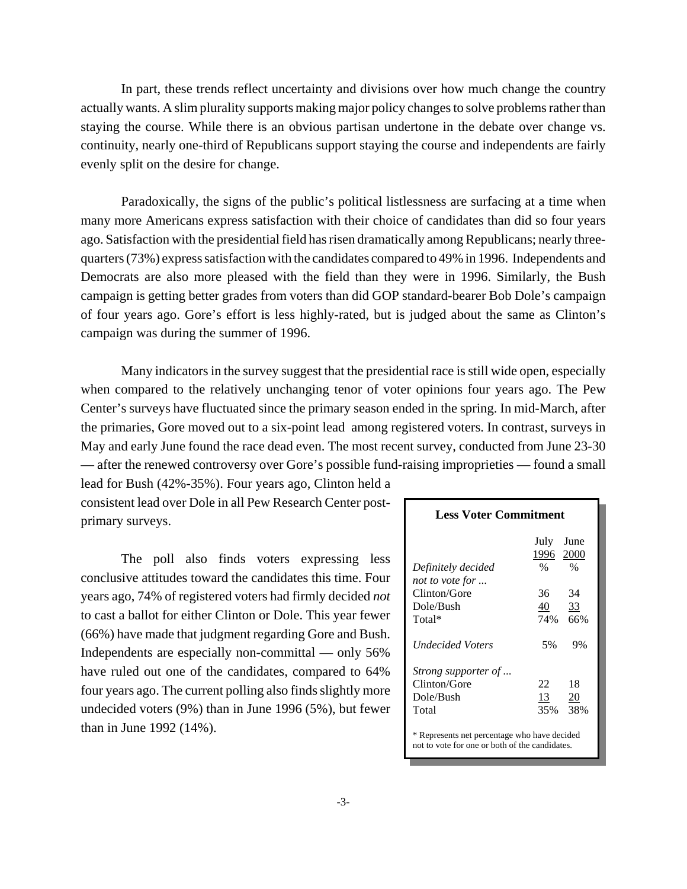In part, these trends reflect uncertainty and divisions over how much change the country actually wants. A slim plurality supports making major policy changes to solve problems rather than staying the course. While there is an obvious partisan undertone in the debate over change vs. continuity, nearly one-third of Republicans support staying the course and independents are fairly evenly split on the desire for change.

Paradoxically, the signs of the public's political listlessness are surfacing at a time when many more Americans express satisfaction with their choice of candidates than did so four years ago. Satisfaction with the presidential field has risen dramatically among Republicans; nearly three-quarters (73%) express satisfaction with the candidates compared to 49% in 1996. Independents and Democrats are also more pleased with the field than they were in 1996. Similarly, the Bush campaign is getting better grades from voters than did GOP standard-bearer Bob Dole's campaign of four years ago. Gore's effort is less highly-rated, but is judged about the same as Clinton's campaign was during the summer of 1996.

Many indicators in the survey suggest that the presidential race is still wide open, especially when compared to the relatively unchanging tenor of voter opinions four years ago. The Pew Center's surveys have fluctuated since the primary season ended in the spring. In mid-March, after the primaries, Gore moved out to a six-point lead among registered voters. In contrast, surveys in May and early June found the race dead even. The most recent survey, conducted from June 23-30 — after the renewed controversy over Gore's possible fund-raising improprieties — found a small lead for Bush (42%-35%). Four years ago, Clinton held a consistent lead over Dole in all Pew Research Center post-primary surveys.

The poll also finds voters expressing less conclusive attitudes toward the candidates this time. Four years ago, 74% of registered voters had firmly decided *not* to cast a ballot for either Clinton or Dole. This year fewer (66%) have made that judgment regarding Gore and Bush. Independents are especially non-committal — only 56% have ruled out one of the candidates, compared to 64% four years ago. The current polling also finds slightly more undecided voters (9%) than in June 1996 (5%), but fewer than in June 1992 (14%).

**Less Voter Commitment**

| | July 1996 | June 2000 |
|---|---|---|
| *Definitely decided not to vote for ...* | % | % |
| Clinton/Gore | 36 | 34 |
| Dole/Bush | 40 | 33 |
| Total* | 74% | 66% |
| *Undecided Voters* | 5% | 9% |
| *Strong supporter of ...* | | |
| Clinton/Gore | 22 | 18 |
| Dole/Bush | 13 | 20 |
| Total | 35% | 38% |

\* Represents net percentage who have decided not to vote for one or both of the candidates.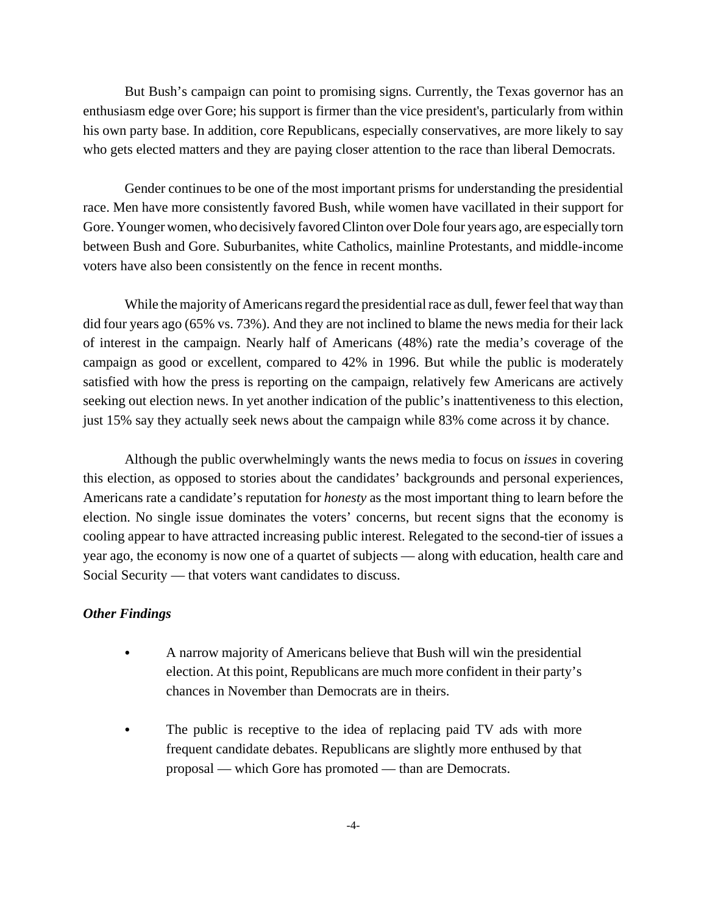But Bush's campaign can point to promising signs. Currently, the Texas governor has an enthusiasm edge over Gore; his support is firmer than the vice president's, particularly from within his own party base. In addition, core Republicans, especially conservatives, are more likely to say who gets elected matters and they are paying closer attention to the race than liberal Democrats.

Gender continues to be one of the most important prisms for understanding the presidential race. Men have more consistently favored Bush, while women have vacillated in their support for Gore. Younger women, who decisively favored Clinton over Dole four years ago, are especially torn between Bush and Gore. Suburbanites, white Catholics, mainline Protestants, and middle-income voters have also been consistently on the fence in recent months.

While the majority of Americans regard the presidential race as dull, fewer feel that way than did four years ago (65% vs. 73%). And they are not inclined to blame the news media for their lack of interest in the campaign. Nearly half of Americans (48%) rate the media's coverage of the campaign as good or excellent, compared to 42% in 1996. But while the public is moderately satisfied with how the press is reporting on the campaign, relatively few Americans are actively seeking out election news. In yet another indication of the public's inattentiveness to this election, just 15% say they actually seek news about the campaign while 83% come across it by chance.

Although the public overwhelmingly wants the news media to focus on *issues* in covering this election, as opposed to stories about the candidates' backgrounds and personal experiences, Americans rate a candidate's reputation for *honesty* as the most important thing to learn before the election. No single issue dominates the voters' concerns, but recent signs that the economy is cooling appear to have attracted increasing public interest. Relegated to the second-tier of issues a year ago, the economy is now one of a quartet of subjects — along with education, health care and Social Security — that voters want candidates to discuss.

***Other Findings***

- A narrow majority of Americans believe that Bush will win the presidential election. At this point, Republicans are much more confident in their party's chances in November than Democrats are in theirs.

- The public is receptive to the idea of replacing paid TV ads with more frequent candidate debates. Republicans are slightly more enthused by that proposal — which Gore has promoted — than are Democrats.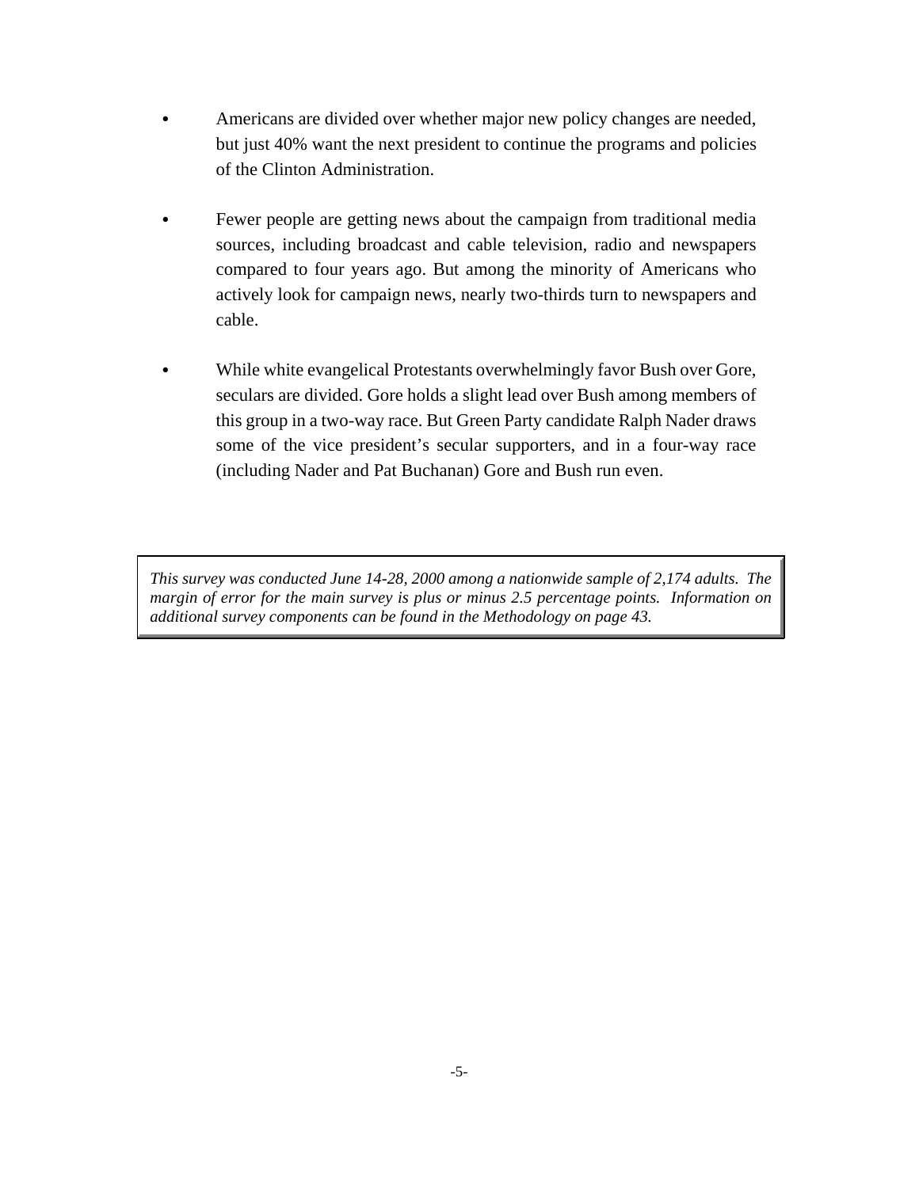- Americans are divided over whether major new policy changes are needed, but just 40% want the next president to continue the programs and policies of the Clinton Administration.

- Fewer people are getting news about the campaign from traditional media sources, including broadcast and cable television, radio and newspapers compared to four years ago. But among the minority of Americans who actively look for campaign news, nearly two-thirds turn to newspapers and cable.

- While white evangelical Protestants overwhelmingly favor Bush over Gore, seculars are divided. Gore holds a slight lead over Bush among members of this group in a two-way race. But Green Party candidate Ralph Nader draws some of the vice president's secular supporters, and in a four-way race (including Nader and Pat Buchanan) Gore and Bush run even.

*This survey was conducted June 14-28, 2000 among a nationwide sample of 2,174 adults. The margin of error for the main survey is plus or minus 2.5 percentage points. Information on additional survey components can be found in the Methodology on page 43.*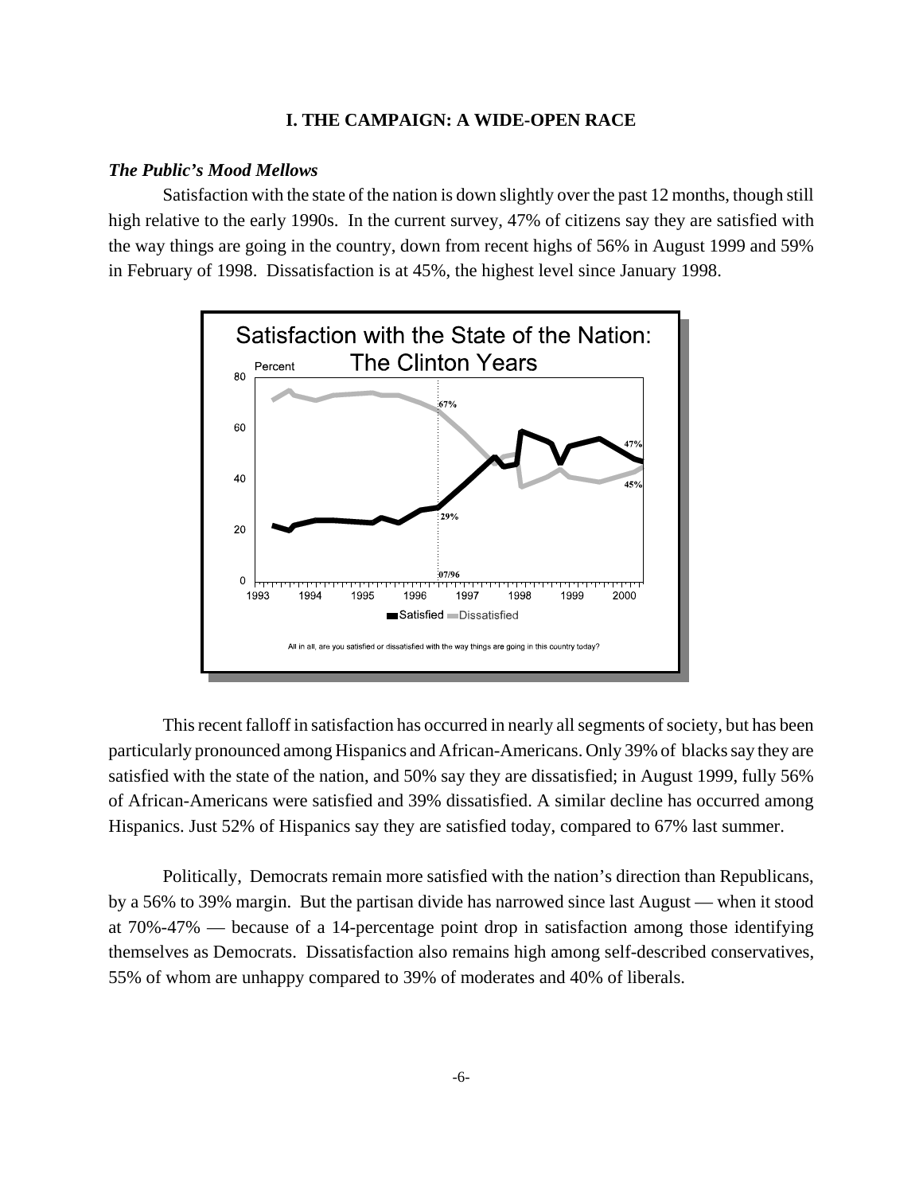## I. THE CAMPAIGN: A WIDE-OPEN RACE

### *The Public's Mood Mellows*

Satisfaction with the state of the nation is down slightly over the past 12 months, though still high relative to the early 1990s. In the current survey, 47% of citizens say they are satisfied with the way things are going in the country, down from recent highs of 56% in August 1999 and 59% in February of 1998. Dissatisfaction is at 45%, the highest level since January 1998.

This recent falloff in satisfaction has occurred in nearly all segments of society, but has been particularly pronounced among Hispanics and African-Americans. Only 39% of blacks say they are satisfied with the state of the nation, and 50% say they are dissatisfied; in August 1999, fully 56% of African-Americans were satisfied and 39% dissatisfied. A similar decline has occurred among Hispanics. Just 52% of Hispanics say they are satisfied today, compared to 67% last summer.

Politically, Democrats remain more satisfied with the nation's direction than Republicans, by a 56% to 39% margin. But the partisan divide has narrowed since last August — when it stood at 70%-47% — because of a 14-percentage point drop in satisfaction among those identifying themselves as Democrats. Dissatisfaction also remains high among self-described conservatives, 55% of whom are unhappy compared to 39% of moderates and 40% of liberals.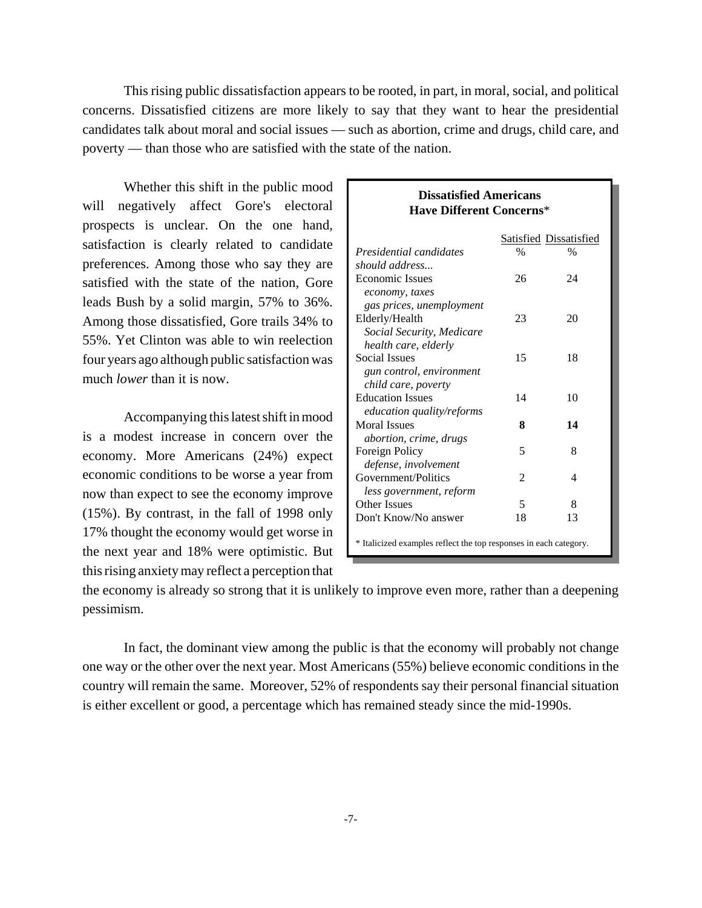This rising public dissatisfaction appears to be rooted, in part, in moral, social, and political concerns. Dissatisfied citizens are more likely to say that they want to hear the presidential candidates talk about moral and social issues — such as abortion, crime and drugs, child care, and poverty — than those who are satisfied with the state of the nation.

Whether this shift in the public mood will negatively affect Gore's electoral prospects is unclear. On the one hand, satisfaction is clearly related to candidate preferences. Among those who say they are satisfied with the state of the nation, Gore leads Bush by a solid margin, 57% to 36%. Among those dissatisfied, Gore trails 34% to 55%. Yet Clinton was able to win reelection four years ago although public satisfaction was much *lower* than it is now.

**Dissatisfied Americans Have Different Concerns***

| *Presidential candidates should address...* | Satisfied % | Dissatisfied % |
|---|---|---|
| Economic Issues<br>*economy, taxes gas prices, unemployment* | 26 | 24 |
| Elderly/Health<br>*Social Security, Medicare health care, elderly* | 23 | 20 |
| Social Issues<br>*gun control, environment child care, poverty* | 15 | 18 |
| Education Issues<br>*education quality/reforms* | 14 | 10 |
| Moral Issues<br>*abortion, crime, drugs* | **8** | **14** |
| Foreign Policy<br>*defense, involvement* | 5 | 8 |
| Government/Politics<br>*less government, reform* | 2 | 4 |
| Other Issues | 5 | 8 |
| Don't Know/No answer | 18 | 13 |

\* Italicized examples reflect the top responses in each category.

Accompanying this latest shift in mood is a modest increase in concern over the economy. More Americans (24%) expect economic conditions to be worse a year from now than expect to see the economy improve (15%). By contrast, in the fall of 1998 only 17% thought the economy would get worse in the next year and 18% were optimistic. But this rising anxiety may reflect a perception that the economy is already so strong that it is unlikely to improve even more, rather than a deepening pessimism.

In fact, the dominant view among the public is that the economy will probably not change one way or the other over the next year. Most Americans (55%) believe economic conditions in the country will remain the same. Moreover, 52% of respondents say their personal financial situation is either excellent or good, a percentage which has remained steady since the mid-1990s.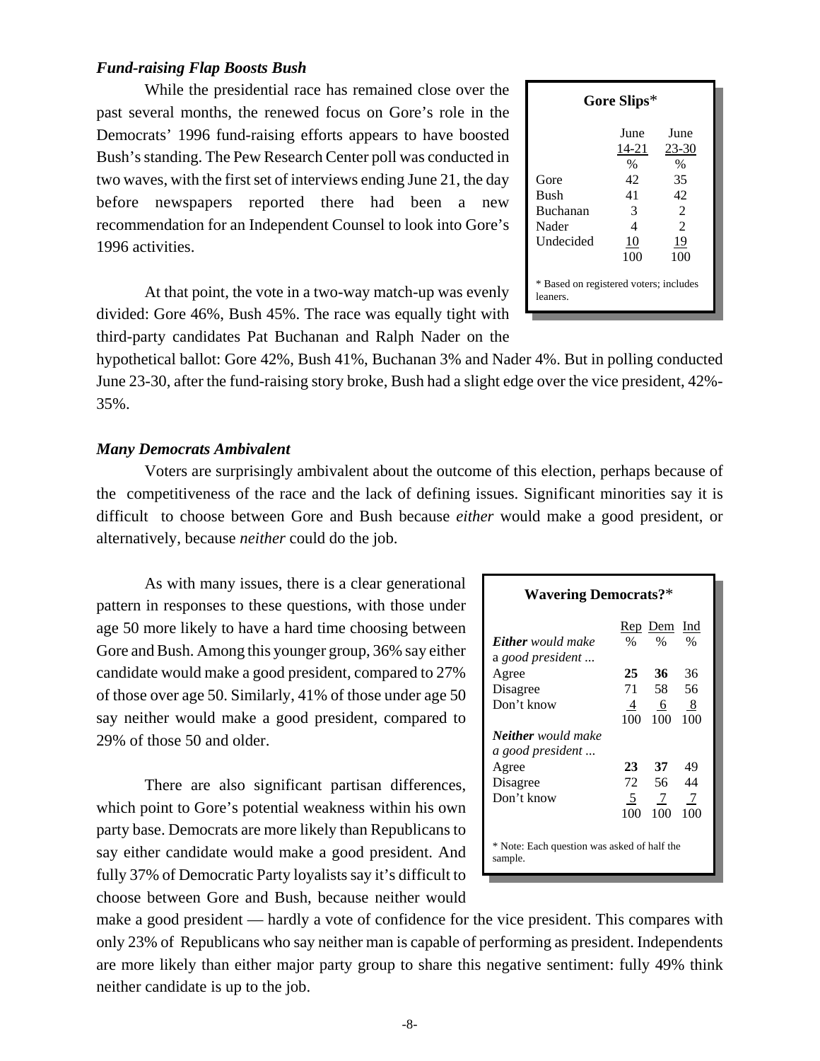### *Fund-raising Flap Boosts Bush*

While the presidential race has remained close over the past several months, the renewed focus on Gore's role in the Democrats' 1996 fund-raising efforts appears to have boosted Bush's standing. The Pew Research Center poll was conducted in two waves, with the first set of interviews ending June 21, the day before newspapers reported there had been a new recommendation for an Independent Counsel to look into Gore's 1996 activities.

**Gore Slips***

| | June 14-21 | June 23-30 |
|---|---|---|
| | % | % |
| Gore | 42 | 35 |
| Bush | 41 | 42 |
| Buchanan | 3 | 2 |
| Nader | 4 | 2 |
| Undecided | 10 | 19 |
| | 100 | 100 |

\* Based on registered voters; includes leaners.

At that point, the vote in a two-way match-up was evenly divided: Gore 46%, Bush 45%. The race was equally tight with third-party candidates Pat Buchanan and Ralph Nader on the hypothetical ballot: Gore 42%, Bush 41%, Buchanan 3% and Nader 4%. But in polling conducted June 23-30, after the fund-raising story broke, Bush had a slight edge over the vice president, 42%-35%.

### *Many Democrats Ambivalent*

Voters are surprisingly ambivalent about the outcome of this election, perhaps because of the competitiveness of the race and the lack of defining issues. Significant minorities say it is difficult to choose between Gore and Bush because *either* would make a good president, or alternatively, because *neither* could do the job.

As with many issues, there is a clear generational pattern in responses to these questions, with those under age 50 more likely to have a hard time choosing between Gore and Bush. Among this younger group, 36% say either candidate would make a good president, compared to 27% of those over age 50. Similarly, 41% of those under age 50 say neither would make a good president, compared to 29% of those 50 and older.

**Wavering Democrats?***

| | Rep | Dem | Ind |
|---|---|---|---|
| ***Either*** *would make a good president ...* | % | % | % |
| Agree | **25** | **36** | 36 |
| Disagree | 71 | 58 | 56 |
| Don't know | 4 | 6 | 8 |
| | 100 | 100 | 100 |
| ***Neither*** *would make a good president ...* | | | |
| Agree | **23** | **37** | 49 |
| Disagree | 72 | 56 | 44 |
| Don't know | 5 | 7 | 7 |
| | 100 | 100 | 100 |

\* Note: Each question was asked of half the sample.

There are also significant partisan differences, which point to Gore's potential weakness within his own party base. Democrats are more likely than Republicans to say either candidate would make a good president. And fully 37% of Democratic Party loyalists say it's difficult to choose between Gore and Bush, because neither would make a good president — hardly a vote of confidence for the vice president. This compares with only 23% of Republicans who say neither man is capable of performing as president. Independents are more likely than either major party group to share this negative sentiment: fully 49% think neither candidate is up to the job.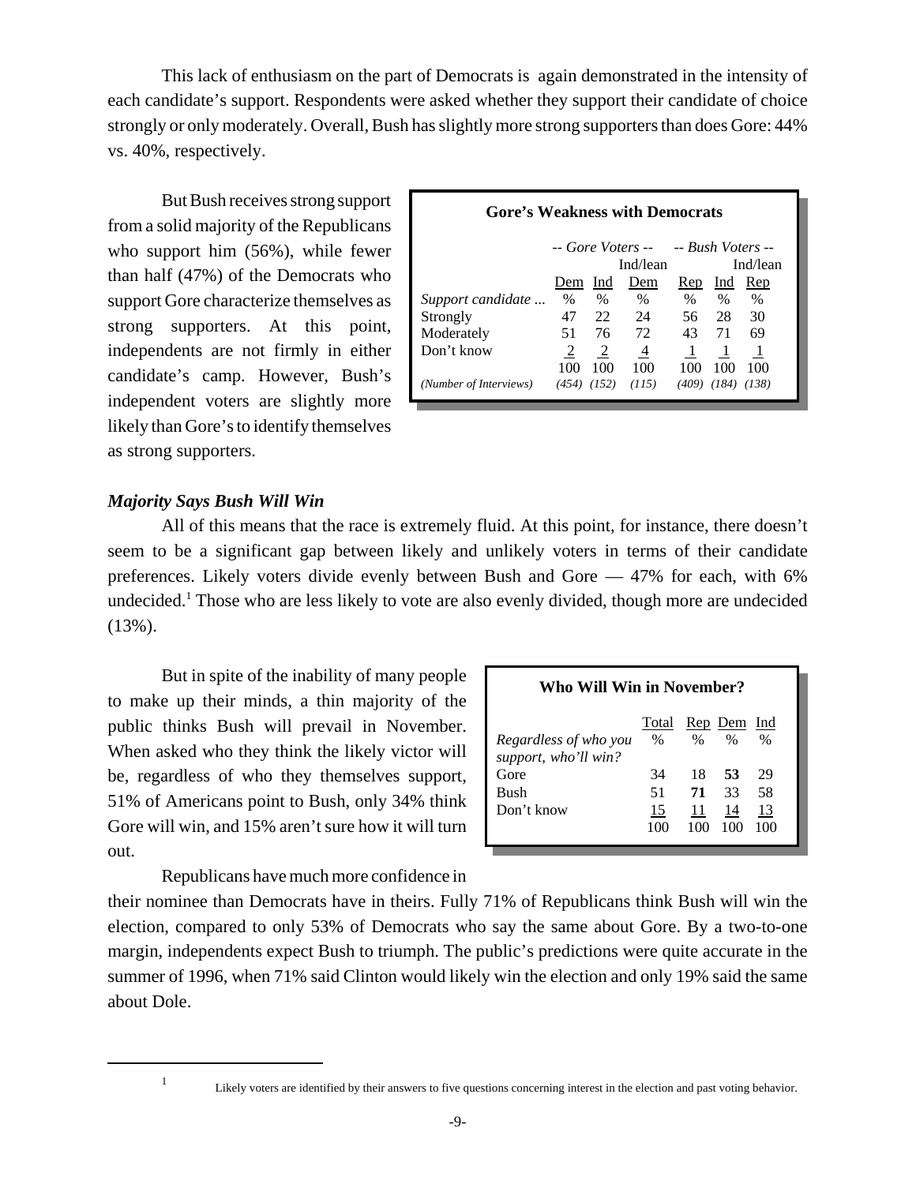This lack of enthusiasm on the part of Democrats is again demonstrated in the intensity of each candidate's support. Respondents were asked whether they support their candidate of choice strongly or only moderately. Overall, Bush has slightly more strong supporters than does Gore: 44% vs. 40%, respectively.

But Bush receives strong support from a solid majority of the Republicans who support him (56%), while fewer than half (47%) of the Democrats who support Gore characterize themselves as strong supporters. At this point, independents are not firmly in either candidate's camp. However, Bush's independent voters are slightly more likely than Gore's to identify themselves as strong supporters.

**Gore's Weakness with Democrats**

| | -- Gore Voters -- | | | -- Bush Voters -- | | |
|---|---|---|---|---|---|---|
| | Dem | Ind | Ind/lean Dem | Rep | Ind | Ind/lean Rep |
| *Support candidate ...* | % | % | % | % | % | % |
| Strongly | 47 | 22 | 24 | 56 | 28 | 30 |
| Moderately | 51 | 76 | 72 | 43 | 71 | 69 |
| Don't know | 2 | 2 | 4 | 1 | 1 | 1 |
| | 100 | 100 | 100 | 100 | 100 | 100 |
| *(Number of Interviews)* | *(454)* | *(152)* | *(115)* | *(409)* | *(184)* | *(138)* |

### *Majority Says Bush Will Win*

All of this means that the race is extremely fluid. At this point, for instance, there doesn't seem to be a significant gap between likely and unlikely voters in terms of their candidate preferences. Likely voters divide evenly between Bush and Gore — 47% for each, with 6% undecided.[1] Those who are less likely to vote are also evenly divided, though more are undecided (13%).

But in spite of the inability of many people to make up their minds, a thin majority of the public thinks Bush will prevail in November. When asked who they think the likely victor will be, regardless of who they themselves support, 51% of Americans point to Bush, only 34% think Gore will win, and 15% aren't sure how it will turn out.

**Who Will Win in November?**

| | Total | Rep | Dem | Ind |
|---|---|---|---|---|
| *Regardless of who you support, who'll win?* | % | % | % | % |
| Gore | 34 | 18 | **53** | 29 |
| Bush | 51 | **71** | 33 | 58 |
| Don't know | 15 | 11 | 14 | 13 |
| | 100 | 100 | 100 | 100 |

Republicans have much more confidence in their nominee than Democrats have in theirs. Fully 71% of Republicans think Bush will win the election, compared to only 53% of Democrats who say the same about Gore. By a two-to-one margin, independents expect Bush to triumph. The public's predictions were quite accurate in the summer of 1996, when 71% said Clinton would likely win the election and only 19% said the same about Dole.

[1] Likely voters are identified by their answers to five questions concerning interest in the election and past voting behavior.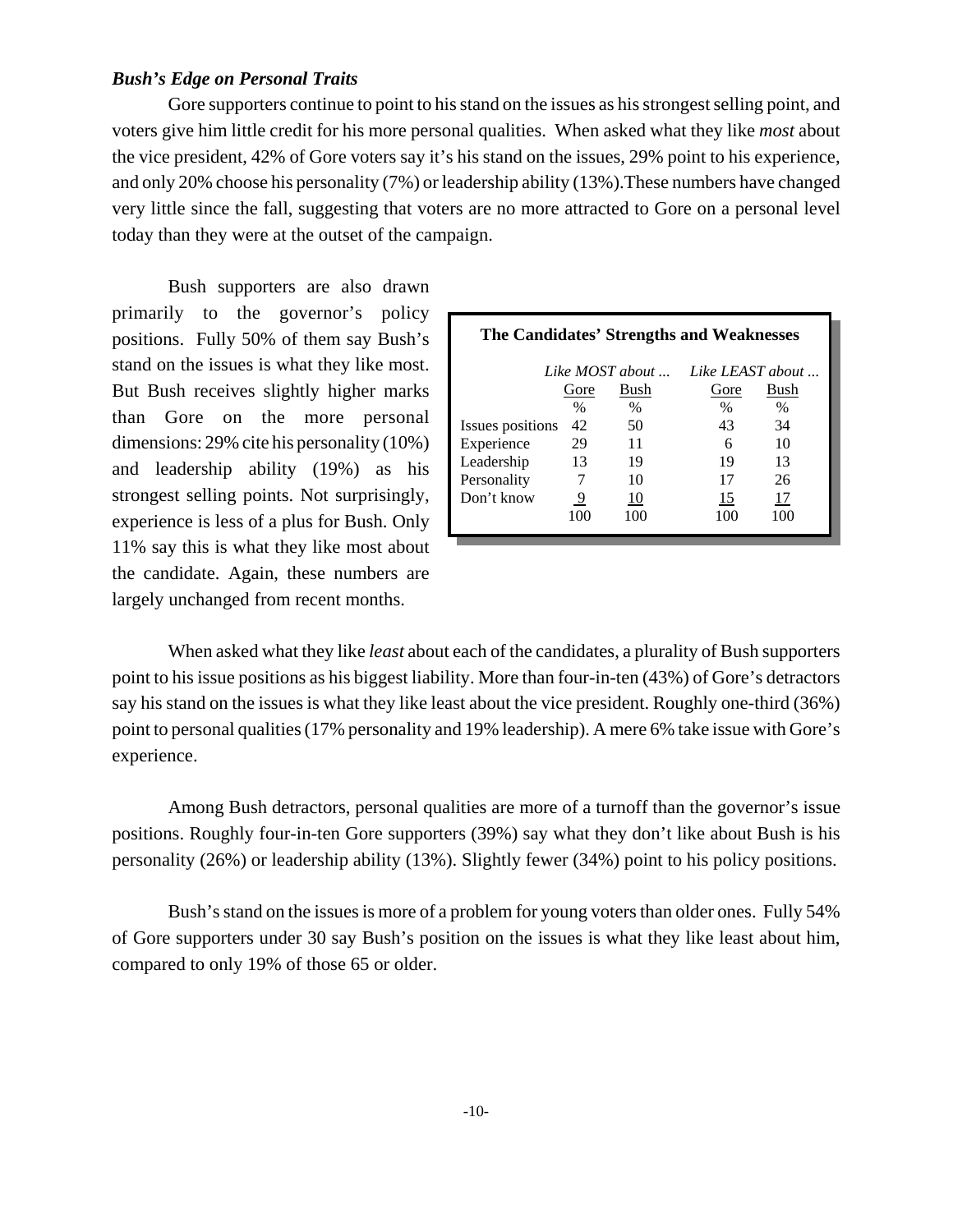### *Bush's Edge on Personal Traits*

Gore supporters continue to point to his stand on the issues as his strongest selling point, and voters give him little credit for his more personal qualities. When asked what they like *most* about the vice president, 42% of Gore voters say it's his stand on the issues, 29% point to his experience, and only 20% choose his personality (7%) or leadership ability (13%).These numbers have changed very little since the fall, suggesting that voters are no more attracted to Gore on a personal level today than they were at the outset of the campaign.

Bush supporters are also drawn primarily to the governor's policy positions. Fully 50% of them say Bush's stand on the issues is what they like most. But Bush receives slightly higher marks than Gore on the more personal dimensions: 29% cite his personality (10%) and leadership ability (19%) as his strongest selling points. Not surprisingly, experience is less of a plus for Bush. Only 11% say this is what they like most about the candidate. Again, these numbers are largely unchanged from recent months.

**The Candidates' Strengths and Weaknesses**

| | *Like MOST about ...* | | *Like LEAST about ...* | |
|---|---|---|---|---|
| | Gore | Bush | Gore | Bush |
| | % | % | % | % |
| Issues positions | 42 | 50 | 43 | 34 |
| Experience | 29 | 11 | 6 | 10 |
| Leadership | 13 | 19 | 19 | 13 |
| Personality | 7 | 10 | 17 | 26 |
| Don't know | 9 | 10 | 15 | 17 |
| | 100 | 100 | 100 | 100 |

When asked what they like *least* about each of the candidates, a plurality of Bush supporters point to his issue positions as his biggest liability. More than four-in-ten (43%) of Gore's detractors say his stand on the issues is what they like least about the vice president. Roughly one-third (36%) point to personal qualities (17% personality and 19% leadership). A mere 6% take issue with Gore's experience.

Among Bush detractors, personal qualities are more of a turnoff than the governor's issue positions. Roughly four-in-ten Gore supporters (39%) say what they don't like about Bush is his personality (26%) or leadership ability (13%). Slightly fewer (34%) point to his policy positions.

Bush's stand on the issues is more of a problem for young voters than older ones. Fully 54% of Gore supporters under 30 say Bush's position on the issues is what they like least about him, compared to only 19% of those 65 or older.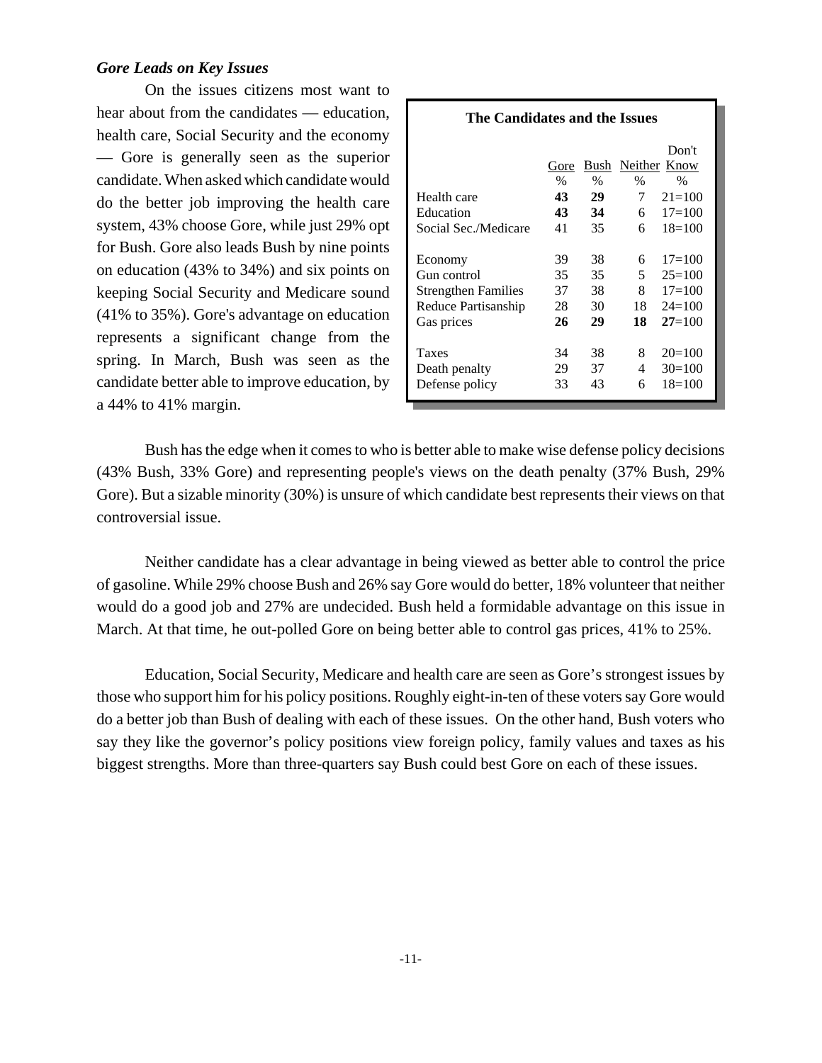### *Gore Leads on Key Issues*

On the issues citizens most want to hear about from the candidates — education, health care, Social Security and the economy — Gore is generally seen as the superior candidate. When asked which candidate would do the better job improving the health care system, 43% choose Gore, while just 29% opt for Bush. Gore also leads Bush by nine points on education (43% to 34%) and six points on keeping Social Security and Medicare sound (41% to 35%). Gore's advantage on education represents a significant change from the spring. In March, Bush was seen as the candidate better able to improve education, by a 44% to 41% margin.

**The Candidates and the Issues**

| | Gore | Bush | Neither | Don't Know |
|---|---|---|---|---|
| | % | % | % | % |
| Health care | **43** | **29** | 7 | 21=100 |
| Education | **43** | **34** | 6 | 17=100 |
| Social Sec./Medicare | 41 | 35 | 6 | 18=100 |
| | | | | |
| Economy | 39 | 38 | 6 | 17=100 |
| Gun control | 35 | 35 | 5 | 25=100 |
| Strengthen Families | 37 | 38 | 8 | 17=100 |
| Reduce Partisanship | 28 | 30 | 18 | 24=100 |
| Gas prices | **26** | **29** | **18** | **27**=100 |
| | | | | |
| Taxes | 34 | 38 | 8 | 20=100 |
| Death penalty | 29 | 37 | 4 | 30=100 |
| Defense policy | 33 | 43 | 6 | 18=100 |

Bush has the edge when it comes to who is better able to make wise defense policy decisions (43% Bush, 33% Gore) and representing people's views on the death penalty (37% Bush, 29% Gore). But a sizable minority (30%) is unsure of which candidate best represents their views on that controversial issue.

Neither candidate has a clear advantage in being viewed as better able to control the price of gasoline. While 29% choose Bush and 26% say Gore would do better, 18% volunteer that neither would do a good job and 27% are undecided. Bush held a formidable advantage on this issue in March. At that time, he out-polled Gore on being better able to control gas prices, 41% to 25%.

Education, Social Security, Medicare and health care are seen as Gore's strongest issues by those who support him for his policy positions. Roughly eight-in-ten of these voters say Gore would do a better job than Bush of dealing with each of these issues. On the other hand, Bush voters who say they like the governor's policy positions view foreign policy, family values and taxes as his biggest strengths. More than three-quarters say Bush could best Gore on each of these issues.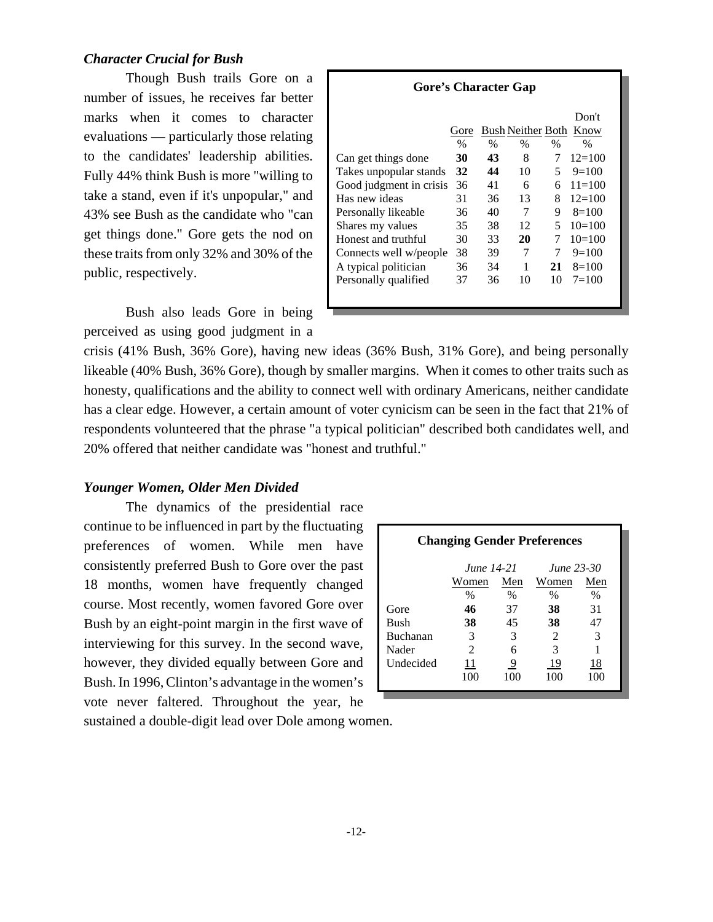### *Character Crucial for Bush*

Though Bush trails Gore on a number of issues, he receives far better marks when it comes to character evaluations — particularly those relating to the candidates' leadership abilities. Fully 44% think Bush is more "willing to take a stand, even if it's unpopular," and 43% see Bush as the candidate who "can get things done." Gore gets the nod on these traits from only 32% and 30% of the public, respectively.

**Gore's Character Gap**

| | Gore | Bush | Neither | Both | Don't Know |
|---|---|---|---|---|---|
| | % | % | % | % | % |
| Can get things done | **30** | **43** | 8 | 7 | 12=100 |
| Takes unpopular stands | **32** | **44** | 10 | 5 | 9=100 |
| Good judgment in crisis | 36 | 41 | 6 | 6 | 11=100 |
| Has new ideas | 31 | 36 | 13 | 8 | 12=100 |
| Personally likeable | 36 | 40 | 7 | 9 | 8=100 |
| Shares my values | 35 | 38 | 12 | 5 | 10=100 |
| Honest and truthful | 30 | 33 | **20** | 7 | 10=100 |
| Connects well w/people | 38 | 39 | 7 | 7 | 9=100 |
| A typical politician | 36 | 34 | 1 | **21** | 8=100 |
| Personally qualified | 37 | 36 | 10 | 10 | 7=100 |

Bush also leads Gore in being perceived as using good judgment in a crisis (41% Bush, 36% Gore), having new ideas (36% Bush, 31% Gore), and being personally likeable (40% Bush, 36% Gore), though by smaller margins. When it comes to other traits such as honesty, qualifications and the ability to connect well with ordinary Americans, neither candidate has a clear edge. However, a certain amount of voter cynicism can be seen in the fact that 21% of respondents volunteered that the phrase "a typical politician" described both candidates well, and 20% offered that neither candidate was "honest and truthful."

### *Younger Women, Older Men Divided*

The dynamics of the presidential race continue to be influenced in part by the fluctuating preferences of women. While men have consistently preferred Bush to Gore over the past 18 months, women have frequently changed course. Most recently, women favored Gore over Bush by an eight-point margin in the first wave of interviewing for this survey. In the second wave, however, they divided equally between Gore and Bush. In 1996, Clinton's advantage in the women's vote never faltered. Throughout the year, he sustained a double-digit lead over Dole among women.

**Changing Gender Preferences**

| | *June 14-21* | | *June 23-30* | |
|---|---|---|---|---|
| | Women | Men | Women | Men |
| | % | % | % | % |
| Gore | **46** | 37 | **38** | 31 |
| Bush | **38** | 45 | **38** | 47 |
| Buchanan | 3 | 3 | 2 | 3 |
| Nader | 2 | 6 | 3 | 1 |
| Undecided | 11 | 9 | 19 | 18 |
| | 100 | 100 | 100 | 100 |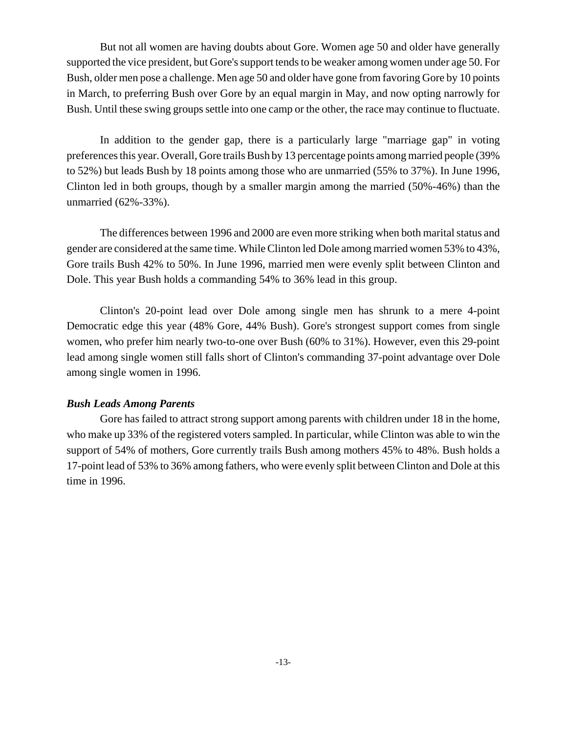But not all women are having doubts about Gore. Women age 50 and older have generally supported the vice president, but Gore's support tends to be weaker among women under age 50. For Bush, older men pose a challenge. Men age 50 and older have gone from favoring Gore by 10 points in March, to preferring Bush over Gore by an equal margin in May, and now opting narrowly for Bush. Until these swing groups settle into one camp or the other, the race may continue to fluctuate.

In addition to the gender gap, there is a particularly large "marriage gap" in voting preferences this year. Overall, Gore trails Bush by 13 percentage points among married people (39% to 52%) but leads Bush by 18 points among those who are unmarried (55% to 37%). In June 1996, Clinton led in both groups, though by a smaller margin among the married (50%-46%) than the unmarried (62%-33%).

The differences between 1996 and 2000 are even more striking when both marital status and gender are considered at the same time. While Clinton led Dole among married women 53% to 43%, Gore trails Bush 42% to 50%. In June 1996, married men were evenly split between Clinton and Dole. This year Bush holds a commanding 54% to 36% lead in this group.

Clinton's 20-point lead over Dole among single men has shrunk to a mere 4-point Democratic edge this year (48% Gore, 44% Bush). Gore's strongest support comes from single women, who prefer him nearly two-to-one over Bush (60% to 31%). However, even this 29-point lead among single women still falls short of Clinton's commanding 37-point advantage over Dole among single women in 1996.

### *Bush Leads Among Parents*

Gore has failed to attract strong support among parents with children under 18 in the home, who make up 33% of the registered voters sampled. In particular, while Clinton was able to win the support of 54% of mothers, Gore currently trails Bush among mothers 45% to 48%. Bush holds a 17-point lead of 53% to 36% among fathers, who were evenly split between Clinton and Dole at this time in 1996.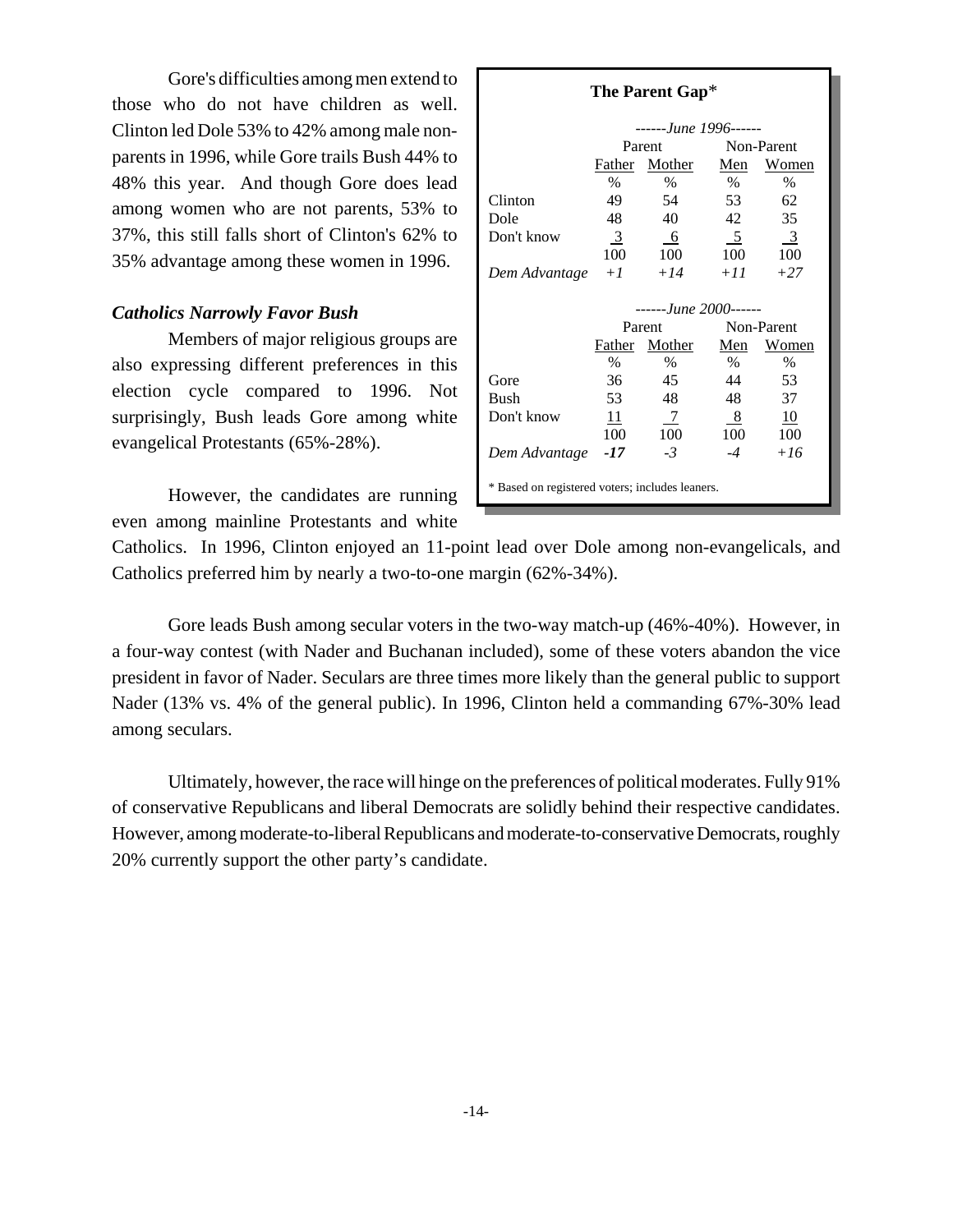Gore's difficulties among men extend to those who do not have children as well. Clinton led Dole 53% to 42% among male non-parents in 1996, while Gore trails Bush 44% to 48% this year. And though Gore does lead among women who are not parents, 53% to 37%, this still falls short of Clinton's 62% to 35% advantage among these women in 1996.

**The Parent Gap***

| | ------*June 1996*------ | | | |
|---|---|---|---|---|
| | Parent | | Non-Parent | |
| | Father | Mother | Men | Women |
| | % | % | % | % |
| Clinton | 49 | 54 | 53 | 62 |
| Dole | 48 | 40 | 42 | 35 |
| Don't know | 3 | 6 | 5 | 3 |
| | 100 | 100 | 100 | 100 |
| *Dem Advantage* | *+1* | *+14* | *+11* | *+27* |
| | ------*June 2000*------ | | | |
| | Parent | | Non-Parent | |
| | Father | Mother | Men | Women |
| | % | % | % | % |
| Gore | 36 | 45 | 44 | 53 |
| Bush | 53 | 48 | 48 | 37 |
| Don't know | 11 | 7 | 8 | 10 |
| | 100 | 100 | 100 | 100 |
| *Dem Advantage* | ***-17*** | *-3* | *-4* | *+16* |

* Based on registered voters; includes leaners.

### *Catholics Narrowly Favor Bush*

Members of major religious groups are also expressing different preferences in this election cycle compared to 1996. Not surprisingly, Bush leads Gore among white evangelical Protestants (65%-28%).

However, the candidates are running even among mainline Protestants and white Catholics. In 1996, Clinton enjoyed an 11-point lead over Dole among non-evangelicals, and Catholics preferred him by nearly a two-to-one margin (62%-34%).

Gore leads Bush among secular voters in the two-way match-up (46%-40%). However, in a four-way contest (with Nader and Buchanan included), some of these voters abandon the vice president in favor of Nader. Seculars are three times more likely than the general public to support Nader (13% vs. 4% of the general public). In 1996, Clinton held a commanding 67%-30% lead among seculars.

Ultimately, however, the race will hinge on the preferences of political moderates. Fully 91% of conservative Republicans and liberal Democrats are solidly behind their respective candidates. However, among moderate-to-liberal Republicans and moderate-to-conservative Democrats, roughly 20% currently support the other party's candidate.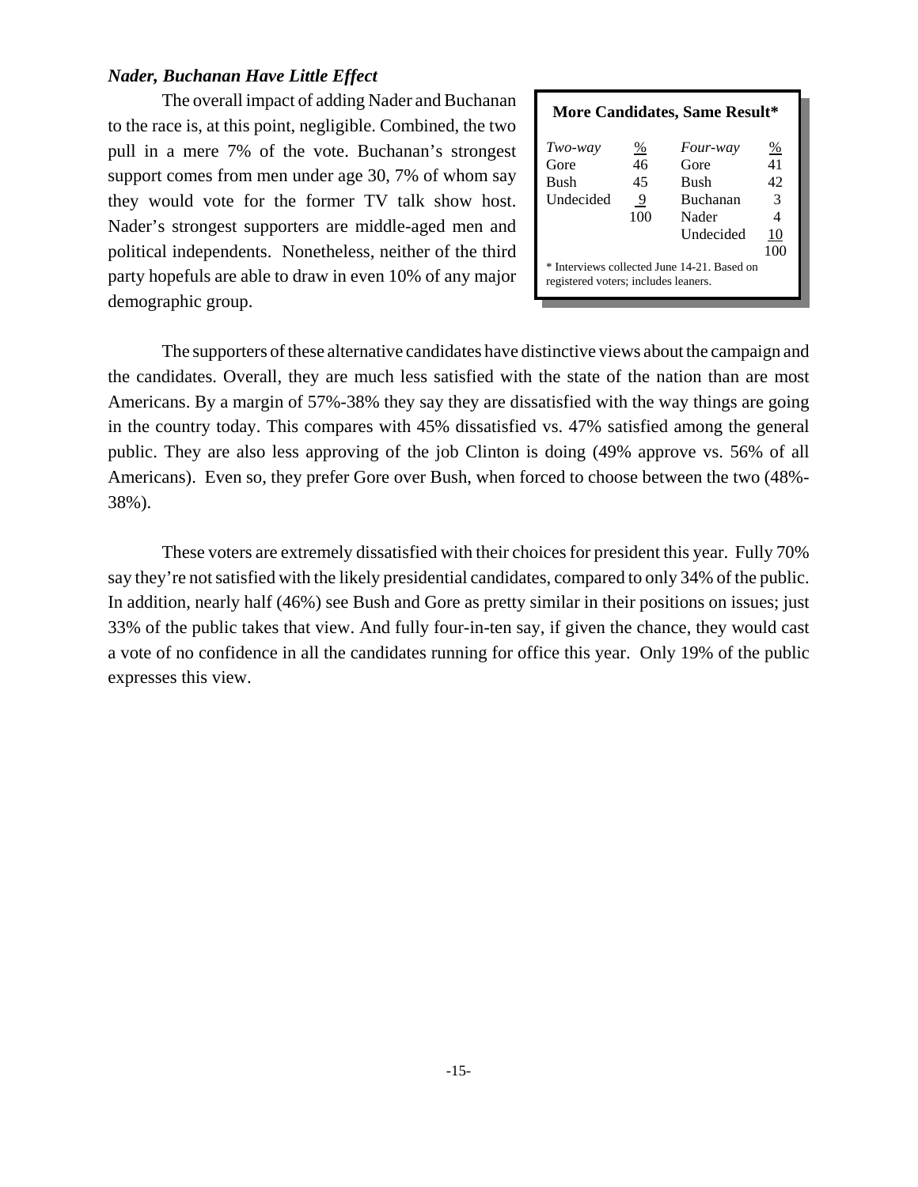### *Nader, Buchanan Have Little Effect*

The overall impact of adding Nader and Buchanan to the race is, at this point, negligible. Combined, the two pull in a mere 7% of the vote. Buchanan's strongest support comes from men under age 30, 7% of whom say they would vote for the former TV talk show host. Nader's strongest supporters are middle-aged men and political independents. Nonetheless, neither of the third party hopefuls are able to draw in even 10% of any major demographic group.

**More Candidates, Same Result***

| *Two-way* | % | *Four-way* | % |
|---|---|---|---|
| Gore | 46 | Gore | 41 |
| Bush | 45 | Bush | 42 |
| Undecided | 9 | Buchanan | 3 |
| | 100 | Nader | 4 |
| | | Undecided | 10 |
| | | | 100 |

* Interviews collected June 14-21. Based on registered voters; includes leaners.

The supporters of these alternative candidates have distinctive views about the campaign and the candidates. Overall, they are much less satisfied with the state of the nation than are most Americans. By a margin of 57%-38% they say they are dissatisfied with the way things are going in the country today. This compares with 45% dissatisfied vs. 47% satisfied among the general public. They are also less approving of the job Clinton is doing (49% approve vs. 56% of all Americans). Even so, they prefer Gore over Bush, when forced to choose between the two (48%-38%).

These voters are extremely dissatisfied with their choices for president this year. Fully 70% say they're not satisfied with the likely presidential candidates, compared to only 34% of the public. In addition, nearly half (46%) see Bush and Gore as pretty similar in their positions on issues; just 33% of the public takes that view. And fully four-in-ten say, if given the chance, they would cast a vote of no confidence in all the candidates running for office this year. Only 19% of the public expresses this view.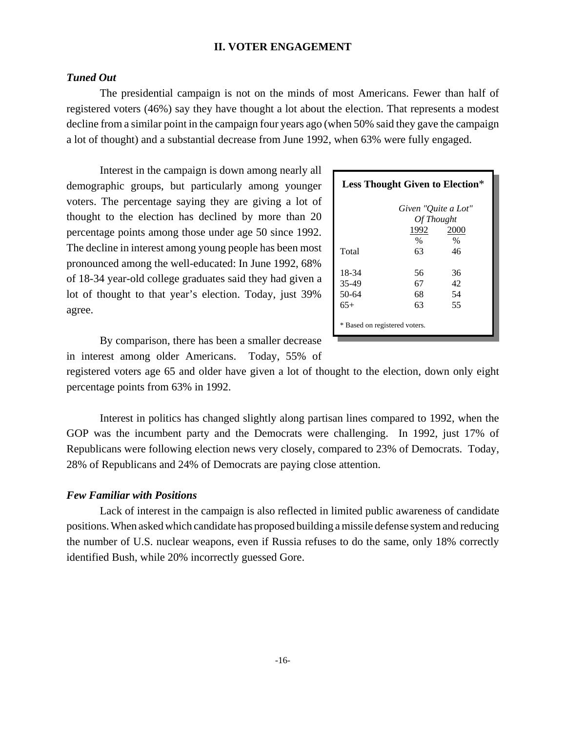## II. VOTER ENGAGEMENT

### *Tuned Out*

The presidential campaign is not on the minds of most Americans. Fewer than half of registered voters (46%) say they have thought a lot about the election. That represents a modest decline from a similar point in the campaign four years ago (when 50% said they gave the campaign a lot of thought) and a substantial decrease from June 1992, when 63% were fully engaged.

Interest in the campaign is down among nearly all demographic groups, but particularly among younger voters. The percentage saying they are giving a lot of thought to the election has declined by more than 20 percentage points among those under age 50 since 1992. The decline in interest among young people has been most pronounced among the well-educated: In June 1992, 68% of 18-34 year-old college graduates said they had given a lot of thought to that year's election. Today, just 39% agree.

**Less Thought Given to Election***

| | Given "Quite a Lot" Of Thought | |
|---|---|---|
| | 1992 | 2000 |
| | % | % |
| Total | 63 | 46 |
| 18-34 | 56 | 36 |
| 35-49 | 67 | 42 |
| 50-64 | 68 | 54 |
| 65+ | 63 | 55 |

* Based on registered voters.

By comparison, there has been a smaller decrease in interest among older Americans. Today, 55% of registered voters age 65 and older have given a lot of thought to the election, down only eight percentage points from 63% in 1992.

Interest in politics has changed slightly along partisan lines compared to 1992, when the GOP was the incumbent party and the Democrats were challenging. In 1992, just 17% of Republicans were following election news very closely, compared to 23% of Democrats. Today, 28% of Republicans and 24% of Democrats are paying close attention.

### *Few Familiar with Positions*

Lack of interest in the campaign is also reflected in limited public awareness of candidate positions. When asked which candidate has proposed building a missile defense system and reducing the number of U.S. nuclear weapons, even if Russia refuses to do the same, only 18% correctly identified Bush, while 20% incorrectly guessed Gore.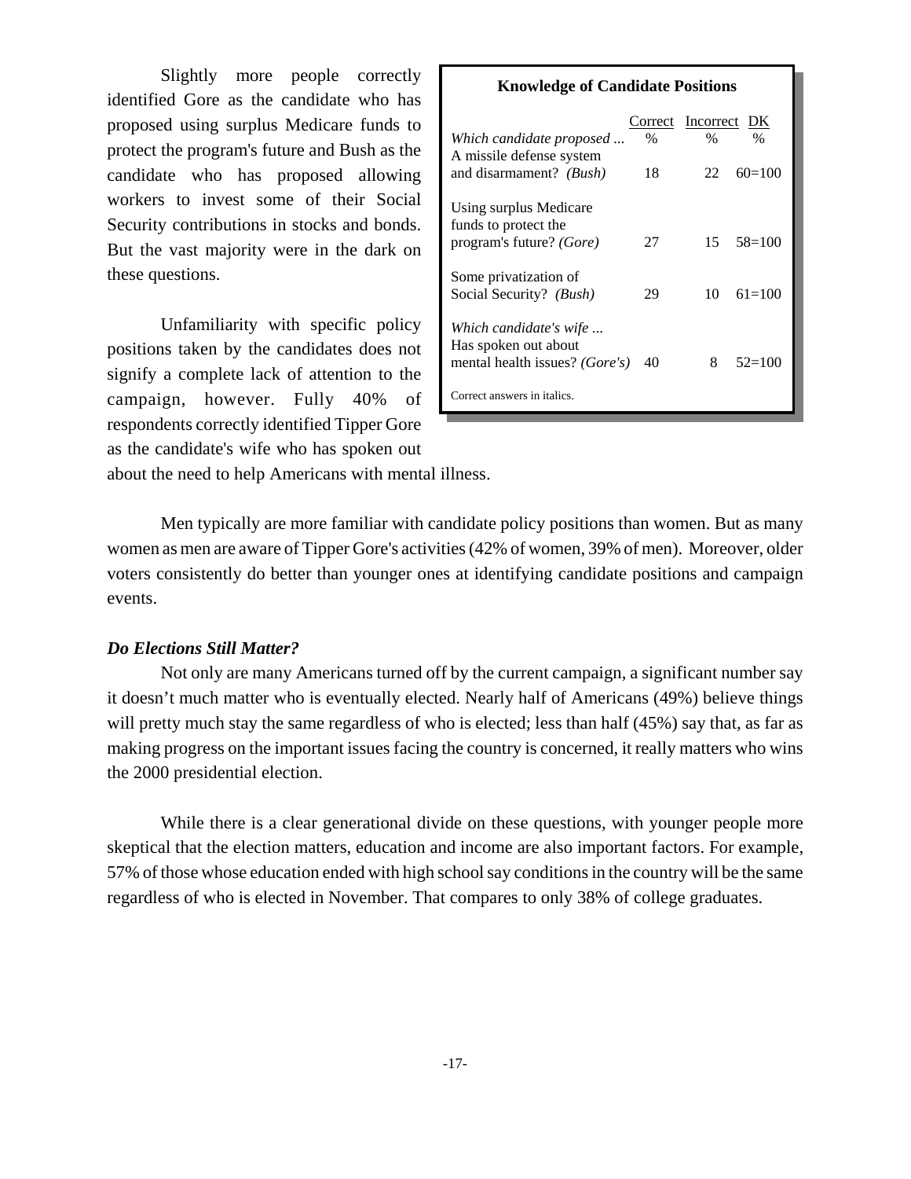Slightly more people correctly identified Gore as the candidate who has proposed using surplus Medicare funds to protect the program's future and Bush as the candidate who has proposed allowing workers to invest some of their Social Security contributions in stocks and bonds. But the vast majority were in the dark on these questions.

**Knowledge of Candidate Positions**

| *Which candidate proposed ...* | Correct % | Incorrect % | DK % |
|---|---|---|---|
| A missile defense system and disarmament? *(Bush)* | 18 | 22 | 60=100 |
| Using surplus Medicare funds to protect the program's future? *(Gore)* | 27 | 15 | 58=100 |
| Some privatization of Social Security? *(Bush)* | 29 | 10 | 61=100 |
| *Which candidate's wife ...* | | | |
| Has spoken out about mental health issues? *(Gore's)* | 40 | 8 | 52=100 |

Correct answers in italics.

Unfamiliarity with specific policy positions taken by the candidates does not signify a complete lack of attention to the campaign, however. Fully 40% of respondents correctly identified Tipper Gore as the candidate's wife who has spoken out about the need to help Americans with mental illness.

Men typically are more familiar with candidate policy positions than women. But as many women as men are aware of Tipper Gore's activities (42% of women, 39% of men). Moreover, older voters consistently do better than younger ones at identifying candidate positions and campaign events.

### *Do Elections Still Matter?*

Not only are many Americans turned off by the current campaign, a significant number say it doesn't much matter who is eventually elected. Nearly half of Americans (49%) believe things will pretty much stay the same regardless of who is elected; less than half (45%) say that, as far as making progress on the important issues facing the country is concerned, it really matters who wins the 2000 presidential election.

While there is a clear generational divide on these questions, with younger people more skeptical that the election matters, education and income are also important factors. For example, 57% of those whose education ended with high school say conditions in the country will be the same regardless of who is elected in November. That compares to only 38% of college graduates.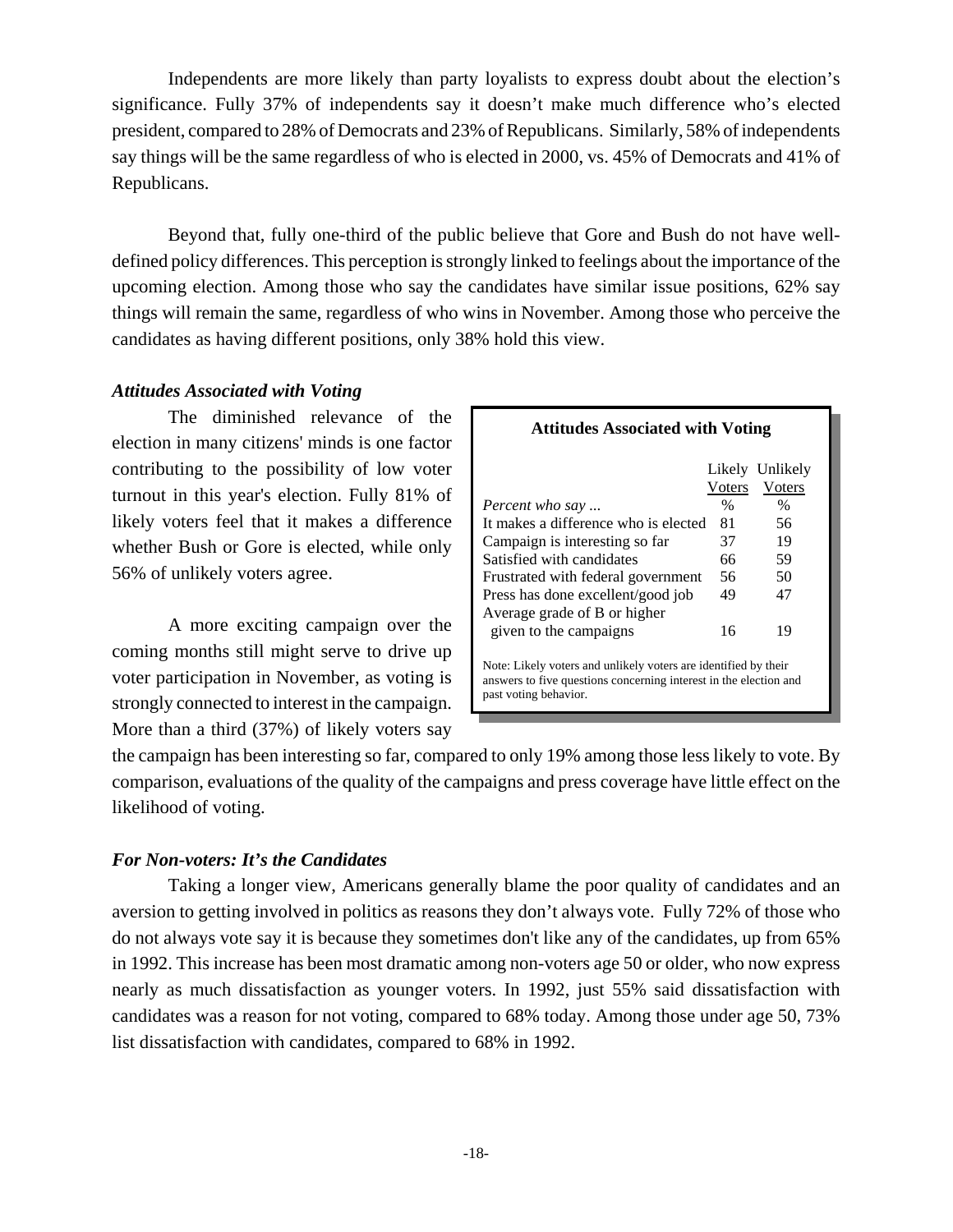Independents are more likely than party loyalists to express doubt about the election's significance. Fully 37% of independents say it doesn't make much difference who's elected president, compared to 28% of Democrats and 23% of Republicans. Similarly, 58% of independents say things will be the same regardless of who is elected in 2000, vs. 45% of Democrats and 41% of Republicans.

Beyond that, fully one-third of the public believe that Gore and Bush do not have well-defined policy differences. This perception is strongly linked to feelings about the importance of the upcoming election. Among those who say the candidates have similar issue positions, 62% say things will remain the same, regardless of who wins in November. Among those who perceive the candidates as having different positions, only 38% hold this view.

### *Attitudes Associated with Voting*

The diminished relevance of the election in many citizens' minds is one factor contributing to the possibility of low voter turnout in this year's election. Fully 81% of likely voters feel that it makes a difference whether Bush or Gore is elected, while only 56% of unlikely voters agree.

**Attitudes Associated with Voting**

| *Percent who say ...* | Likely Voters % | Unlikely Voters % |
|---|---|---|
| It makes a difference who is elected | 81 | 56 |
| Campaign is interesting so far | 37 | 19 |
| Satisfied with candidates | 66 | 59 |
| Frustrated with federal government | 56 | 50 |
| Press has done excellent/good job | 49 | 47 |
| Average grade of B or higher given to the campaigns | 16 | 19 |

Note: Likely voters and unlikely voters are identified by their answers to five questions concerning interest in the election and past voting behavior.

A more exciting campaign over the coming months still might serve to drive up voter participation in November, as voting is strongly connected to interest in the campaign. More than a third (37%) of likely voters say the campaign has been interesting so far, compared to only 19% among those less likely to vote. By comparison, evaluations of the quality of the campaigns and press coverage have little effect on the likelihood of voting.

### *For Non-voters: It's the Candidates*

Taking a longer view, Americans generally blame the poor quality of candidates and an aversion to getting involved in politics as reasons they don't always vote. Fully 72% of those who do not always vote say it is because they sometimes don't like any of the candidates, up from 65% in 1992. This increase has been most dramatic among non-voters age 50 or older, who now express nearly as much dissatisfaction as younger voters. In 1992, just 55% said dissatisfaction with candidates was a reason for not voting, compared to 68% today. Among those under age 50, 73% list dissatisfaction with candidates, compared to 68% in 1992.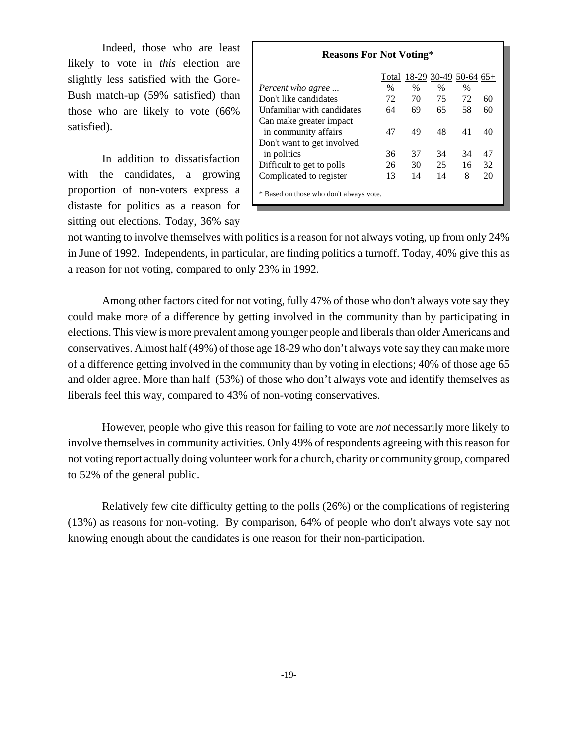Indeed, those who are least likely to vote in *this* election are slightly less satisfied with the Gore-Bush match-up (59% satisfied) than those who are likely to vote (66% satisfied).

**Reasons For Not Voting***

| *Percent who agree ...* | Total % | 18-29 % | 30-49 % | 50-64 % | 65+ |
|---|---|---|---|---|---|
| Don't like candidates | 72 | 70 | 75 | 72 | 60 |
| Unfamiliar with candidates | 64 | 69 | 65 | 58 | 60 |
| Can make greater impact in community affairs | 47 | 49 | 48 | 41 | 40 |
| Don't want to get involved in politics | 36 | 37 | 34 | 34 | 47 |
| Difficult to get to polls | 26 | 30 | 25 | 16 | 32 |
| Complicated to register | 13 | 14 | 14 | 8 | 20 |

* Based on those who don't always vote.

In addition to dissatisfaction with the candidates, a growing proportion of non-voters express a distaste for politics as a reason for sitting out elections. Today, 36% say not wanting to involve themselves with politics is a reason for not always voting, up from only 24% in June of 1992. Independents, in particular, are finding politics a turnoff. Today, 40% give this as a reason for not voting, compared to only 23% in 1992.

Among other factors cited for not voting, fully 47% of those who don't always vote say they could make more of a difference by getting involved in the community than by participating in elections. This view is more prevalent among younger people and liberals than older Americans and conservatives. Almost half (49%) of those age 18-29 who don't always vote say they can make more of a difference getting involved in the community than by voting in elections; 40% of those age 65 and older agree. More than half (53%) of those who don't always vote and identify themselves as liberals feel this way, compared to 43% of non-voting conservatives.

However, people who give this reason for failing to vote are *not* necessarily more likely to involve themselves in community activities. Only 49% of respondents agreeing with this reason for not voting report actually doing volunteer work for a church, charity or community group, compared to 52% of the general public.

Relatively few cite difficulty getting to the polls (26%) or the complications of registering (13%) as reasons for non-voting. By comparison, 64% of people who don't always vote say not knowing enough about the candidates is one reason for their non-participation.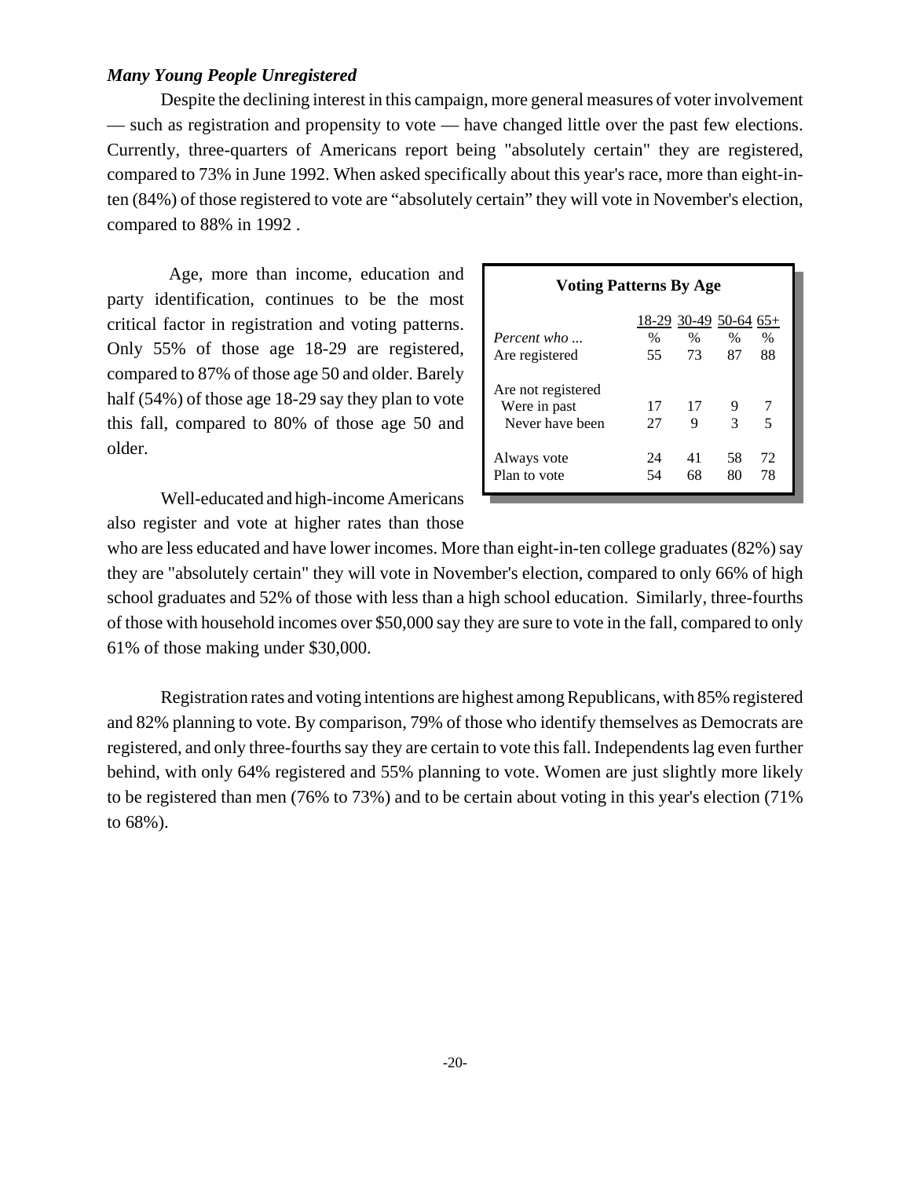### *Many Young People Unregistered*

Despite the declining interest in this campaign, more general measures of voter involvement — such as registration and propensity to vote — have changed little over the past few elections. Currently, three-quarters of Americans report being "absolutely certain" they are registered, compared to 73% in June 1992. When asked specifically about this year's race, more than eight-in-ten (84%) of those registered to vote are "absolutely certain" they will vote in November's election, compared to 88% in 1992 .

Age, more than income, education and party identification, continues to be the most critical factor in registration and voting patterns. Only 55% of those age 18-29 are registered, compared to 87% of those age 50 and older. Barely half (54%) of those age 18-29 say they plan to vote this fall, compared to 80% of those age 50 and older.

**Voting Patterns By Age**

| | 18-29 | 30-49 | 50-64 | 65+ |
|---|---|---|---|---|
| *Percent who ...* | % | % | % | % |
| Are registered | 55 | 73 | 87 | 88 |
| Are not registered | | | | |
| Were in past | 17 | 17 | 9 | 7 |
| Never have been | 27 | 9 | 3 | 5 |
| Always vote | 24 | 41 | 58 | 72 |
| Plan to vote | 54 | 68 | 80 | 78 |

Well-educated and high-income Americans also register and vote at higher rates than those who are less educated and have lower incomes. More than eight-in-ten college graduates (82%) say they are "absolutely certain" they will vote in November's election, compared to only 66% of high school graduates and 52% of those with less than a high school education. Similarly, three-fourths of those with household incomes over $50,000 say they are sure to vote in the fall, compared to only 61% of those making under $30,000.

Registration rates and voting intentions are highest among Republicans, with 85% registered and 82% planning to vote. By comparison, 79% of those who identify themselves as Democrats are registered, and only three-fourths say they are certain to vote this fall. Independents lag even further behind, with only 64% registered and 55% planning to vote. Women are just slightly more likely to be registered than men (76% to 73%) and to be certain about voting in this year's election (71% to 68%).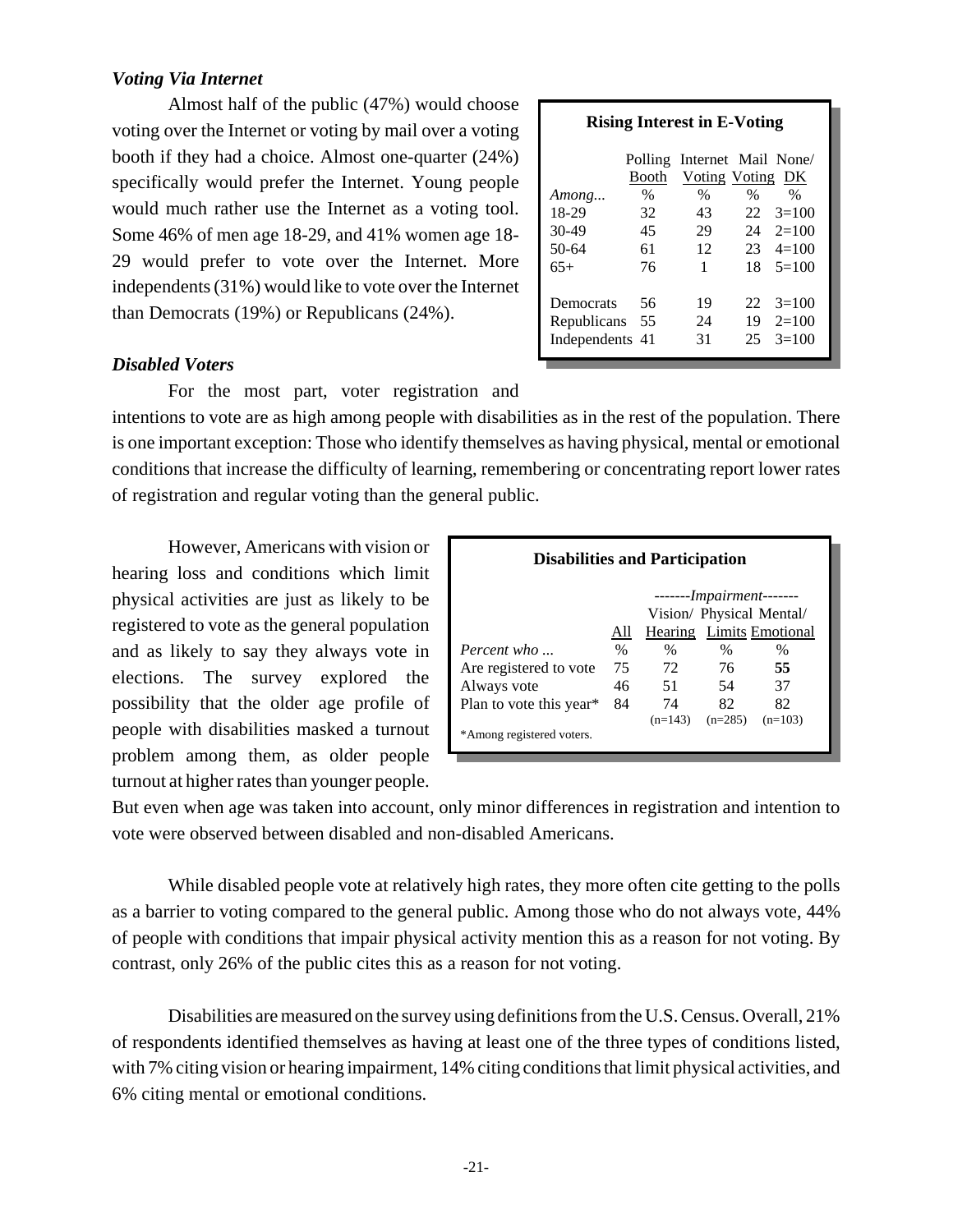### *Voting Via Internet*

Almost half of the public (47%) would choose voting over the Internet or voting by mail over a voting booth if they had a choice. Almost one-quarter (24%) specifically would prefer the Internet. Young people would much rather use the Internet as a voting tool. Some 46% of men age 18-29, and 41% women age 18-29 would prefer to vote over the Internet. More independents (31%) would like to vote over the Internet than Democrats (19%) or Republicans (24%).

**Rising Interest in E-Voting**

| | Polling Booth | Internet Voting | Mail Voting | None/ DK |
|---|---|---|---|---|
| *Among...* | % | % | % | % |
| 18-29 | 32 | 43 | 22 | 3=100 |
| 30-49 | 45 | 29 | 24 | 2=100 |
| 50-64 | 61 | 12 | 23 | 4=100 |
| 65+ | 76 | 1 | 18 | 5=100 |
| | | | | |
| Democrats | 56 | 19 | 22 | 3=100 |
| Republicans | 55 | 24 | 19 | 2=100 |
| Independents | 41 | 31 | 25 | 3=100 |

### *Disabled Voters*

For the most part, voter registration and intentions to vote are as high among people with disabilities as in the rest of the population. There is one important exception: Those who identify themselves as having physical, mental or emotional conditions that increase the difficulty of learning, remembering or concentrating report lower rates of registration and regular voting than the general public.

However, Americans with vision or hearing loss and conditions which limit physical activities are just as likely to be registered to vote as the general population and as likely to say they always vote in elections. The survey explored the possibility that the older age profile of people with disabilities masked a turnout problem among them, as older people turnout at higher rates than younger people. But even when age was taken into account, only minor differences in registration and intention to vote were observed between disabled and non-disabled Americans.

**Disabilities and Participation**

| | | *-------Impairment-------* | | |
|---|---|---|---|---|
| | All | Vision/ Hearing | Physical Limits | Mental/ Emotional |
| *Percent who ...* | % | % | % | % |
| Are registered to vote | 75 | 72 | 76 | **55** |
| Always vote | 46 | 51 | 54 | 37 |
| Plan to vote this year* | 84 | 74 | 82 | 82 |
| | | (n=143) | (n=285) | (n=103) |

\*Among registered voters.

While disabled people vote at relatively high rates, they more often cite getting to the polls as a barrier to voting compared to the general public. Among those who do not always vote, 44% of people with conditions that impair physical activity mention this as a reason for not voting. By contrast, only 26% of the public cites this as a reason for not voting.

Disabilities are measured on the survey using definitions from the U.S. Census. Overall, 21% of respondents identified themselves as having at least one of the three types of conditions listed, with 7% citing vision or hearing impairment, 14% citing conditions that limit physical activities, and 6% citing mental or emotional conditions.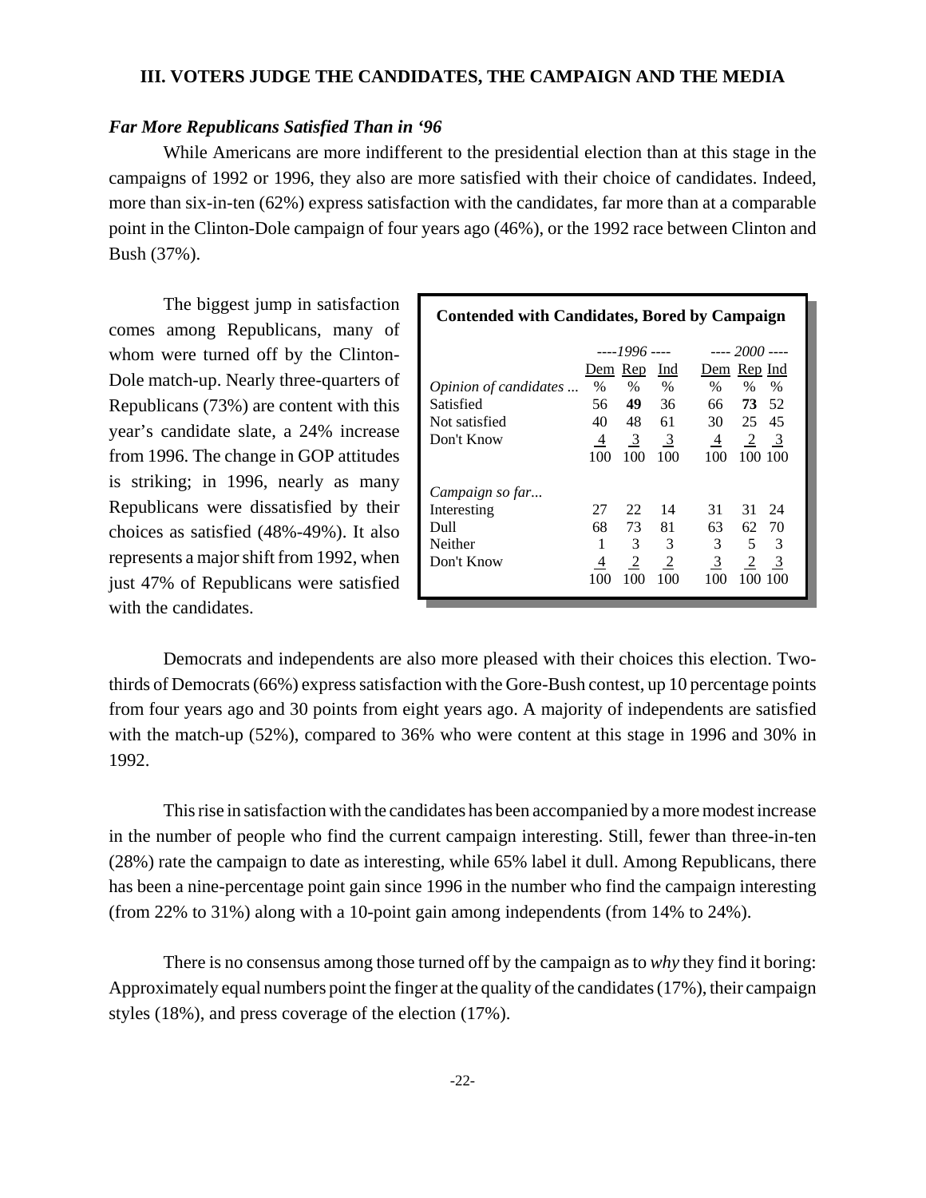## III. VOTERS JUDGE THE CANDIDATES, THE CAMPAIGN AND THE MEDIA

### *Far More Republicans Satisfied Than in '96*

While Americans are more indifferent to the presidential election than at this stage in the campaigns of 1992 or 1996, they also are more satisfied with their choice of candidates. Indeed, more than six-in-ten (62%) express satisfaction with the candidates, far more than at a comparable point in the Clinton-Dole campaign of four years ago (46%), or the 1992 race between Clinton and Bush (37%).

The biggest jump in satisfaction comes among Republicans, many of whom were turned off by the Clinton-Dole match-up. Nearly three-quarters of Republicans (73%) are content with this year's candidate slate, a 24% increase from 1996. The change in GOP attitudes is striking; in 1996, nearly as many Republicans were dissatisfied by their choices as satisfied (48%-49%). It also represents a major shift from 1992, when just 47% of Republicans were satisfied with the candidates.

**Contended with Candidates, Bored by Campaign**

| | *----1996 ----* | | | *---- 2000 ----* | | |
|---|---|---|---|---|---|---|
| | Dem | Rep | Ind | Dem | Rep | Ind |
| *Opinion of candidates ...* | % | % | % | % | % | % |
| Satisfied | 56 | **49** | 36 | 66 | **73** | 52 |
| Not satisfied | 40 | 48 | 61 | 30 | 25 | 45 |
| Don't Know | 4 | 3 | 3 | 4 | 2 | 3 |
| | 100 | 100 | 100 | 100 | 100 | 100 |
| *Campaign so far...* | | | | | | |
| Interesting | 27 | 22 | 14 | 31 | 31 | 24 |
| Dull | 68 | 73 | 81 | 63 | 62 | 70 |
| Neither | 1 | 3 | 3 | 3 | 5 | 3 |
| Don't Know | 4 | 2 | 2 | 3 | 2 | 3 |
| | 100 | 100 | 100 | 100 | 100 | 100 |

Democrats and independents are also more pleased with their choices this election. Two-thirds of Democrats (66%) express satisfaction with the Gore-Bush contest, up 10 percentage points from four years ago and 30 points from eight years ago. A majority of independents are satisfied with the match-up (52%), compared to 36% who were content at this stage in 1996 and 30% in 1992.

This rise in satisfaction with the candidates has been accompanied by a more modest increase in the number of people who find the current campaign interesting. Still, fewer than three-in-ten (28%) rate the campaign to date as interesting, while 65% label it dull. Among Republicans, there has been a nine-percentage point gain since 1996 in the number who find the campaign interesting (from 22% to 31%) along with a 10-point gain among independents (from 14% to 24%).

There is no consensus among those turned off by the campaign as to *why* they find it boring: Approximately equal numbers point the finger at the quality of the candidates (17%), their campaign styles (18%), and press coverage of the election (17%).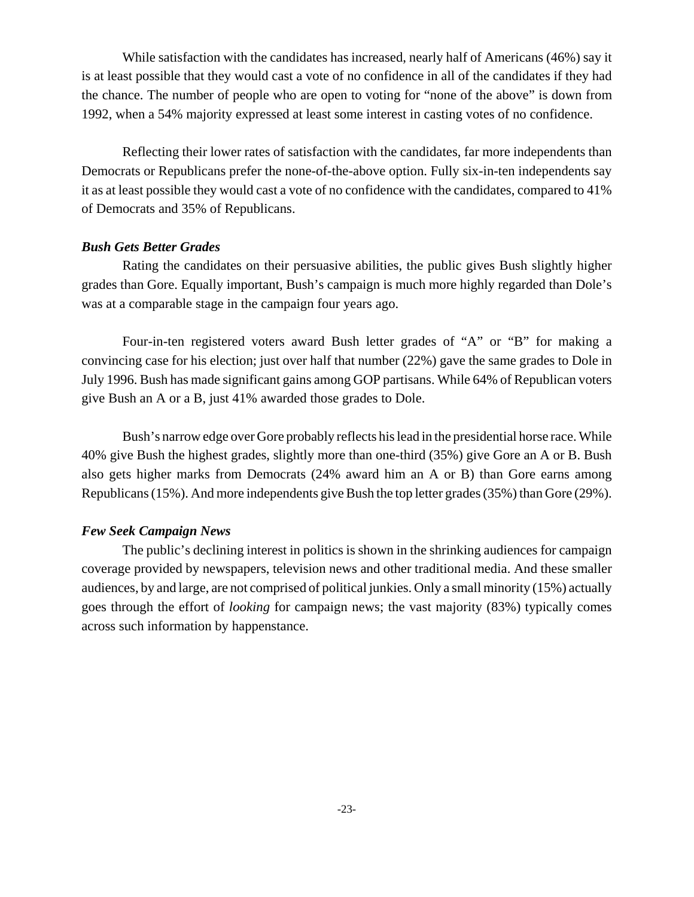While satisfaction with the candidates has increased, nearly half of Americans (46%) say it is at least possible that they would cast a vote of no confidence in all of the candidates if they had the chance. The number of people who are open to voting for "none of the above" is down from 1992, when a 54% majority expressed at least some interest in casting votes of no confidence.

Reflecting their lower rates of satisfaction with the candidates, far more independents than Democrats or Republicans prefer the none-of-the-above option. Fully six-in-ten independents say it as at least possible they would cast a vote of no confidence with the candidates, compared to 41% of Democrats and 35% of Republicans.

***Bush Gets Better Grades***

Rating the candidates on their persuasive abilities, the public gives Bush slightly higher grades than Gore. Equally important, Bush's campaign is much more highly regarded than Dole's was at a comparable stage in the campaign four years ago.

Four-in-ten registered voters award Bush letter grades of "A" or "B" for making a convincing case for his election; just over half that number (22%) gave the same grades to Dole in July 1996. Bush has made significant gains among GOP partisans. While 64% of Republican voters give Bush an A or a B, just 41% awarded those grades to Dole.

Bush's narrow edge over Gore probably reflects his lead in the presidential horse race. While 40% give Bush the highest grades, slightly more than one-third (35%) give Gore an A or B. Bush also gets higher marks from Democrats (24% award him an A or B) than Gore earns among Republicans (15%). And more independents give Bush the top letter grades (35%) than Gore (29%).

***Few Seek Campaign News***

The public's declining interest in politics is shown in the shrinking audiences for campaign coverage provided by newspapers, television news and other traditional media. And these smaller audiences, by and large, are not comprised of political junkies. Only a small minority (15%) actually goes through the effort of *looking* for campaign news; the vast majority (83%) typically comes across such information by happenstance.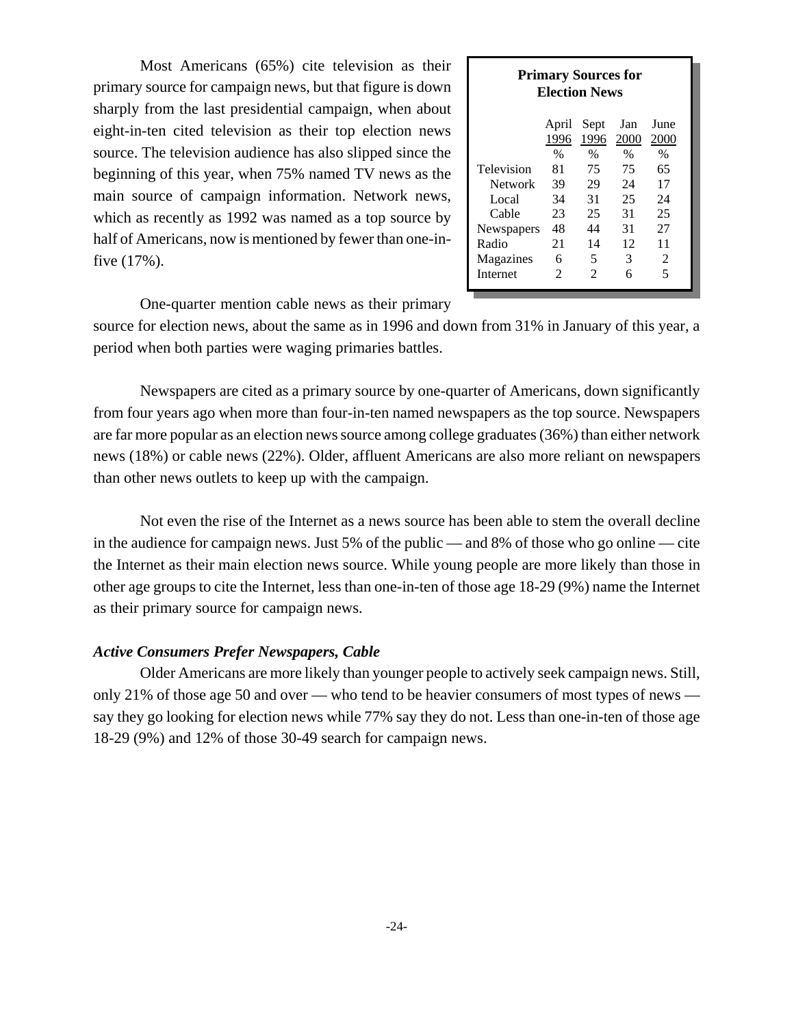Most Americans (65%) cite television as their primary source for campaign news, but that figure is down sharply from the last presidential campaign, when about eight-in-ten cited television as their top election news source. The television audience has also slipped since the beginning of this year, when 75% named TV news as the main source of campaign information. Network news, which as recently as 1992 was named as a top source by half of Americans, now is mentioned by fewer than one-in-five (17%).

**Primary Sources for Election News**

| | April 1996 | Sept 1996 | Jan 2000 | June 2000 |
|---|---|---|---|---|
| | % | % | % | % |
| Television | 81 | 75 | 75 | 65 |
| Network | 39 | 29 | 24 | 17 |
| Local | 34 | 31 | 25 | 24 |
| Cable | 23 | 25 | 31 | 25 |
| Newspapers | 48 | 44 | 31 | 27 |
| Radio | 21 | 14 | 12 | 11 |
| Magazines | 6 | 5 | 3 | 2 |
| Internet | 2 | 2 | 6 | 5 |

One-quarter mention cable news as their primary source for election news, about the same as in 1996 and down from 31% in January of this year, a period when both parties were waging primaries battles.

Newspapers are cited as a primary source by one-quarter of Americans, down significantly from four years ago when more than four-in-ten named newspapers as the top source. Newspapers are far more popular as an election news source among college graduates (36%) than either network news (18%) or cable news (22%). Older, affluent Americans are also more reliant on newspapers than other news outlets to keep up with the campaign.

Not even the rise of the Internet as a news source has been able to stem the overall decline in the audience for campaign news. Just 5% of the public — and 8% of those who go online — cite the Internet as their main election news source. While young people are more likely than those in other age groups to cite the Internet, less than one-in-ten of those age 18-29 (9%) name the Internet as their primary source for campaign news.

### *Active Consumers Prefer Newspapers, Cable*

Older Americans are more likely than younger people to actively seek campaign news. Still, only 21% of those age 50 and over — who tend to be heavier consumers of most types of news — say they go looking for election news while 77% say they do not. Less than one-in-ten of those age 18-29 (9%) and 12% of those 30-49 search for campaign news.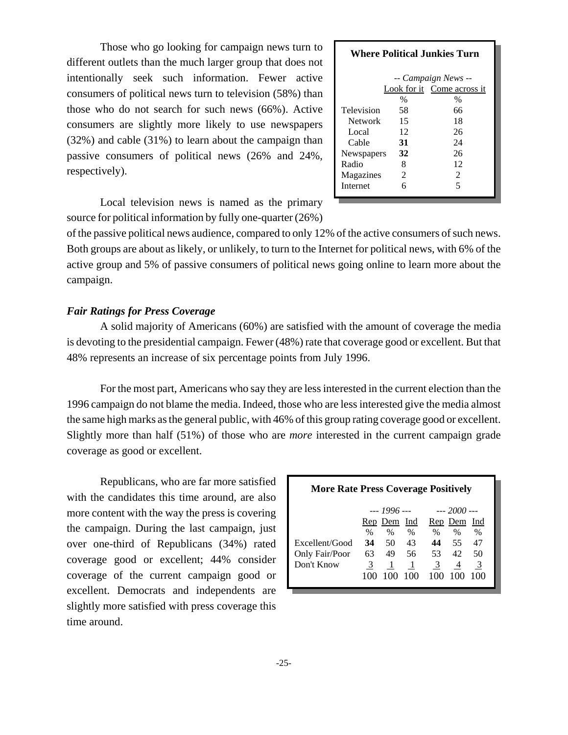Those who go looking for campaign news turn to different outlets than the much larger group that does not intentionally seek such information. Fewer active consumers of political news turn to television (58%) than those who do not search for such news (66%). Active consumers are slightly more likely to use newspapers (32%) and cable (31%) to learn about the campaign than passive consumers of political news (26% and 24%, respectively).

**Where Political Junkies Turn**

| | -- Campaign News -- | |
|---|---|---|
| | Look for it | Come across it |
| | % | % |
| Television | 58 | 66 |
| Network | 15 | 18 |
| Local | 12 | 26 |
| Cable | **31** | 24 |
| Newspapers | **32** | 26 |
| Radio | 8 | 12 |
| Magazines | 2 | 2 |
| Internet | 6 | 5 |

Local television news is named as the primary source for political information by fully one-quarter (26%) of the passive political news audience, compared to only 12% of the active consumers of such news. Both groups are about as likely, or unlikely, to turn to the Internet for political news, with 6% of the active group and 5% of passive consumers of political news going online to learn more about the campaign.

### *Fair Ratings for Press Coverage*

A solid majority of Americans (60%) are satisfied with the amount of coverage the media is devoting to the presidential campaign. Fewer (48%) rate that coverage good or excellent. But that 48% represents an increase of six percentage points from July 1996.

For the most part, Americans who say they are less interested in the current election than the 1996 campaign do not blame the media. Indeed, those who are less interested give the media almost the same high marks as the general public, with 46% of this group rating coverage good or excellent. Slightly more than half (51%) of those who are *more* interested in the current campaign grade coverage as good or excellent.

Republicans, who are far more satisfied with the candidates this time around, are also more content with the way the press is covering the campaign. During the last campaign, just over one-third of Republicans (34%) rated coverage good or excellent; 44% consider coverage of the current campaign good or excellent. Democrats and independents are slightly more satisfied with press coverage this time around.

**More Rate Press Coverage Positively**

| | --- 1996 --- | | | --- 2000 --- | | |
|---|---|---|---|---|---|---|
| | Rep | Dem | Ind | Rep | Dem | Ind |
| | % | % | % | % | % | % |
| Excellent/Good | **34** | 50 | 43 | **44** | 55 | 47 |
| Only Fair/Poor | 63 | 49 | 56 | 53 | 42 | 50 |
| Don't Know | 3 | 1 | 1 | 3 | 4 | 3 |
| | 100 | 100 | 100 | 100 | 100 | 100 |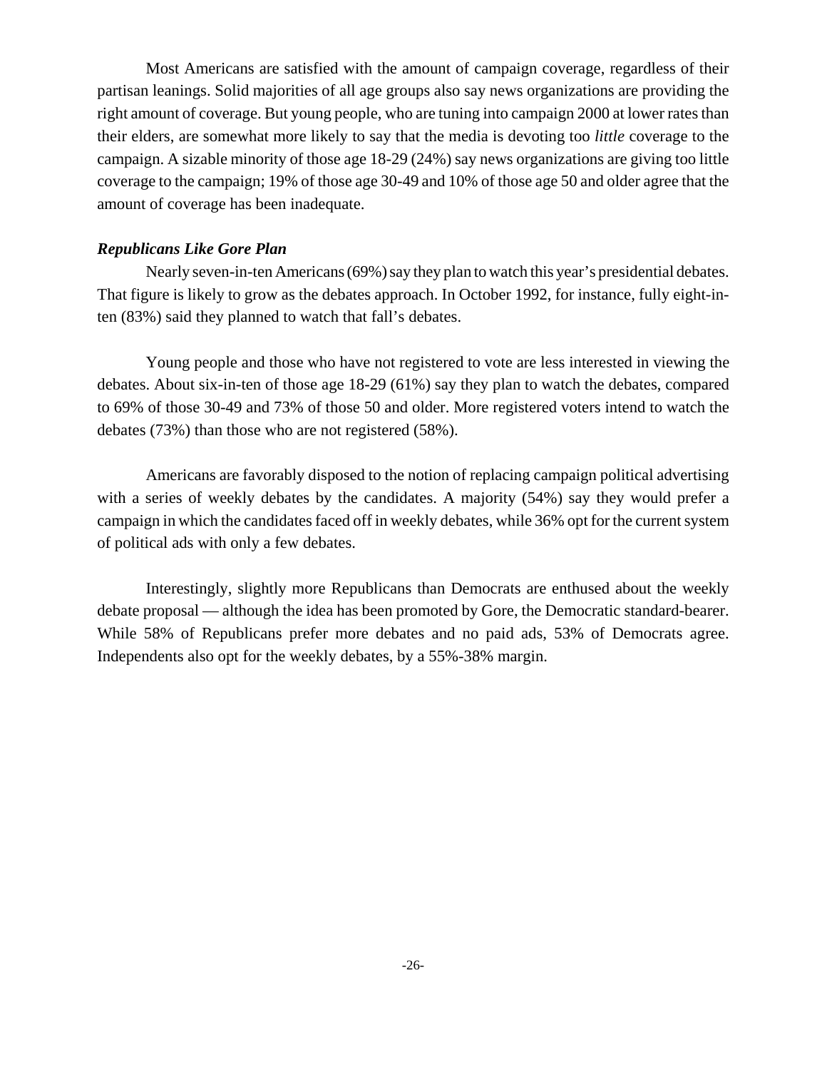Most Americans are satisfied with the amount of campaign coverage, regardless of their partisan leanings. Solid majorities of all age groups also say news organizations are providing the right amount of coverage. But young people, who are tuning into campaign 2000 at lower rates than their elders, are somewhat more likely to say that the media is devoting too *little* coverage to the campaign. A sizable minority of those age 18-29 (24%) say news organizations are giving too little coverage to the campaign; 19% of those age 30-49 and 10% of those age 50 and older agree that the amount of coverage has been inadequate.

### *Republicans Like Gore Plan*

Nearly seven-in-ten Americans (69%) say they plan to watch this year's presidential debates. That figure is likely to grow as the debates approach. In October 1992, for instance, fully eight-in-ten (83%) said they planned to watch that fall's debates.

Young people and those who have not registered to vote are less interested in viewing the debates. About six-in-ten of those age 18-29 (61%) say they plan to watch the debates, compared to 69% of those 30-49 and 73% of those 50 and older. More registered voters intend to watch the debates (73%) than those who are not registered (58%).

Americans are favorably disposed to the notion of replacing campaign political advertising with a series of weekly debates by the candidates. A majority (54%) say they would prefer a campaign in which the candidates faced off in weekly debates, while 36% opt for the current system of political ads with only a few debates.

Interestingly, slightly more Republicans than Democrats are enthused about the weekly debate proposal — although the idea has been promoted by Gore, the Democratic standard-bearer. While 58% of Republicans prefer more debates and no paid ads, 53% of Democrats agree. Independents also opt for the weekly debates, by a 55%-38% margin.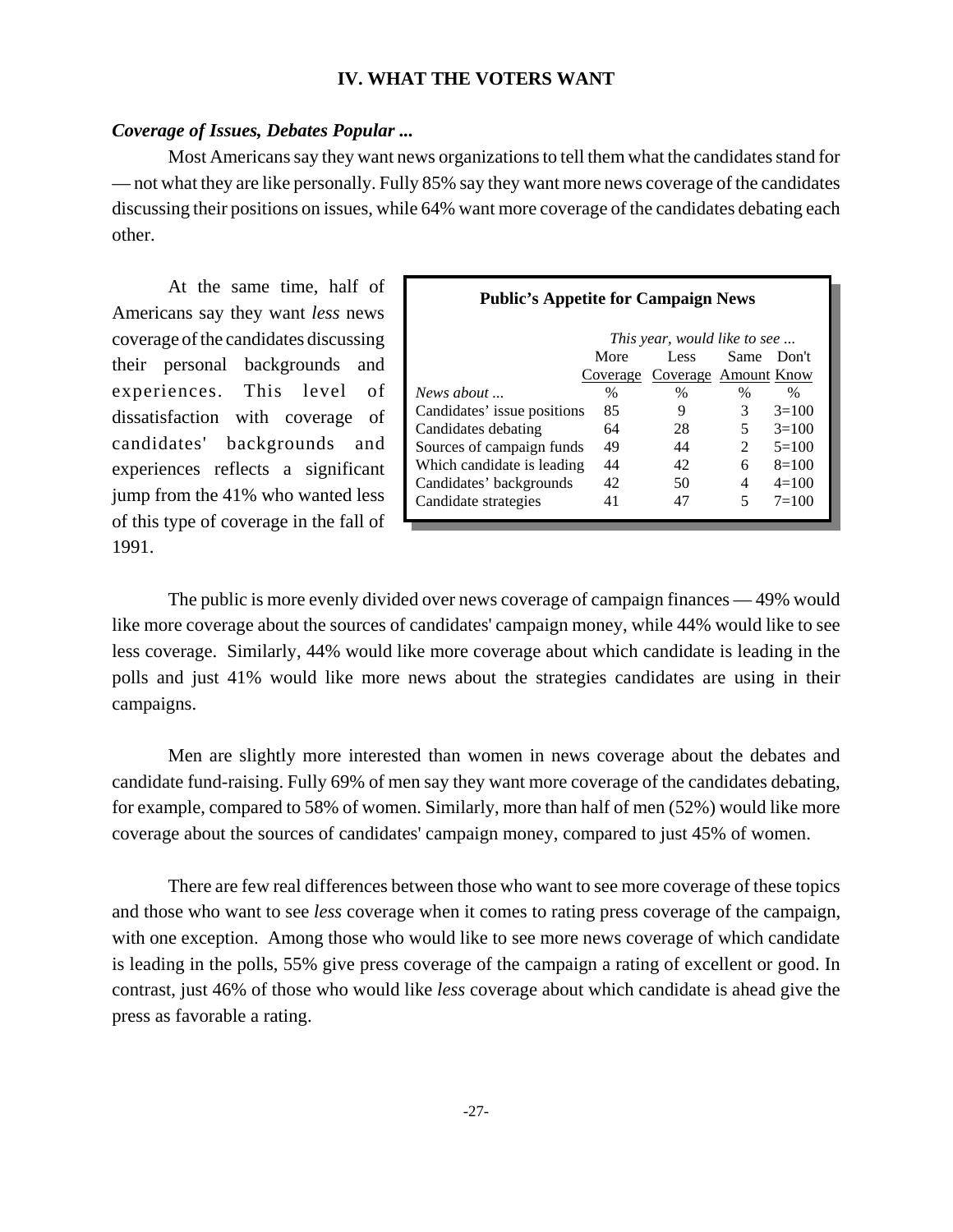## IV. WHAT THE VOTERS WANT

### *Coverage of Issues, Debates Popular ...*

Most Americans say they want news organizations to tell them what the candidates stand for — not what they are like personally. Fully 85% say they want more news coverage of the candidates discussing their positions on issues, while 64% want more coverage of the candidates debating each other.

At the same time, half of Americans say they want *less* news coverage of the candidates discussing their personal backgrounds and experiences. This level of dissatisfaction with coverage of candidates' backgrounds and experiences reflects a significant jump from the 41% who wanted less of this type of coverage in the fall of 1991.

**Public's Appetite for Campaign News**

| | *This year, would like to see ...* | | | |
|---|---|---|---|---|
| | More Coverage | Less Coverage | Same Amount | Don't Know |
| *News about ...* | % | % | % | % |
| Candidates' issue positions | 85 | 9 | 3 | 3=100 |
| Candidates debating | 64 | 28 | 5 | 3=100 |
| Sources of campaign funds | 49 | 44 | 2 | 5=100 |
| Which candidate is leading | 44 | 42 | 6 | 8=100 |
| Candidates' backgrounds | 42 | 50 | 4 | 4=100 |
| Candidate strategies | 41 | 47 | 5 | 7=100 |

The public is more evenly divided over news coverage of campaign finances — 49% would like more coverage about the sources of candidates' campaign money, while 44% would like to see less coverage. Similarly, 44% would like more coverage about which candidate is leading in the polls and just 41% would like more news about the strategies candidates are using in their campaigns.

Men are slightly more interested than women in news coverage about the debates and candidate fund-raising. Fully 69% of men say they want more coverage of the candidates debating, for example, compared to 58% of women. Similarly, more than half of men (52%) would like more coverage about the sources of candidates' campaign money, compared to just 45% of women.

There are few real differences between those who want to see more coverage of these topics and those who want to see *less* coverage when it comes to rating press coverage of the campaign, with one exception. Among those who would like to see more news coverage of which candidate is leading in the polls, 55% give press coverage of the campaign a rating of excellent or good. In contrast, just 46% of those who would like *less* coverage about which candidate is ahead give the press as favorable a rating.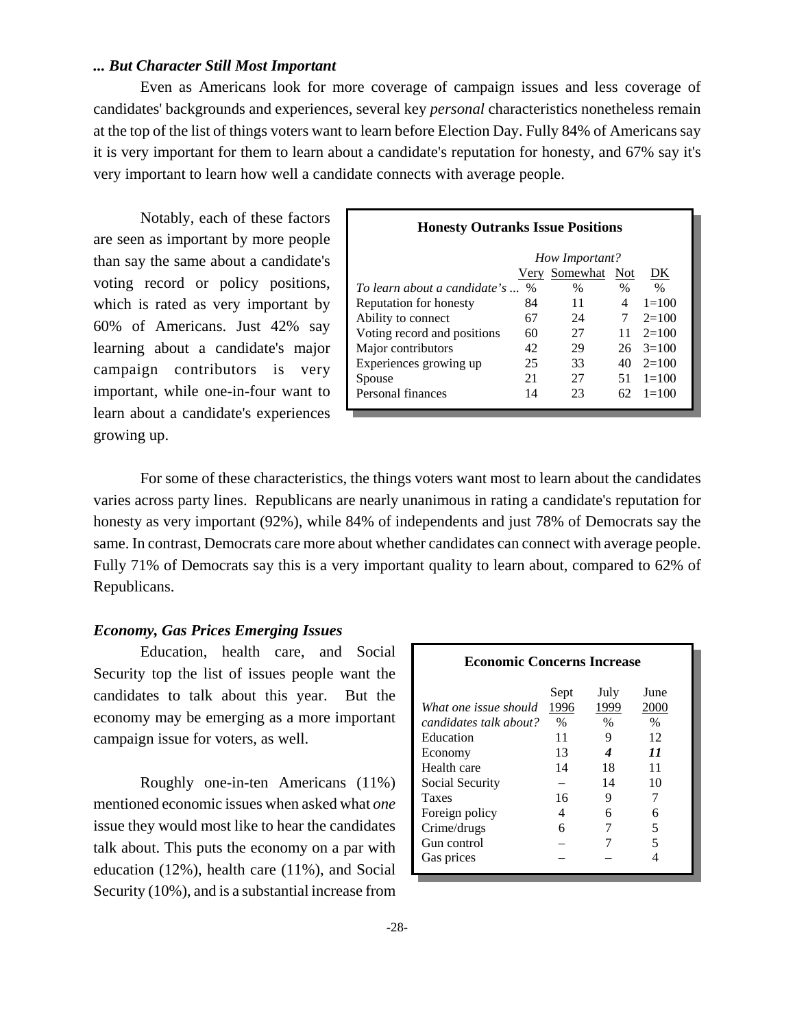### *... But Character Still Most Important*

Even as Americans look for more coverage of campaign issues and less coverage of candidates' backgrounds and experiences, several key *personal* characteristics nonetheless remain at the top of the list of things voters want to learn before Election Day. Fully 84% of Americans say it is very important for them to learn about a candidate's reputation for honesty, and 67% say it's very important to learn how well a candidate connects with average people.

Notably, each of these factors are seen as important by more people than say the same about a candidate's voting record or policy positions, which is rated as very important by 60% of Americans. Just 42% say learning about a candidate's major campaign contributors is very important, while one-in-four want to learn about a candidate's experiences growing up.

**Honesty Outranks Issue Positions**

| | *How Important?* | | | |
|---|---|---|---|---|
| | Very | Somewhat | Not | DK |
| *To learn about a candidate's ...* | % | % | % | % |
| Reputation for honesty | 84 | 11 | 4 | 1=100 |
| Ability to connect | 67 | 24 | 7 | 2=100 |
| Voting record and positions | 60 | 27 | 11 | 2=100 |
| Major contributors | 42 | 29 | 26 | 3=100 |
| Experiences growing up | 25 | 33 | 40 | 2=100 |
| Spouse | 21 | 27 | 51 | 1=100 |
| Personal finances | 14 | 23 | 62 | 1=100 |

For some of these characteristics, the things voters want most to learn about the candidates varies across party lines. Republicans are nearly unanimous in rating a candidate's reputation for honesty as very important (92%), while 84% of independents and just 78% of Democrats say the same. In contrast, Democrats care more about whether candidates can connect with average people. Fully 71% of Democrats say this is a very important quality to learn about, compared to 62% of Republicans.

### *Economy, Gas Prices Emerging Issues*

Education, health care, and Social Security top the list of issues people want the candidates to talk about this year. But the economy may be emerging as a more important campaign issue for voters, as well.

Roughly one-in-ten Americans (11%) mentioned economic issues when asked what *one* issue they would most like to hear the candidates talk about. This puts the economy on a par with education (12%), health care (11%), and Social Security (10%), and is a substantial increase from

**Economic Concerns Increase**

| *What one issue should candidates talk about?* | Sept 1996 | July 1999 | June 2000 |
|---|---|---|---|
| | % | % | % |
| Education | 11 | 9 | 12 |
| Economy | 13 | ***4*** | ***11*** |
| Health care | 14 | 18 | 11 |
| Social Security | – | 14 | 10 |
| Taxes | 16 | 9 | 7 |
| Foreign policy | 4 | 6 | 6 |
| Crime/drugs | 6 | 7 | 5 |
| Gun control | – | 7 | 5 |
| Gas prices | – | – | 4 |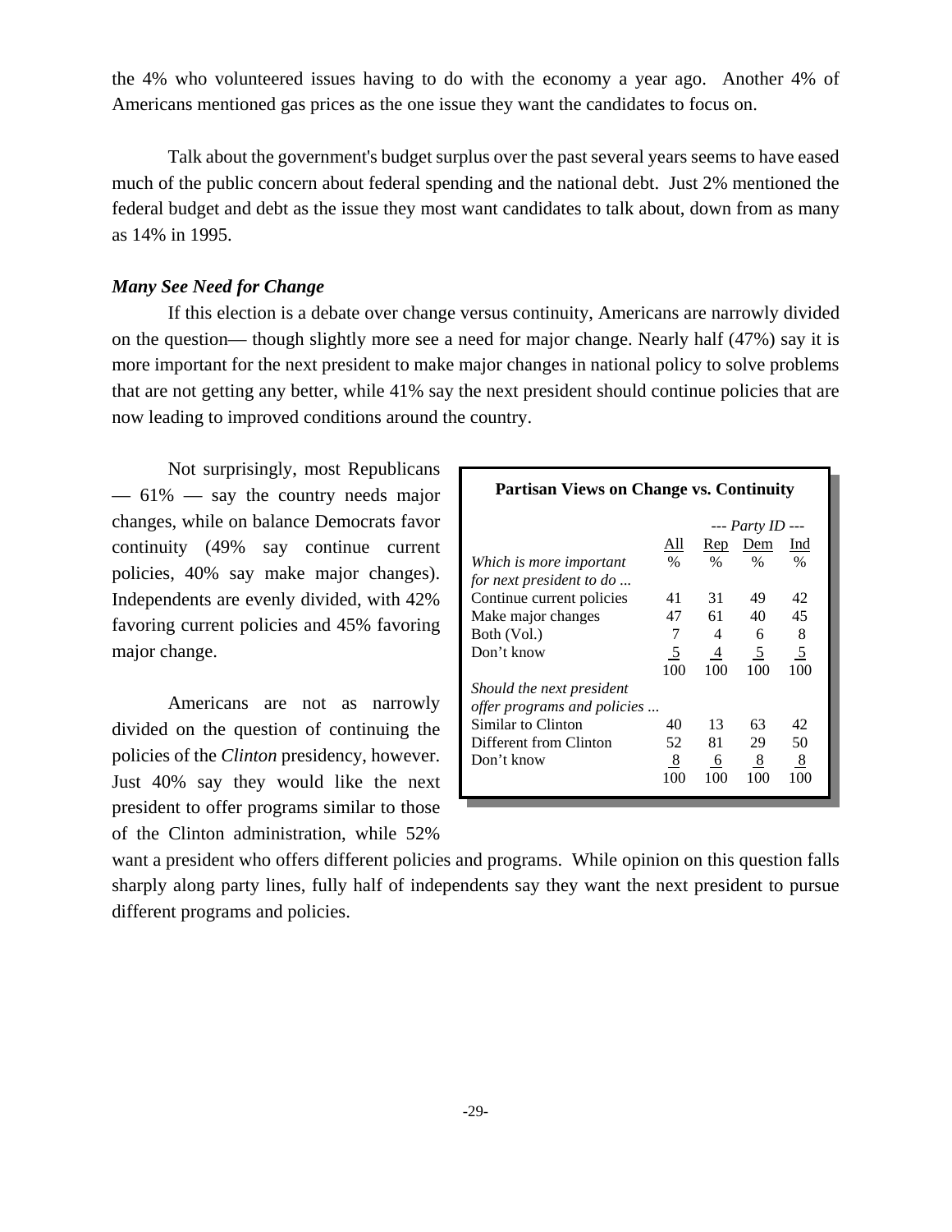the 4% who volunteered issues having to do with the economy a year ago. Another 4% of Americans mentioned gas prices as the one issue they want the candidates to focus on.

Talk about the government's budget surplus over the past several years seems to have eased much of the public concern about federal spending and the national debt. Just 2% mentioned the federal budget and debt as the issue they most want candidates to talk about, down from as many as 14% in 1995.

### *Many See Need for Change*

If this election is a debate over change versus continuity, Americans are narrowly divided on the question— though slightly more see a need for major change. Nearly half (47%) say it is more important for the next president to make major changes in national policy to solve problems that are not getting any better, while 41% say the next president should continue policies that are now leading to improved conditions around the country.

Not surprisingly, most Republicans — 61% — say the country needs major changes, while on balance Democrats favor continuity (49% say continue current policies, 40% say make major changes). Independents are evenly divided, with 42% favoring current policies and 45% favoring major change.

**Partisan Views on Change vs. Continuity**

| | | --- Party ID --- | | |
|---|---|---|---|---|
| | All | Rep | Dem | Ind |
| *Which is more important for next president to do ...* | % | % | % | % |
| Continue current policies | 41 | 31 | 49 | 42 |
| Make major changes | 47 | 61 | 40 | 45 |
| Both (Vol.) | 7 | 4 | 6 | 8 |
| Don't know | 5 | 4 | 5 | 5 |
| | 100 | 100 | 100 | 100 |
| *Should the next president offer programs and policies ...* | | | | |
| Similar to Clinton | 40 | 13 | 63 | 42 |
| Different from Clinton | 52 | 81 | 29 | 50 |
| Don't know | 8 | 6 | 8 | 8 |
| | 100 | 100 | 100 | 100 |

Americans are not as narrowly divided on the question of continuing the policies of the *Clinton* presidency, however. Just 40% say they would like the next president to offer programs similar to those of the Clinton administration, while 52% want a president who offers different policies and programs. While opinion on this question falls sharply along party lines, fully half of independents say they want the next president to pursue different programs and policies.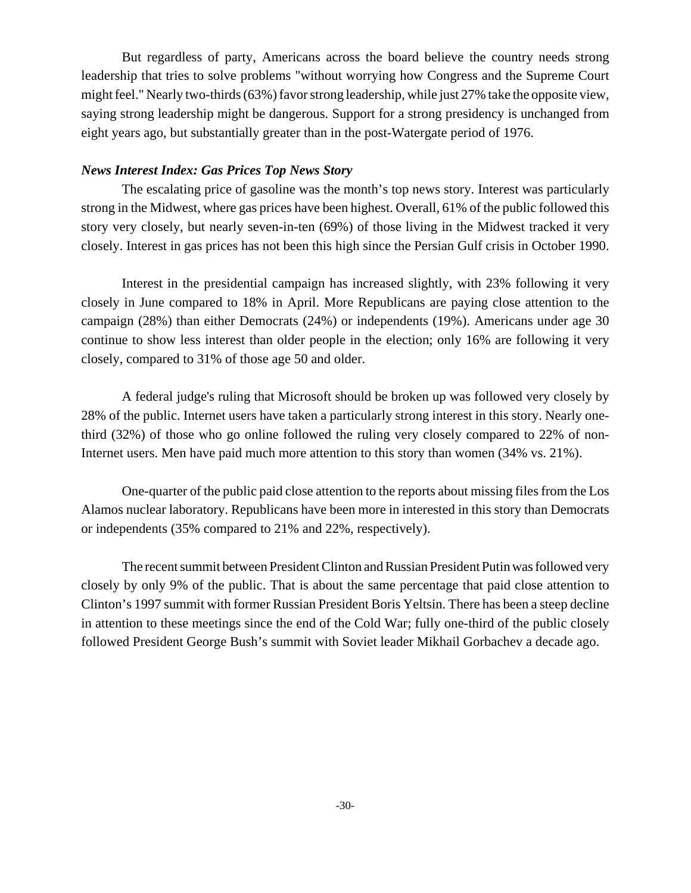But regardless of party, Americans across the board believe the country needs strong leadership that tries to solve problems "without worrying how Congress and the Supreme Court might feel." Nearly two-thirds (63%) favor strong leadership, while just 27% take the opposite view, saying strong leadership might be dangerous. Support for a strong presidency is unchanged from eight years ago, but substantially greater than in the post-Watergate period of 1976.

***News Interest Index: Gas Prices Top News Story***

The escalating price of gasoline was the month's top news story. Interest was particularly strong in the Midwest, where gas prices have been highest. Overall, 61% of the public followed this story very closely, but nearly seven-in-ten (69%) of those living in the Midwest tracked it very closely. Interest in gas prices has not been this high since the Persian Gulf crisis in October 1990.

Interest in the presidential campaign has increased slightly, with 23% following it very closely in June compared to 18% in April. More Republicans are paying close attention to the campaign (28%) than either Democrats (24%) or independents (19%). Americans under age 30 continue to show less interest than older people in the election; only 16% are following it very closely, compared to 31% of those age 50 and older.

A federal judge's ruling that Microsoft should be broken up was followed very closely by 28% of the public. Internet users have taken a particularly strong interest in this story. Nearly one-third (32%) of those who go online followed the ruling very closely compared to 22% of non-Internet users. Men have paid much more attention to this story than women (34% vs. 21%).

One-quarter of the public paid close attention to the reports about missing files from the Los Alamos nuclear laboratory. Republicans have been more in interested in this story than Democrats or independents (35% compared to 21% and 22%, respectively).

The recent summit between President Clinton and Russian President Putin was followed very closely by only 9% of the public. That is about the same percentage that paid close attention to Clinton's 1997 summit with former Russian President Boris Yeltsin. There has been a steep decline in attention to these meetings since the end of the Cold War; fully one-third of the public closely followed President George Bush's summit with Soviet leader Mikhail Gorbachev a decade ago.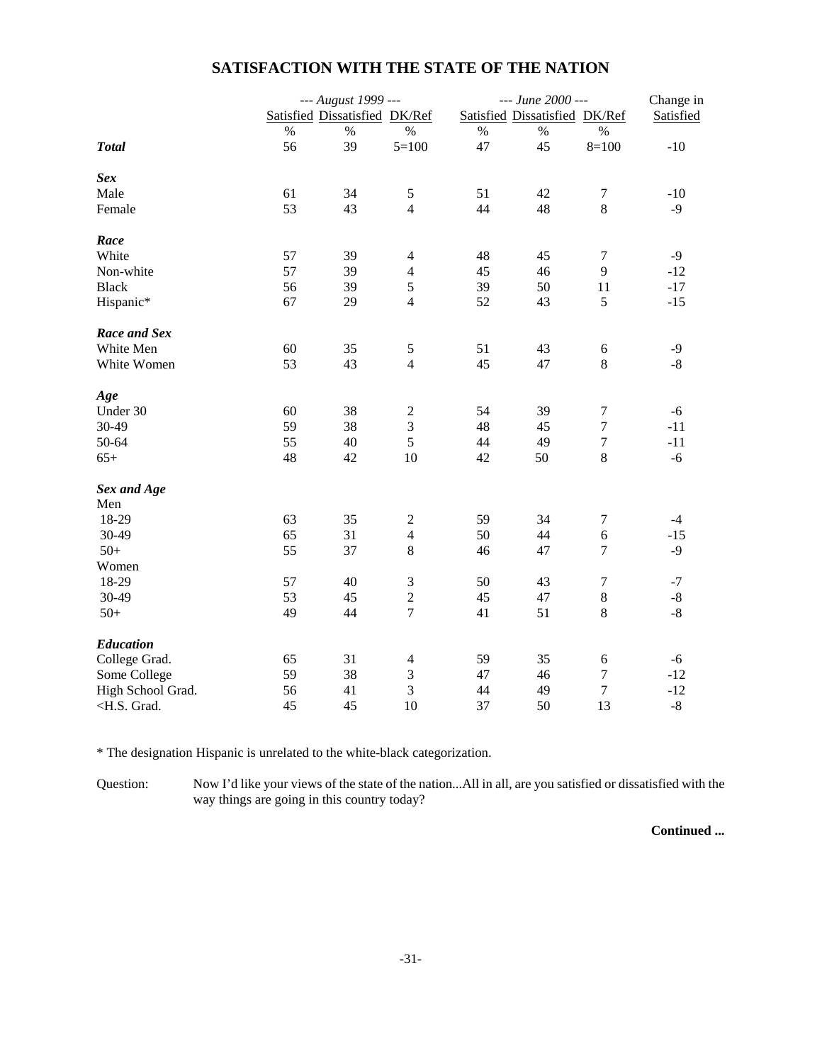## SATISFACTION WITH THE STATE OF THE NATION

| | --- August 1999 --- | | | --- June 2000 --- | | | Change in |
|---|---|---|---|---|---|---|---|
| | Satisfied | Dissatisfied | DK/Ref | Satisfied | Dissatisfied | DK/Ref | Satisfied |
| | % | % | % | % | % | % | |
| ***Total*** | 56 | 39 | 5=100 | 47 | 45 | 8=100 | -10 |
| ***Sex*** | | | | | | | |
| Male | 61 | 34 | 5 | 51 | 42 | 7 | -10 |
| Female | 53 | 43 | 4 | 44 | 48 | 8 | -9 |
| ***Race*** | | | | | | | |
| White | 57 | 39 | 4 | 48 | 45 | 7 | -9 |
| Non-white | 57 | 39 | 4 | 45 | 46 | 9 | -12 |
| Black | 56 | 39 | 5 | 39 | 50 | 11 | -17 |
| Hispanic* | 67 | 29 | 4 | 52 | 43 | 5 | -15 |
| ***Race and Sex*** | | | | | | | |
| White Men | 60 | 35 | 5 | 51 | 43 | 6 | -9 |
| White Women | 53 | 43 | 4 | 45 | 47 | 8 | -8 |
| ***Age*** | | | | | | | |
| Under 30 | 60 | 38 | 2 | 54 | 39 | 7 | -6 |
| 30-49 | 59 | 38 | 3 | 48 | 45 | 7 | -11 |
| 50-64 | 55 | 40 | 5 | 44 | 49 | 7 | -11 |
| 65+ | 48 | 42 | 10 | 42 | 50 | 8 | -6 |
| ***Sex and Age*** | | | | | | | |
| Men | | | | | | | |
| 18-29 | 63 | 35 | 2 | 59 | 34 | 7 | -4 |
| 30-49 | 65 | 31 | 4 | 50 | 44 | 6 | -15 |
| 50+ | 55 | 37 | 8 | 46 | 47 | 7 | -9 |
| Women | | | | | | | |
| 18-29 | 57 | 40 | 3 | 50 | 43 | 7 | -7 |
| 30-49 | 53 | 45 | 2 | 45 | 47 | 8 | -8 |
| 50+ | 49 | 44 | 7 | 41 | 51 | 8 | -8 |
| ***Education*** | | | | | | | |
| College Grad. | 65 | 31 | 4 | 59 | 35 | 6 | -6 |
| Some College | 59 | 38 | 3 | 47 | 46 | 7 | -12 |
| High School Grad. | 56 | 41 | 3 | 44 | 49 | 7 | -12 |
| <H.S. Grad. | 45 | 45 | 10 | 37 | 50 | 13 | -8 |

* The designation Hispanic is unrelated to the white-black categorization.

Question: Now I'd like your views of the state of the nation...All in all, are you satisfied or dissatisfied with the way things are going in this country today?

**Continued ...**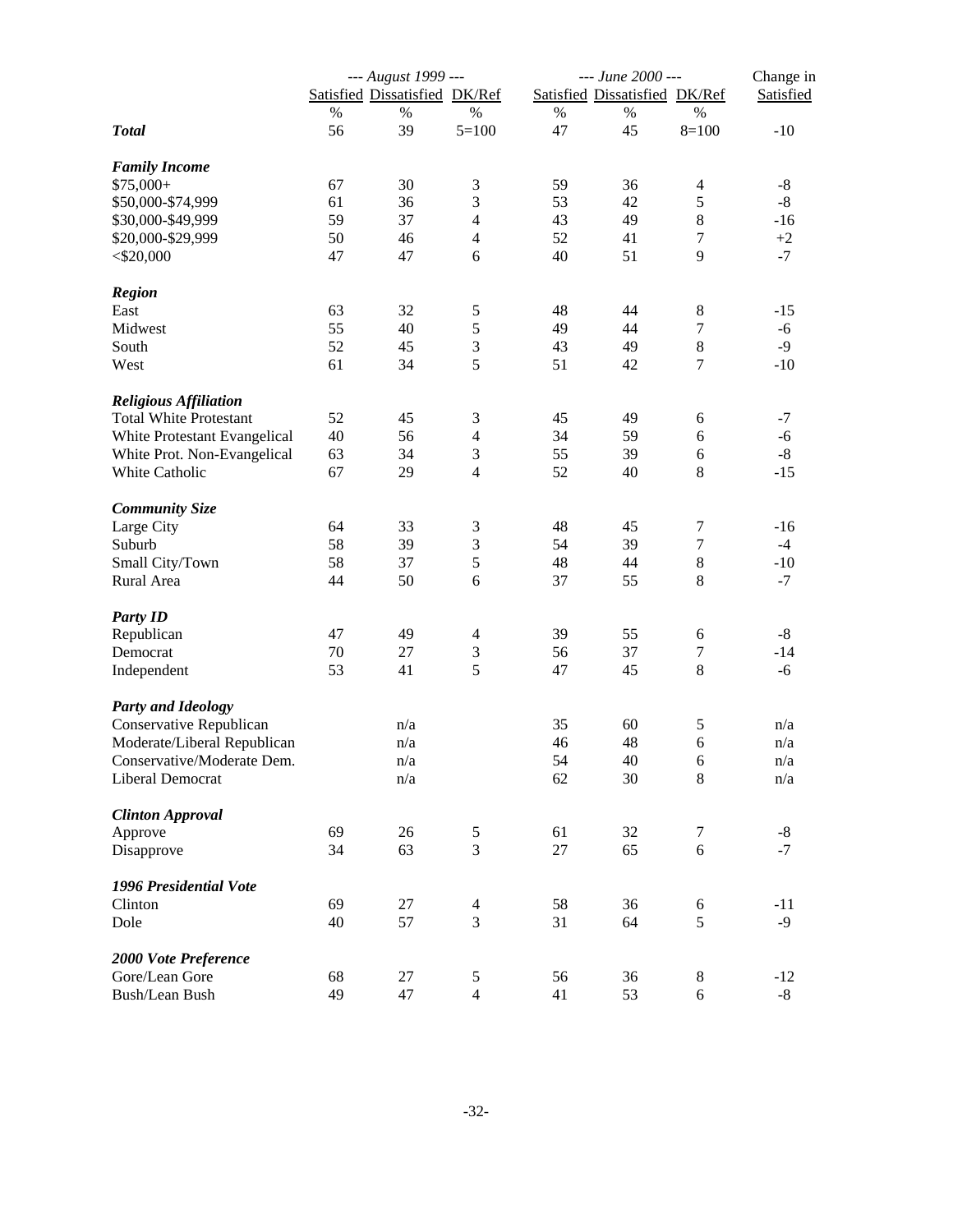| | --- August 1999 --- | | | --- June 2000 --- | | | Change in |
|---|---|---|---|---|---|---|---|
| | Satisfied | Dissatisfied | DK/Ref | Satisfied | Dissatisfied | DK/Ref | Satisfied |
| | % | % | % | % | % | % | |
| ***Total*** | 56 | 39 | 5=100 | 47 | 45 | 8=100 | -10 |
| ***Family Income*** | | | | | | | |
| $75,000+ | 67 | 30 | 3 | 59 | 36 | 4 | -8 |
| $50,000-$74,999 | 61 | 36 | 3 | 53 | 42 | 5 | -8 |
| $30,000-$49,999 | 59 | 37 | 4 | 43 | 49 | 8 | -16 |
| $20,000-$29,999 | 50 | 46 | 4 | 52 | 41 | 7 | +2 |
| <$20,000 | 47 | 47 | 6 | 40 | 51 | 9 | -7 |
| ***Region*** | | | | | | | |
| East | 63 | 32 | 5 | 48 | 44 | 8 | -15 |
| Midwest | 55 | 40 | 5 | 49 | 44 | 7 | -6 |
| South | 52 | 45 | 3 | 43 | 49 | 8 | -9 |
| West | 61 | 34 | 5 | 51 | 42 | 7 | -10 |
| ***Religious Affiliation*** | | | | | | | |
| Total White Protestant | 52 | 45 | 3 | 45 | 49 | 6 | -7 |
| White Protestant Evangelical | 40 | 56 | 4 | 34 | 59 | 6 | -6 |
| White Prot. Non-Evangelical | 63 | 34 | 3 | 55 | 39 | 6 | -8 |
| White Catholic | 67 | 29 | 4 | 52 | 40 | 8 | -15 |
| ***Community Size*** | | | | | | | |
| Large City | 64 | 33 | 3 | 48 | 45 | 7 | -16 |
| Suburb | 58 | 39 | 3 | 54 | 39 | 7 | -4 |
| Small City/Town | 58 | 37 | 5 | 48 | 44 | 8 | -10 |
| Rural Area | 44 | 50 | 6 | 37 | 55 | 8 | -7 |
| ***Party ID*** | | | | | | | |
| Republican | 47 | 49 | 4 | 39 | 55 | 6 | -8 |
| Democrat | 70 | 27 | 3 | 56 | 37 | 7 | -14 |
| Independent | 53 | 41 | 5 | 47 | 45 | 8 | -6 |
| ***Party and Ideology*** | | | | | | | |
| Conservative Republican | | n/a | | 35 | 60 | 5 | n/a |
| Moderate/Liberal Republican | | n/a | | 46 | 48 | 6 | n/a |
| Conservative/Moderate Dem. | | n/a | | 54 | 40 | 6 | n/a |
| Liberal Democrat | | n/a | | 62 | 30 | 8 | n/a |
| ***Clinton Approval*** | | | | | | | |
| Approve | 69 | 26 | 5 | 61 | 32 | 7 | -8 |
| Disapprove | 34 | 63 | 3 | 27 | 65 | 6 | -7 |
| ***1996 Presidential Vote*** | | | | | | | |
| Clinton | 69 | 27 | 4 | 58 | 36 | 6 | -11 |
| Dole | 40 | 57 | 3 | 31 | 64 | 5 | -9 |
| ***2000 Vote Preference*** | | | | | | | |
| Gore/Lean Gore | 68 | 27 | 5 | 56 | 36 | 8 | -12 |
| Bush/Lean Bush | 49 | 47 | 4 | 41 | 53 | 6 | -8 |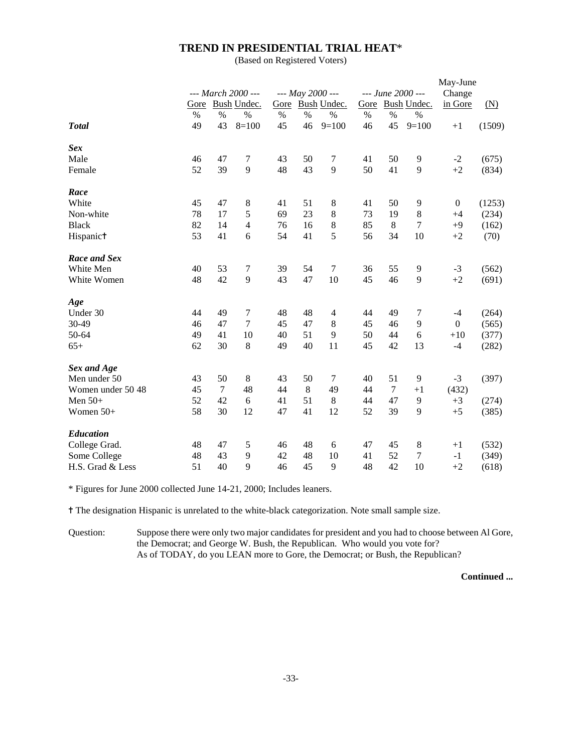# TREND IN PRESIDENTIAL TRIAL HEAT*

(Based on Registered Voters)

| | --- March 2000 --- | | | --- May 2000 --- | | | --- June 2000 --- | | | May-June Change | |
|---|---|---|---|---|---|---|---|---|---|---|---|
| | Gore | Bush | Undec. | Gore | Bush | Undec. | Gore | Bush | Undec. | in Gore | (N) |
| | % | % | % | % | % | % | % | % | % | | |
| ***Total*** | 49 | 43 | 8=100 | 45 | 46 | 9=100 | 46 | 45 | 9=100 | +1 | (1509) |
| ***Sex*** | | | | | | | | | | | |
| Male | 46 | 47 | 7 | 43 | 50 | 7 | 41 | 50 | 9 | -2 | (675) |
| Female | 52 | 39 | 9 | 48 | 43 | 9 | 50 | 41 | 9 | +2 | (834) |
| ***Race*** | | | | | | | | | | | |
| White | 45 | 47 | 8 | 41 | 51 | 8 | 41 | 50 | 9 | 0 | (1253) |
| Non-white | 78 | 17 | 5 | 69 | 23 | 8 | 73 | 19 | 8 | +4 | (234) |
| Black | 82 | 14 | 4 | 76 | 16 | 8 | 85 | 8 | 7 | +9 | (162) |
| Hispanic† | 53 | 41 | 6 | 54 | 41 | 5 | 56 | 34 | 10 | +2 | (70) |
| ***Race and Sex*** | | | | | | | | | | | |
| White Men | 40 | 53 | 7 | 39 | 54 | 7 | 36 | 55 | 9 | -3 | (562) |
| White Women | 48 | 42 | 9 | 43 | 47 | 10 | 45 | 46 | 9 | +2 | (691) |
| ***Age*** | | | | | | | | | | | |
| Under 30 | 44 | 49 | 7 | 48 | 48 | 4 | 44 | 49 | 7 | -4 | (264) |
| 30-49 | 46 | 47 | 7 | 45 | 47 | 8 | 45 | 46 | 9 | 0 | (565) |
| 50-64 | 49 | 41 | 10 | 40 | 51 | 9 | 50 | 44 | 6 | +10 | (377) |
| 65+ | 62 | 30 | 8 | 49 | 40 | 11 | 45 | 42 | 13 | -4 | (282) |
| ***Sex and Age*** | | | | | | | | | | | |
| Men under 50 | 43 | 50 | 8 | 43 | 50 | 7 | 40 | 51 | 9 | -3 | (397) |
| Women under 50 48 | 45 | 7 | 48 | 44 | 8 | 49 | 44 | 7 | +1 | (432) | |
| Men 50+ | 52 | 42 | 6 | 41 | 51 | 8 | 44 | 47 | 9 | +3 | (274) |
| Women 50+ | 58 | 30 | 12 | 47 | 41 | 12 | 52 | 39 | 9 | +5 | (385) |
| ***Education*** | | | | | | | | | | | |
| College Grad. | 48 | 47 | 5 | 46 | 48 | 6 | 47 | 45 | 8 | +1 | (532) |
| Some College | 48 | 43 | 9 | 42 | 48 | 10 | 41 | 52 | 7 | -1 | (349) |
| H.S. Grad & Less | 51 | 40 | 9 | 46 | 45 | 9 | 48 | 42 | 10 | +2 | (618) |

* Figures for June 2000 collected June 14-21, 2000; Includes leaners.

† The designation Hispanic is unrelated to the white-black categorization. Note small sample size.

Question: Suppose there were only two major candidates for president and you had to choose between Al Gore, the Democrat; and George W. Bush, the Republican. Who would you vote for?
As of TODAY, do you LEAN more to Gore, the Democrat; or Bush, the Republican?

**Continued ...**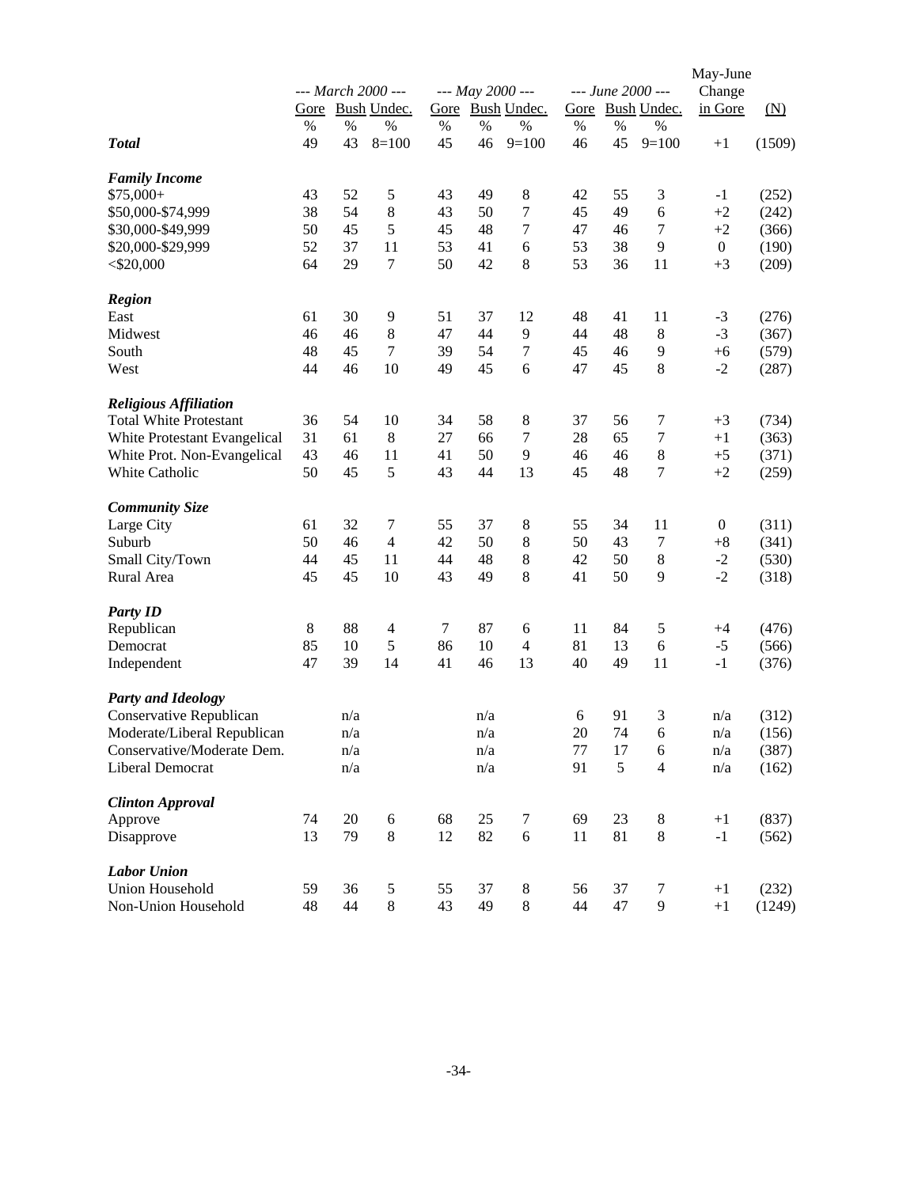| | --- March 2000 --- | | | --- May 2000 --- | | | --- June 2000 --- | | | May-June Change | |
|---|---|---|---|---|---|---|---|---|---|---|---|
| | Gore | Bush | Undec. | Gore | Bush | Undec. | Gore | Bush | Undec. | in Gore | (N) |
| | % | % | % | % | % | % | % | % | % | | |
| ***Total*** | 49 | 43 | 8=100 | 45 | 46 | 9=100 | 46 | 45 | 9=100 | +1 | (1509) |
| ***Family Income*** | | | | | | | | | | | |
| $75,000+ | 43 | 52 | 5 | 43 | 49 | 8 | 42 | 55 | 3 | -1 | (252) |
| $50,000-$74,999 | 38 | 54 | 8 | 43 | 50 | 7 | 45 | 49 | 6 | +2 | (242) |
| $30,000-$49,999 | 50 | 45 | 5 | 45 | 48 | 7 | 47 | 46 | 7 | +2 | (366) |
| $20,000-$29,999 | 52 | 37 | 11 | 53 | 41 | 6 | 53 | 38 | 9 | 0 | (190) |
| <$20,000 | 64 | 29 | 7 | 50 | 42 | 8 | 53 | 36 | 11 | +3 | (209) |
| ***Region*** | | | | | | | | | | | |
| East | 61 | 30 | 9 | 51 | 37 | 12 | 48 | 41 | 11 | -3 | (276) |
| Midwest | 46 | 46 | 8 | 47 | 44 | 9 | 44 | 48 | 8 | -3 | (367) |
| South | 48 | 45 | 7 | 39 | 54 | 7 | 45 | 46 | 9 | +6 | (579) |
| West | 44 | 46 | 10 | 49 | 45 | 6 | 47 | 45 | 8 | -2 | (287) |
| ***Religious Affiliation*** | | | | | | | | | | | |
| Total White Protestant | 36 | 54 | 10 | 34 | 58 | 8 | 37 | 56 | 7 | +3 | (734) |
| White Protestant Evangelical | 31 | 61 | 8 | 27 | 66 | 7 | 28 | 65 | 7 | +1 | (363) |
| White Prot. Non-Evangelical | 43 | 46 | 11 | 41 | 50 | 9 | 46 | 46 | 8 | +5 | (371) |
| White Catholic | 50 | 45 | 5 | 43 | 44 | 13 | 45 | 48 | 7 | +2 | (259) |
| ***Community Size*** | | | | | | | | | | | |
| Large City | 61 | 32 | 7 | 55 | 37 | 8 | 55 | 34 | 11 | 0 | (311) |
| Suburb | 50 | 46 | 4 | 42 | 50 | 8 | 50 | 43 | 7 | +8 | (341) |
| Small City/Town | 44 | 45 | 11 | 44 | 48 | 8 | 42 | 50 | 8 | -2 | (530) |
| Rural Area | 45 | 45 | 10 | 43 | 49 | 8 | 41 | 50 | 9 | -2 | (318) |
| ***Party ID*** | | | | | | | | | | | |
| Republican | 8 | 88 | 4 | 7 | 87 | 6 | 11 | 84 | 5 | +4 | (476) |
| Democrat | 85 | 10 | 5 | 86 | 10 | 4 | 81 | 13 | 6 | -5 | (566) |
| Independent | 47 | 39 | 14 | 41 | 46 | 13 | 40 | 49 | 11 | -1 | (376) |
| ***Party and Ideology*** | | | | | | | | | | | |
| Conservative Republican | | n/a | | | n/a | | 6 | 91 | 3 | n/a | (312) |
| Moderate/Liberal Republican | | n/a | | | n/a | | 20 | 74 | 6 | n/a | (156) |
| Conservative/Moderate Dem. | | n/a | | | n/a | | 77 | 17 | 6 | n/a | (387) |
| Liberal Democrat | | n/a | | | n/a | | 91 | 5 | 4 | n/a | (162) |
| ***Clinton Approval*** | | | | | | | | | | | |
| Approve | 74 | 20 | 6 | 68 | 25 | 7 | 69 | 23 | 8 | +1 | (837) |
| Disapprove | 13 | 79 | 8 | 12 | 82 | 6 | 11 | 81 | 8 | -1 | (562) |
| ***Labor Union*** | | | | | | | | | | | |
| Union Household | 59 | 36 | 5 | 55 | 37 | 8 | 56 | 37 | 7 | +1 | (232) |
| Non-Union Household | 48 | 44 | 8 | 43 | 49 | 8 | 44 | 47 | 9 | +1 | (1249) |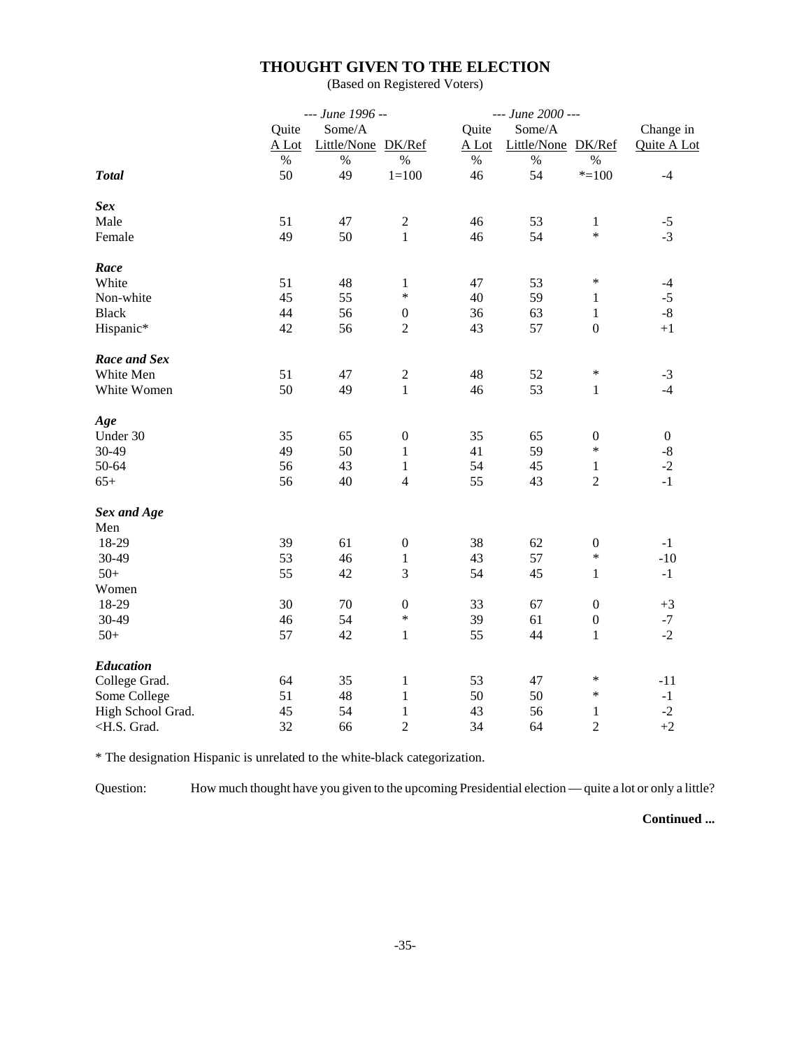## THOUGHT GIVEN TO THE ELECTION

(Based on Registered Voters)

| | --- June 1996 -- | | | --- June 2000 --- | | | |
|---|---|---|---|---|---|---|---|
| | Quite A Lot | Some/A Little/None | DK/Ref | Quite A Lot | Some/A Little/None | DK/Ref | Change in Quite A Lot |
| | % | % | % | % | % | % | |
| ***Total*** | 50 | 49 | 1=100 | 46 | 54 | *=100 | -4 |
| ***Sex*** | | | | | | | |
| Male | 51 | 47 | 2 | 46 | 53 | 1 | -5 |
| Female | 49 | 50 | 1 | 46 | 54 | * | -3 |
| ***Race*** | | | | | | | |
| White | 51 | 48 | 1 | 47 | 53 | * | -4 |
| Non-white | 45 | 55 | * | 40 | 59 | 1 | -5 |
| Black | 44 | 56 | 0 | 36 | 63 | 1 | -8 |
| Hispanic* | 42 | 56 | 2 | 43 | 57 | 0 | +1 |
| ***Race and Sex*** | | | | | | | |
| White Men | 51 | 47 | 2 | 48 | 52 | * | -3 |
| White Women | 50 | 49 | 1 | 46 | 53 | 1 | -4 |
| ***Age*** | | | | | | | |
| Under 30 | 35 | 65 | 0 | 35 | 65 | 0 | 0 |
| 30-49 | 49 | 50 | 1 | 41 | 59 | * | -8 |
| 50-64 | 56 | 43 | 1 | 54 | 45 | 1 | -2 |
| 65+ | 56 | 40 | 4 | 55 | 43 | 2 | -1 |
| ***Sex and Age*** | | | | | | | |
| Men | | | | | | | |
| 18-29 | 39 | 61 | 0 | 38 | 62 | 0 | -1 |
| 30-49 | 53 | 46 | 1 | 43 | 57 | * | -10 |
| 50+ | 55 | 42 | 3 | 54 | 45 | 1 | -1 |
| Women | | | | | | | |
| 18-29 | 30 | 70 | 0 | 33 | 67 | 0 | +3 |
| 30-49 | 46 | 54 | * | 39 | 61 | 0 | -7 |
| 50+ | 57 | 42 | 1 | 55 | 44 | 1 | -2 |
| ***Education*** | | | | | | | |
| College Grad. | 64 | 35 | 1 | 53 | 47 | * | -11 |
| Some College | 51 | 48 | 1 | 50 | 50 | * | -1 |
| High School Grad. | 45 | 54 | 1 | 43 | 56 | 1 | -2 |
| <H.S. Grad. | 32 | 66 | 2 | 34 | 64 | 2 | +2 |

* The designation Hispanic is unrelated to the white-black categorization.

Question: How much thought have you given to the upcoming Presidential election — quite a lot or only a little?

**Continued ...**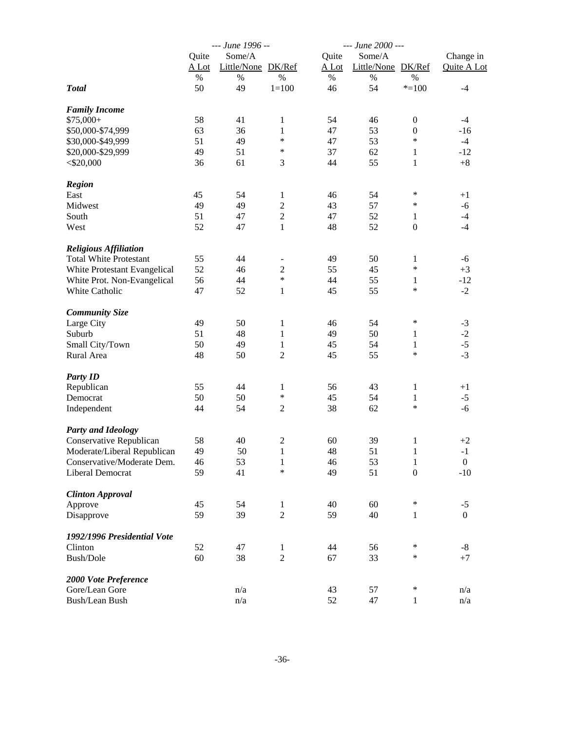| | --- June 1996 -- | | | --- June 2000 --- | | | |
|---|---|---|---|---|---|---|---|
| | Quite A Lot | Some/A Little/None | DK/Ref | Quite A Lot | Some/A Little/None | DK/Ref | Change in Quite A Lot |
| | % | % | % | % | % | % | |
| ***Total*** | 50 | 49 | 1=100 | 46 | 54 | *=100 | -4 |
| ***Family Income*** | | | | | | | |
| $75,000+ | 58 | 41 | 1 | 54 | 46 | 0 | -4 |
| $50,000-$74,999 | 63 | 36 | 1 | 47 | 53 | 0 | -16 |
| $30,000-$49,999 | 51 | 49 | * | 47 | 53 | * | -4 |
| $20,000-$29,999 | 49 | 51 | * | 37 | 62 | 1 | -12 |
| <$20,000 | 36 | 61 | 3 | 44 | 55 | 1 | +8 |
| ***Region*** | | | | | | | |
| East | 45 | 54 | 1 | 46 | 54 | * | +1 |
| Midwest | 49 | 49 | 2 | 43 | 57 | * | -6 |
| South | 51 | 47 | 2 | 47 | 52 | 1 | -4 |
| West | 52 | 47 | 1 | 48 | 52 | 0 | -4 |
| ***Religious Affiliation*** | | | | | | | |
| Total White Protestant | 55 | 44 | - | 49 | 50 | 1 | -6 |
| White Protestant Evangelical | 52 | 46 | 2 | 55 | 45 | * | +3 |
| White Prot. Non-Evangelical | 56 | 44 | * | 44 | 55 | 1 | -12 |
| White Catholic | 47 | 52 | 1 | 45 | 55 | * | -2 |
| ***Community Size*** | | | | | | | |
| Large City | 49 | 50 | 1 | 46 | 54 | * | -3 |
| Suburb | 51 | 48 | 1 | 49 | 50 | 1 | -2 |
| Small City/Town | 50 | 49 | 1 | 45 | 54 | 1 | -5 |
| Rural Area | 48 | 50 | 2 | 45 | 55 | * | -3 |
| ***Party ID*** | | | | | | | |
| Republican | 55 | 44 | 1 | 56 | 43 | 1 | +1 |
| Democrat | 50 | 50 | * | 45 | 54 | 1 | -5 |
| Independent | 44 | 54 | 2 | 38 | 62 | * | -6 |
| ***Party and Ideology*** | | | | | | | |
| Conservative Republican | 58 | 40 | 2 | 60 | 39 | 1 | +2 |
| Moderate/Liberal Republican | 49 | 50 | 1 | 48 | 51 | 1 | -1 |
| Conservative/Moderate Dem. | 46 | 53 | 1 | 46 | 53 | 1 | 0 |
| Liberal Democrat | 59 | 41 | * | 49 | 51 | 0 | -10 |
| ***Clinton Approval*** | | | | | | | |
| Approve | 45 | 54 | 1 | 40 | 60 | * | -5 |
| Disapprove | 59 | 39 | 2 | 59 | 40 | 1 | 0 |
| ***1992/1996 Presidential Vote*** | | | | | | | |
| Clinton | 52 | 47 | 1 | 44 | 56 | * | -8 |
| Bush/Dole | 60 | 38 | 2 | 67 | 33 | * | +7 |
| ***2000 Vote Preference*** | | | | | | | |
| Gore/Lean Gore | | n/a | | 43 | 57 | * | n/a |
| Bush/Lean Bush | | n/a | | 52 | 47 | 1 | n/a |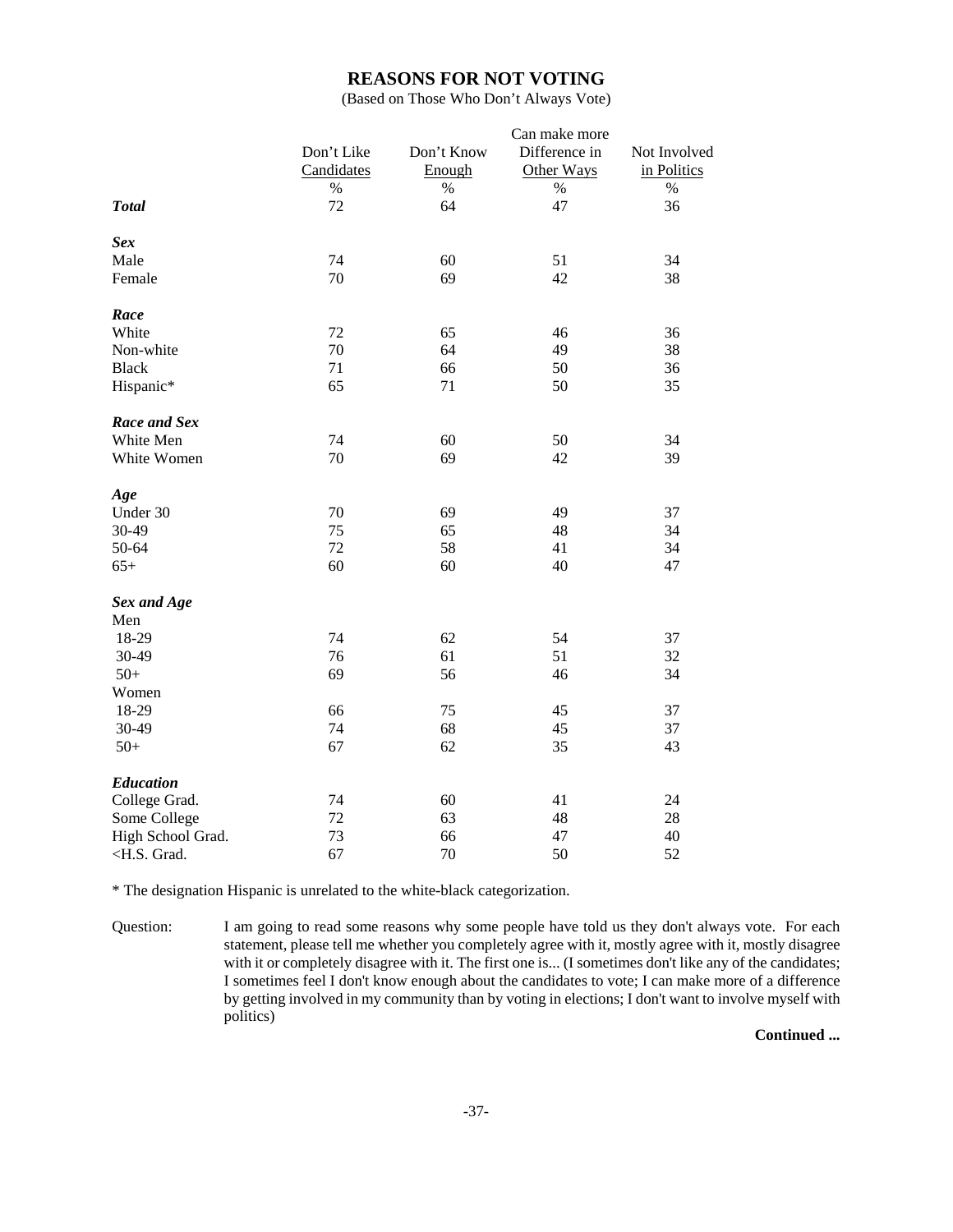## REASONS FOR NOT VOTING

(Based on Those Who Don't Always Vote)

| | Don't Like Candidates | Don't Know Enough | Can make more Difference in Other Ways | Not Involved in Politics |
|---|---|---|---|---|
| | % | % | % | % |
| ***Total*** | 72 | 64 | 47 | 36 |
| ***Sex*** | | | | |
| Male | 74 | 60 | 51 | 34 |
| Female | 70 | 69 | 42 | 38 |
| ***Race*** | | | | |
| White | 72 | 65 | 46 | 36 |
| Non-white | 70 | 64 | 49 | 38 |
| Black | 71 | 66 | 50 | 36 |
| Hispanic* | 65 | 71 | 50 | 35 |
| ***Race and Sex*** | | | | |
| White Men | 74 | 60 | 50 | 34 |
| White Women | 70 | 69 | 42 | 39 |
| ***Age*** | | | | |
| Under 30 | 70 | 69 | 49 | 37 |
| 30-49 | 75 | 65 | 48 | 34 |
| 50-64 | 72 | 58 | 41 | 34 |
| 65+ | 60 | 60 | 40 | 47 |
| ***Sex and Age*** | | | | |
| Men | | | | |
| 18-29 | 74 | 62 | 54 | 37 |
| 30-49 | 76 | 61 | 51 | 32 |
| 50+ | 69 | 56 | 46 | 34 |
| Women | | | | |
| 18-29 | 66 | 75 | 45 | 37 |
| 30-49 | 74 | 68 | 45 | 37 |
| 50+ | 67 | 62 | 35 | 43 |
| ***Education*** | | | | |
| College Grad. | 74 | 60 | 41 | 24 |
| Some College | 72 | 63 | 48 | 28 |
| High School Grad. | 73 | 66 | 47 | 40 |
| <H.S. Grad. | 67 | 70 | 50 | 52 |

* The designation Hispanic is unrelated to the white-black categorization.

Question: I am going to read some reasons why some people have told us they don't always vote. For each statement, please tell me whether you completely agree with it, mostly agree with it, mostly disagree with it or completely disagree with it. The first one is... (I sometimes don't like any of the candidates; I sometimes feel I don't know enough about the candidates to vote; I can make more of a difference by getting involved in my community than by voting in elections; I don't want to involve myself with politics)

**Continued ...**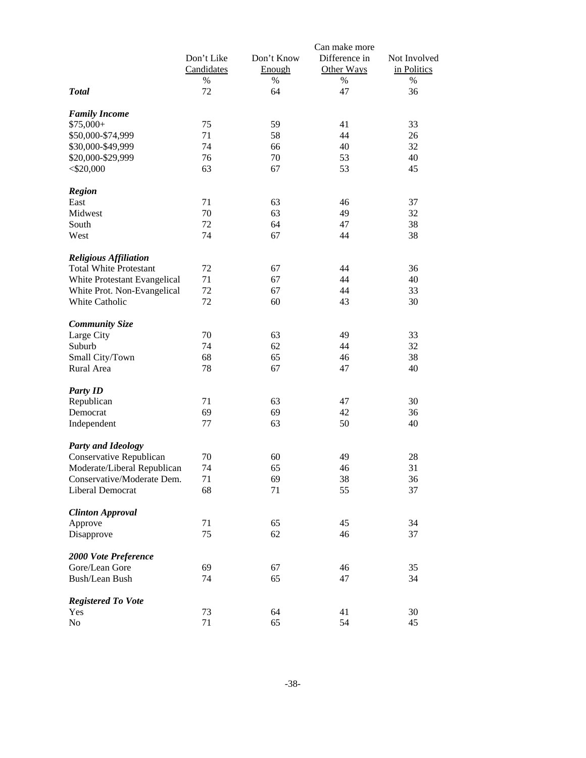| | Don't Like Candidates | Don't Know Enough | Can make more Difference in Other Ways | Not Involved in Politics |
|---|---|---|---|---|
| | % | % | % | % |
| ***Total*** | 72 | 64 | 47 | 36 |
| ***Family Income*** | | | | |
| $75,000+ | 75 | 59 | 41 | 33 |
| $50,000-$74,999 | 71 | 58 | 44 | 26 |
| $30,000-$49,999 | 74 | 66 | 40 | 32 |
| $20,000-$29,999 | 76 | 70 | 53 | 40 |
| <$20,000 | 63 | 67 | 53 | 45 |
| ***Region*** | | | | |
| East | 71 | 63 | 46 | 37 |
| Midwest | 70 | 63 | 49 | 32 |
| South | 72 | 64 | 47 | 38 |
| West | 74 | 67 | 44 | 38 |
| ***Religious Affiliation*** | | | | |
| Total White Protestant | 72 | 67 | 44 | 36 |
| White Protestant Evangelical | 71 | 67 | 44 | 40 |
| White Prot. Non-Evangelical | 72 | 67 | 44 | 33 |
| White Catholic | 72 | 60 | 43 | 30 |
| ***Community Size*** | | | | |
| Large City | 70 | 63 | 49 | 33 |
| Suburb | 74 | 62 | 44 | 32 |
| Small City/Town | 68 | 65 | 46 | 38 |
| Rural Area | 78 | 67 | 47 | 40 |
| ***Party ID*** | | | | |
| Republican | 71 | 63 | 47 | 30 |
| Democrat | 69 | 69 | 42 | 36 |
| Independent | 77 | 63 | 50 | 40 |
| ***Party and Ideology*** | | | | |
| Conservative Republican | 70 | 60 | 49 | 28 |
| Moderate/Liberal Republican | 74 | 65 | 46 | 31 |
| Conservative/Moderate Dem. | 71 | 69 | 38 | 36 |
| Liberal Democrat | 68 | 71 | 55 | 37 |
| ***Clinton Approval*** | | | | |
| Approve | 71 | 65 | 45 | 34 |
| Disapprove | 75 | 62 | 46 | 37 |
| ***2000 Vote Preference*** | | | | |
| Gore/Lean Gore | 69 | 67 | 46 | 35 |
| Bush/Lean Bush | 74 | 65 | 47 | 34 |
| ***Registered To Vote*** | | | | |
| Yes | 73 | 64 | 41 | 30 |
| No | 71 | 65 | 54 | 45 |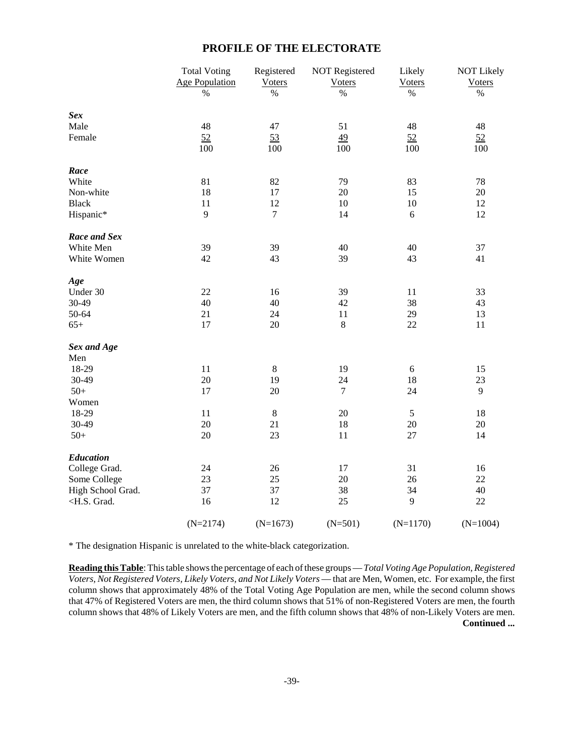## PROFILE OF THE ELECTORATE

| | Total Voting Age Population % | Registered Voters % | NOT Registered Voters % | Likely Voters % | NOT Likely Voters % |
|---|---|---|---|---|---|
| ***Sex*** | | | | | |
| Male | 48 | 47 | 51 | 48 | 48 |
| Female | 52 | 53 | 49 | 52 | 52 |
| | 100 | 100 | 100 | 100 | 100 |
| ***Race*** | | | | | |
| White | 81 | 82 | 79 | 83 | 78 |
| Non-white | 18 | 17 | 20 | 15 | 20 |
| Black | 11 | 12 | 10 | 10 | 12 |
| Hispanic* | 9 | 7 | 14 | 6 | 12 |
| ***Race and Sex*** | | | | | |
| White Men | 39 | 39 | 40 | 40 | 37 |
| White Women | 42 | 43 | 39 | 43 | 41 |
| ***Age*** | | | | | |
| Under 30 | 22 | 16 | 39 | 11 | 33 |
| 30-49 | 40 | 40 | 42 | 38 | 43 |
| 50-64 | 21 | 24 | 11 | 29 | 13 |
| 65+ | 17 | 20 | 8 | 22 | 11 |
| ***Sex and Age*** | | | | | |
| Men | | | | | |
| 18-29 | 11 | 8 | 19 | 6 | 15 |
| 30-49 | 20 | 19 | 24 | 18 | 23 |
| 50+ | 17 | 20 | 7 | 24 | 9 |
| Women | | | | | |
| 18-29 | 11 | 8 | 20 | 5 | 18 |
| 30-49 | 20 | 21 | 18 | 20 | 20 |
| 50+ | 20 | 23 | 11 | 27 | 14 |
| ***Education*** | | | | | |
| College Grad. | 24 | 26 | 17 | 31 | 16 |
| Some College | 23 | 25 | 20 | 26 | 22 |
| High School Grad. | 37 | 37 | 38 | 34 | 40 |
| <H.S. Grad. | 16 | 12 | 25 | 9 | 22 |
| | (N=2174) | (N=1673) | (N=501) | (N=1170) | (N=1004) |

* The designation Hispanic is unrelated to the white-black categorization.

**Reading this Table**: This table shows the percentage of each of these groups — *Total Voting Age Population, Registered Voters, Not Registered Voters, Likely Voters, and Not Likely Voters* — that are Men, Women, etc. For example, the first column shows that approximately 48% of the Total Voting Age Population are men, while the second column shows that 47% of Registered Voters are men, the third column shows that 51% of non-Registered Voters are men, the fourth column shows that 48% of Likely Voters are men, and the fifth column shows that 48% of non-Likely Voters are men.

**Continued ...**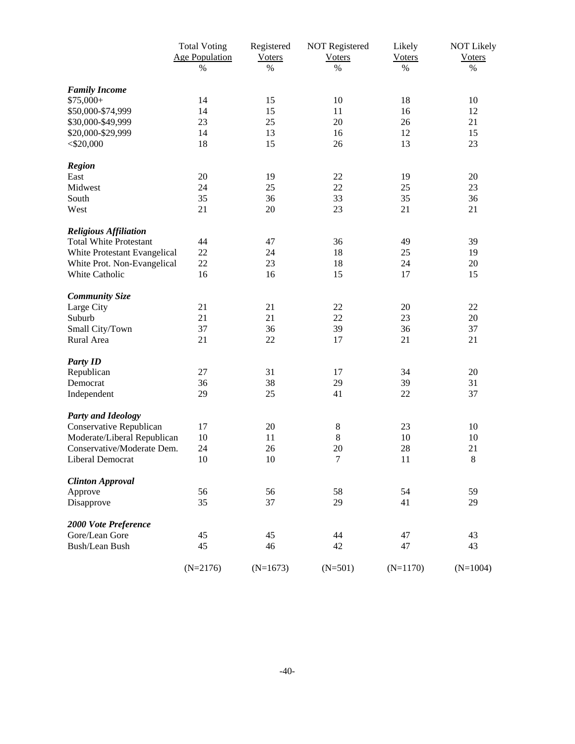| | Total Voting Age Population | Registered Voters | NOT Registered Voters | Likely Voters | NOT Likely Voters |
|---|---|---|---|---|---|
| | % | % | % | % | % |
| ***Family Income*** | | | | | |
| $75,000+ | 14 | 15 | 10 | 18 | 10 |
| $50,000-$74,999 | 14 | 15 | 11 | 16 | 12 |
| $30,000-$49,999 | 23 | 25 | 20 | 26 | 21 |
| $20,000-$29,999 | 14 | 13 | 16 | 12 | 15 |
| <$20,000 | 18 | 15 | 26 | 13 | 23 |
| ***Region*** | | | | | |
| East | 20 | 19 | 22 | 19 | 20 |
| Midwest | 24 | 25 | 22 | 25 | 23 |
| South | 35 | 36 | 33 | 35 | 36 |
| West | 21 | 20 | 23 | 21 | 21 |
| ***Religious Affiliation*** | | | | | |
| Total White Protestant | 44 | 47 | 36 | 49 | 39 |
| White Protestant Evangelical | 22 | 24 | 18 | 25 | 19 |
| White Prot. Non-Evangelical | 22 | 23 | 18 | 24 | 20 |
| White Catholic | 16 | 16 | 15 | 17 | 15 |
| ***Community Size*** | | | | | |
| Large City | 21 | 21 | 22 | 20 | 22 |
| Suburb | 21 | 21 | 22 | 23 | 20 |
| Small City/Town | 37 | 36 | 39 | 36 | 37 |
| Rural Area | 21 | 22 | 17 | 21 | 21 |
| ***Party ID*** | | | | | |
| Republican | 27 | 31 | 17 | 34 | 20 |
| Democrat | 36 | 38 | 29 | 39 | 31 |
| Independent | 29 | 25 | 41 | 22 | 37 |
| ***Party and Ideology*** | | | | | |
| Conservative Republican | 17 | 20 | 8 | 23 | 10 |
| Moderate/Liberal Republican | 10 | 11 | 8 | 10 | 10 |
| Conservative/Moderate Dem. | 24 | 26 | 20 | 28 | 21 |
| Liberal Democrat | 10 | 10 | 7 | 11 | 8 |
| ***Clinton Approval*** | | | | | |
| Approve | 56 | 56 | 58 | 54 | 59 |
| Disapprove | 35 | 37 | 29 | 41 | 29 |
| ***2000 Vote Preference*** | | | | | |
| Gore/Lean Gore | 45 | 45 | 44 | 47 | 43 |
| Bush/Lean Bush | 45 | 46 | 42 | 47 | 43 |
| | (N=2176) | (N=1673) | (N=501) | (N=1170) | (N=1004) |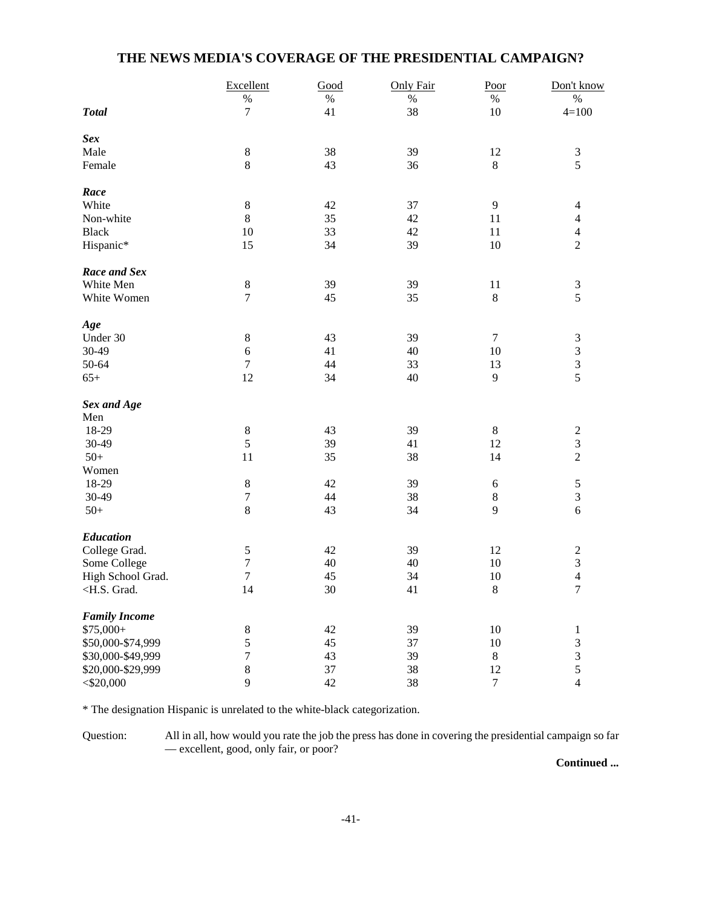## THE NEWS MEDIA'S COVERAGE OF THE PRESIDENTIAL CAMPAIGN?

| | Excellent | Good | Only Fair | Poor | Don't know |
|---|---|---|---|---|---|
| | % | % | % | % | % |
| ***Total*** | 7 | 41 | 38 | 10 | 4=100 |
| ***Sex*** | | | | | |
| Male | 8 | 38 | 39 | 12 | 3 |
| Female | 8 | 43 | 36 | 8 | 5 |
| ***Race*** | | | | | |
| White | 8 | 42 | 37 | 9 | 4 |
| Non-white | 8 | 35 | 42 | 11 | 4 |
| Black | 10 | 33 | 42 | 11 | 4 |
| Hispanic* | 15 | 34 | 39 | 10 | 2 |
| ***Race and Sex*** | | | | | |
| White Men | 8 | 39 | 39 | 11 | 3 |
| White Women | 7 | 45 | 35 | 8 | 5 |
| ***Age*** | | | | | |
| Under 30 | 8 | 43 | 39 | 7 | 3 |
| 30-49 | 6 | 41 | 40 | 10 | 3 |
| 50-64 | 7 | 44 | 33 | 13 | 3 |
| 65+ | 12 | 34 | 40 | 9 | 5 |
| ***Sex and Age*** | | | | | |
| Men | | | | | |
| 18-29 | 8 | 43 | 39 | 8 | 2 |
| 30-49 | 5 | 39 | 41 | 12 | 3 |
| 50+ | 11 | 35 | 38 | 14 | 2 |
| Women | | | | | |
| 18-29 | 8 | 42 | 39 | 6 | 5 |
| 30-49 | 7 | 44 | 38 | 8 | 3 |
| 50+ | 8 | 43 | 34 | 9 | 6 |
| ***Education*** | | | | | |
| College Grad. | 5 | 42 | 39 | 12 | 2 |
| Some College | 7 | 40 | 40 | 10 | 3 |
| High School Grad. | 7 | 45 | 34 | 10 | 4 |
| <H.S. Grad. | 14 | 30 | 41 | 8 | 7 |
| ***Family Income*** | | | | | |
| $75,000+ | 8 | 42 | 39 | 10 | 1 |
| $50,000-$74,999 | 5 | 45 | 37 | 10 | 3 |
| $30,000-$49,999 | 7 | 43 | 39 | 8 | 3 |
| $20,000-$29,999 | 8 | 37 | 38 | 12 | 5 |
| <$20,000 | 9 | 42 | 38 | 7 | 4 |

* The designation Hispanic is unrelated to the white-black categorization.

Question: All in all, how would you rate the job the press has done in covering the presidential campaign so far — excellent, good, only fair, or poor?

**Continued ...**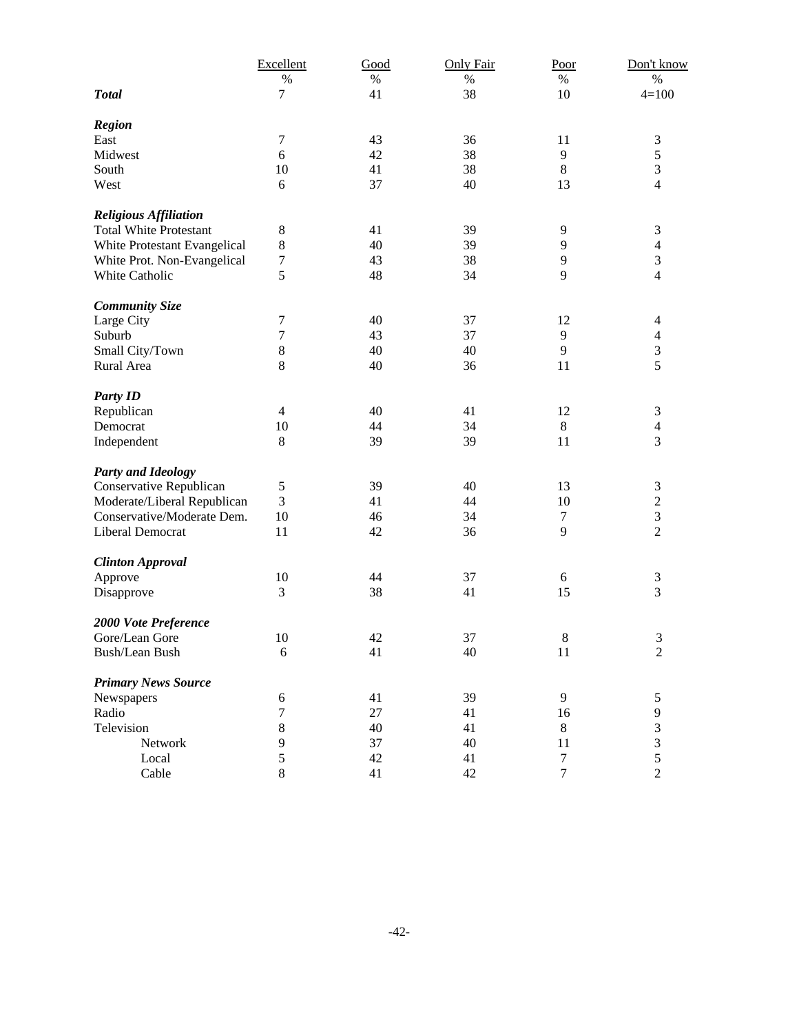| | Excellent | Good | Only Fair | Poor | Don't know |
|---|---|---|---|---|---|
| | % | % | % | % | % |
| ***Total*** | 7 | 41 | 38 | 10 | 4=100 |
| | | | | | |
| ***Region*** | | | | | |
| East | 7 | 43 | 36 | 11 | 3 |
| Midwest | 6 | 42 | 38 | 9 | 5 |
| South | 10 | 41 | 38 | 8 | 3 |
| West | 6 | 37 | 40 | 13 | 4 |
| | | | | | |
| ***Religious Affiliation*** | | | | | |
| Total White Protestant | 8 | 41 | 39 | 9 | 3 |
| White Protestant Evangelical | 8 | 40 | 39 | 9 | 4 |
| White Prot. Non-Evangelical | 7 | 43 | 38 | 9 | 3 |
| White Catholic | 5 | 48 | 34 | 9 | 4 |
| | | | | | |
| ***Community Size*** | | | | | |
| Large City | 7 | 40 | 37 | 12 | 4 |
| Suburb | 7 | 43 | 37 | 9 | 4 |
| Small City/Town | 8 | 40 | 40 | 9 | 3 |
| Rural Area | 8 | 40 | 36 | 11 | 5 |
| | | | | | |
| ***Party ID*** | | | | | |
| Republican | 4 | 40 | 41 | 12 | 3 |
| Democrat | 10 | 44 | 34 | 8 | 4 |
| Independent | 8 | 39 | 39 | 11 | 3 |
| | | | | | |
| ***Party and Ideology*** | | | | | |
| Conservative Republican | 5 | 39 | 40 | 13 | 3 |
| Moderate/Liberal Republican | 3 | 41 | 44 | 10 | 2 |
| Conservative/Moderate Dem. | 10 | 46 | 34 | 7 | 3 |
| Liberal Democrat | 11 | 42 | 36 | 9 | 2 |
| | | | | | |
| ***Clinton Approval*** | | | | | |
| Approve | 10 | 44 | 37 | 6 | 3 |
| Disapprove | 3 | 38 | 41 | 15 | 3 |
| | | | | | |
| ***2000 Vote Preference*** | | | | | |
| Gore/Lean Gore | 10 | 42 | 37 | 8 | 3 |
| Bush/Lean Bush | 6 | 41 | 40 | 11 | 2 |
| | | | | | |
| ***Primary News Source*** | | | | | |
| Newspapers | 6 | 41 | 39 | 9 | 5 |
| Radio | 7 | 27 | 41 | 16 | 9 |
| Television | 8 | 40 | 41 | 8 | 3 |
| Network | 9 | 37 | 40 | 11 | 3 |
| Local | 5 | 42 | 41 | 7 | 5 |
| Cable | 8 | 41 | 42 | 7 | 2 |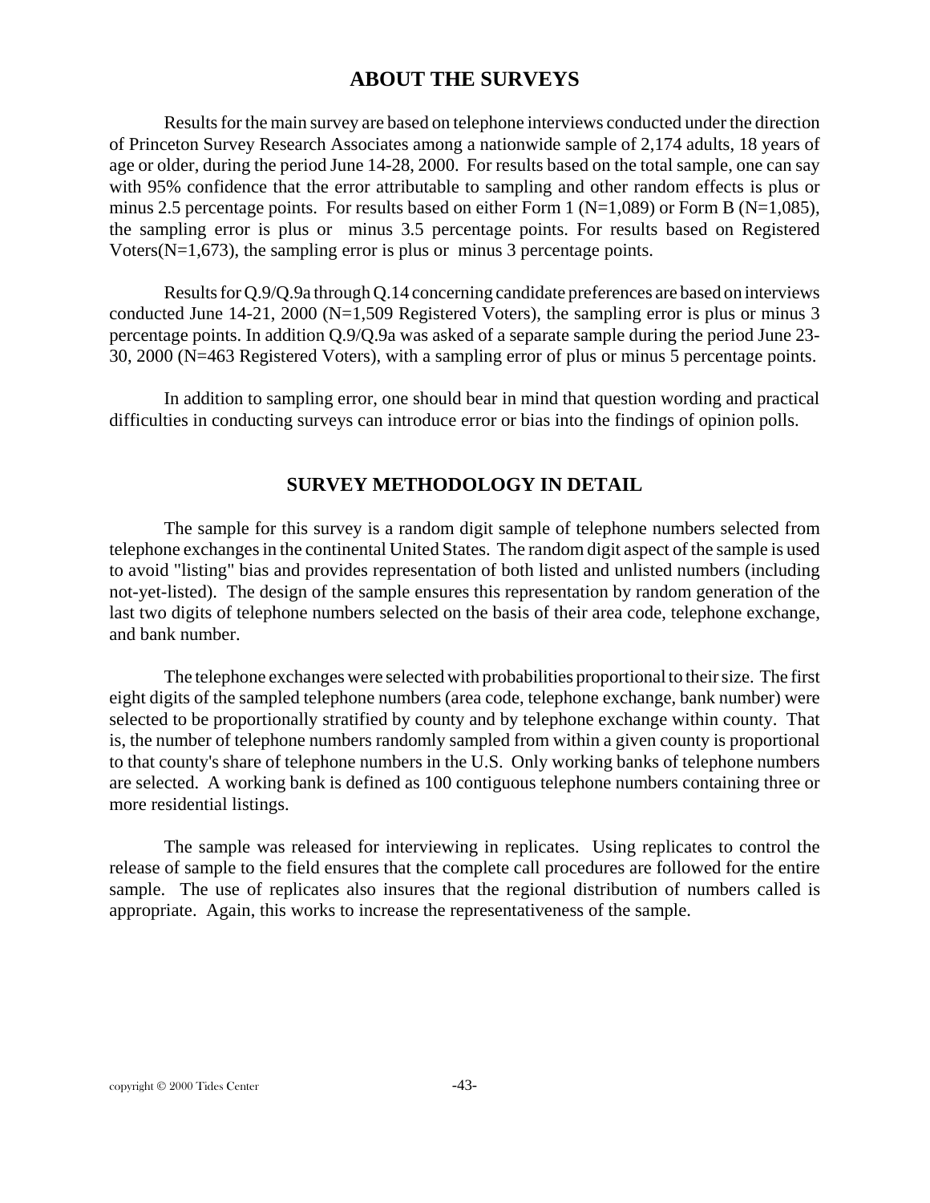## ABOUT THE SURVEYS

Results for the main survey are based on telephone interviews conducted under the direction of Princeton Survey Research Associates among a nationwide sample of 2,174 adults, 18 years of age or older, during the period June 14-28, 2000. For results based on the total sample, one can say with 95% confidence that the error attributable to sampling and other random effects is plus or minus 2.5 percentage points. For results based on either Form 1 (N=1,089) or Form B (N=1,085), the sampling error is plus or minus 3.5 percentage points. For results based on Registered Voters(N=1,673), the sampling error is plus or minus 3 percentage points.

Results for Q.9/Q.9a through Q.14 concerning candidate preferences are based on interviews conducted June 14-21, 2000 (N=1,509 Registered Voters), the sampling error is plus or minus 3 percentage points. In addition Q.9/Q.9a was asked of a separate sample during the period June 23-30, 2000 (N=463 Registered Voters), with a sampling error of plus or minus 5 percentage points.

In addition to sampling error, one should bear in mind that question wording and practical difficulties in conducting surveys can introduce error or bias into the findings of opinion polls.

## SURVEY METHODOLOGY IN DETAIL

The sample for this survey is a random digit sample of telephone numbers selected from telephone exchanges in the continental United States. The random digit aspect of the sample is used to avoid "listing" bias and provides representation of both listed and unlisted numbers (including not-yet-listed). The design of the sample ensures this representation by random generation of the last two digits of telephone numbers selected on the basis of their area code, telephone exchange, and bank number.

The telephone exchanges were selected with probabilities proportional to their size. The first eight digits of the sampled telephone numbers (area code, telephone exchange, bank number) were selected to be proportionally stratified by county and by telephone exchange within county. That is, the number of telephone numbers randomly sampled from within a given county is proportional to that county's share of telephone numbers in the U.S. Only working banks of telephone numbers are selected. A working bank is defined as 100 contiguous telephone numbers containing three or more residential listings.

The sample was released for interviewing in replicates. Using replicates to control the release of sample to the field ensures that the complete call procedures are followed for the entire sample. The use of replicates also insures that the regional distribution of numbers called is appropriate. Again, this works to increase the representativeness of the sample.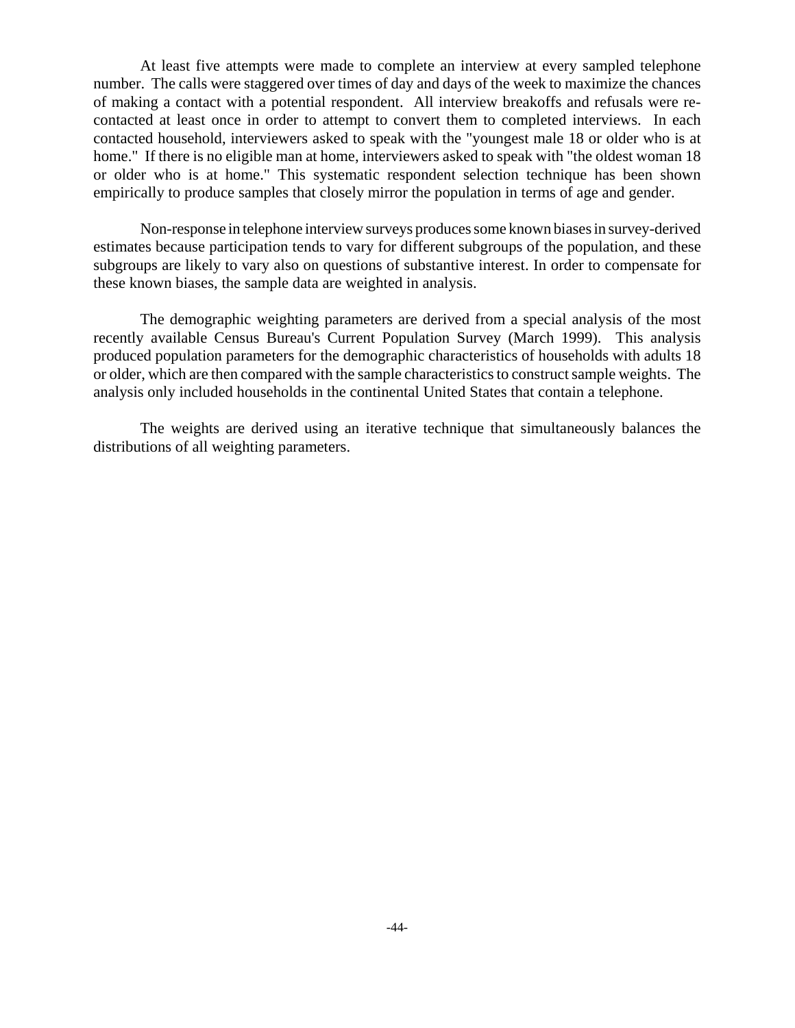At least five attempts were made to complete an interview at every sampled telephone number. The calls were staggered over times of day and days of the week to maximize the chances of making a contact with a potential respondent. All interview breakoffs and refusals were re-contacted at least once in order to attempt to convert them to completed interviews. In each contacted household, interviewers asked to speak with the "youngest male 18 or older who is at home." If there is no eligible man at home, interviewers asked to speak with "the oldest woman 18 or older who is at home." This systematic respondent selection technique has been shown empirically to produce samples that closely mirror the population in terms of age and gender.

Non-response in telephone interview surveys produces some known biases in survey-derived estimates because participation tends to vary for different subgroups of the population, and these subgroups are likely to vary also on questions of substantive interest. In order to compensate for these known biases, the sample data are weighted in analysis.

The demographic weighting parameters are derived from a special analysis of the most recently available Census Bureau's Current Population Survey (March 1999). This analysis produced population parameters for the demographic characteristics of households with adults 18 or older, which are then compared with the sample characteristics to construct sample weights. The analysis only included households in the continental United States that contain a telephone.

The weights are derived using an iterative technique that simultaneously balances the distributions of all weighting parameters.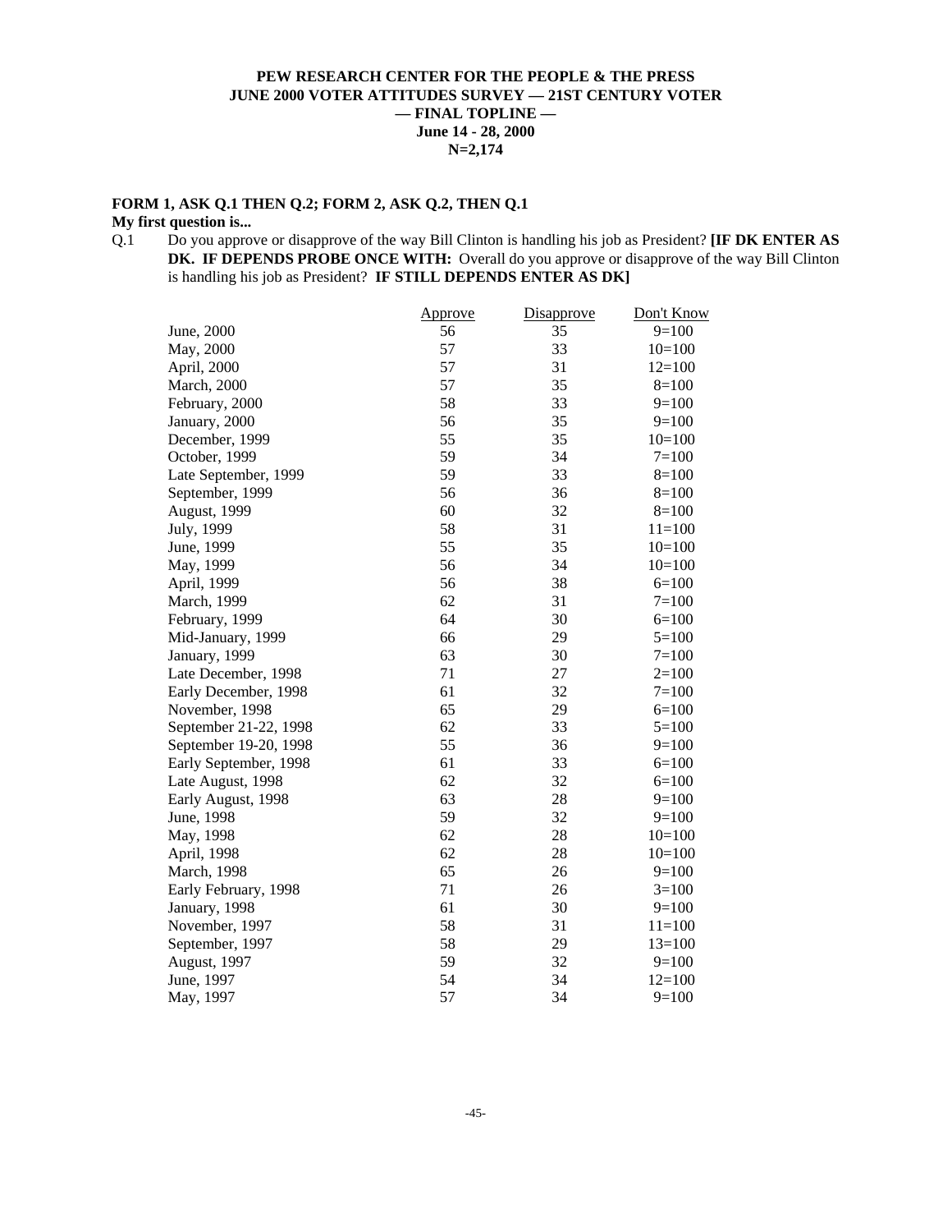**PEW RESEARCH CENTER FOR THE PEOPLE & THE PRESS**
**JUNE 2000 VOTER ATTITUDES SURVEY — 21ST CENTURY VOTER**
**— FINAL TOPLINE —**
**June 14 - 28, 2000**
**N=2,174**

**FORM 1, ASK Q.1 THEN Q.2; FORM 2, ASK Q.2, THEN Q.1**

**My first question is...**

Q.1 Do you approve or disapprove of the way Bill Clinton is handling his job as President? **[IF DK ENTER AS DK. IF DEPENDS PROBE ONCE WITH:** Overall do you approve or disapprove of the way Bill Clinton is handling his job as President? **IF STILL DEPENDS ENTER AS DK]**

| | Approve | Disapprove | Don't Know |
|---|---|---|---|
| June, 2000 | 56 | 35 | 9=100 |
| May, 2000 | 57 | 33 | 10=100 |
| April, 2000 | 57 | 31 | 12=100 |
| March, 2000 | 57 | 35 | 8=100 |
| February, 2000 | 58 | 33 | 9=100 |
| January, 2000 | 56 | 35 | 9=100 |
| December, 1999 | 55 | 35 | 10=100 |
| October, 1999 | 59 | 34 | 7=100 |
| Late September, 1999 | 59 | 33 | 8=100 |
| September, 1999 | 56 | 36 | 8=100 |
| August, 1999 | 60 | 32 | 8=100 |
| July, 1999 | 58 | 31 | 11=100 |
| June, 1999 | 55 | 35 | 10=100 |
| May, 1999 | 56 | 34 | 10=100 |
| April, 1999 | 56 | 38 | 6=100 |
| March, 1999 | 62 | 31 | 7=100 |
| February, 1999 | 64 | 30 | 6=100 |
| Mid-January, 1999 | 66 | 29 | 5=100 |
| January, 1999 | 63 | 30 | 7=100 |
| Late December, 1998 | 71 | 27 | 2=100 |
| Early December, 1998 | 61 | 32 | 7=100 |
| November, 1998 | 65 | 29 | 6=100 |
| September 21-22, 1998 | 62 | 33 | 5=100 |
| September 19-20, 1998 | 55 | 36 | 9=100 |
| Early September, 1998 | 61 | 33 | 6=100 |
| Late August, 1998 | 62 | 32 | 6=100 |
| Early August, 1998 | 63 | 28 | 9=100 |
| June, 1998 | 59 | 32 | 9=100 |
| May, 1998 | 62 | 28 | 10=100 |
| April, 1998 | 62 | 28 | 10=100 |
| March, 1998 | 65 | 26 | 9=100 |
| Early February, 1998 | 71 | 26 | 3=100 |
| January, 1998 | 61 | 30 | 9=100 |
| November, 1997 | 58 | 31 | 11=100 |
| September, 1997 | 58 | 29 | 13=100 |
| August, 1997 | 59 | 32 | 9=100 |
| June, 1997 | 54 | 34 | 12=100 |
| May, 1997 | 57 | 34 | 9=100 |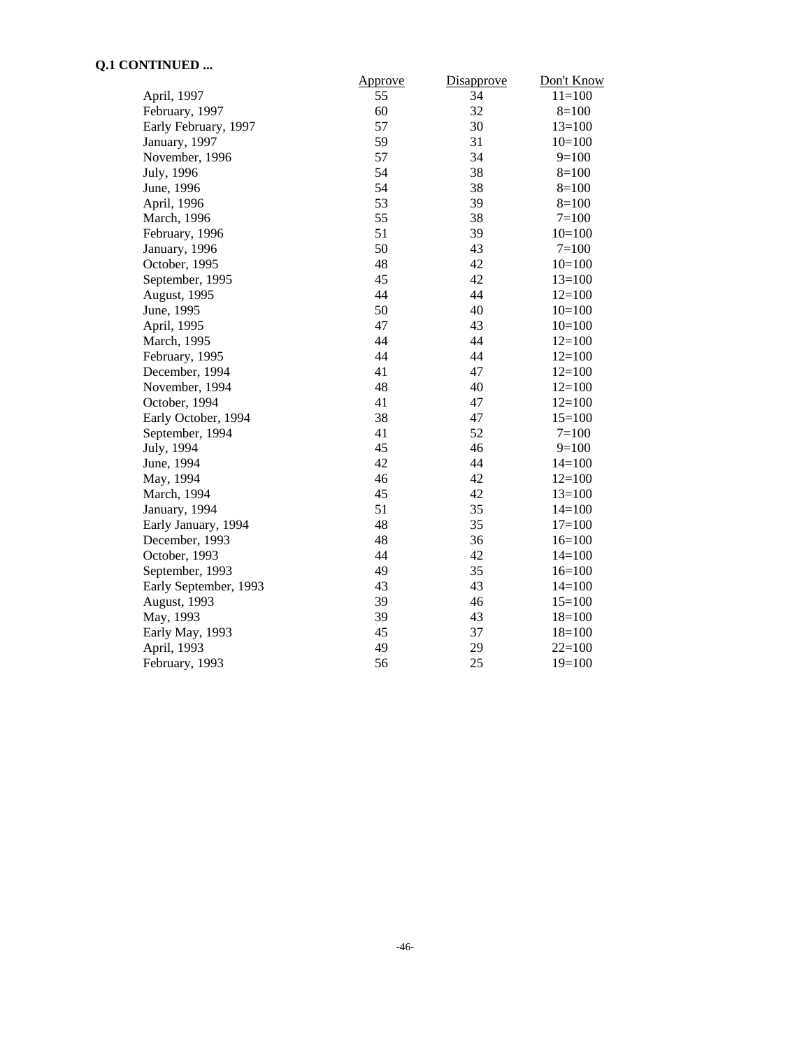**Q.1 CONTINUED ...**

| | Approve | Disapprove | Don't Know |
|---|---|---|---|
| April, 1997 | 55 | 34 | 11=100 |
| February, 1997 | 60 | 32 | 8=100 |
| Early February, 1997 | 57 | 30 | 13=100 |
| January, 1997 | 59 | 31 | 10=100 |
| November, 1996 | 57 | 34 | 9=100 |
| July, 1996 | 54 | 38 | 8=100 |
| June, 1996 | 54 | 38 | 8=100 |
| April, 1996 | 53 | 39 | 8=100 |
| March, 1996 | 55 | 38 | 7=100 |
| February, 1996 | 51 | 39 | 10=100 |
| January, 1996 | 50 | 43 | 7=100 |
| October, 1995 | 48 | 42 | 10=100 |
| September, 1995 | 45 | 42 | 13=100 |
| August, 1995 | 44 | 44 | 12=100 |
| June, 1995 | 50 | 40 | 10=100 |
| April, 1995 | 47 | 43 | 10=100 |
| March, 1995 | 44 | 44 | 12=100 |
| February, 1995 | 44 | 44 | 12=100 |
| December, 1994 | 41 | 47 | 12=100 |
| November, 1994 | 48 | 40 | 12=100 |
| October, 1994 | 41 | 47 | 12=100 |
| Early October, 1994 | 38 | 47 | 15=100 |
| September, 1994 | 41 | 52 | 7=100 |
| July, 1994 | 45 | 46 | 9=100 |
| June, 1994 | 42 | 44 | 14=100 |
| May, 1994 | 46 | 42 | 12=100 |
| March, 1994 | 45 | 42 | 13=100 |
| January, 1994 | 51 | 35 | 14=100 |
| Early January, 1994 | 48 | 35 | 17=100 |
| December, 1993 | 48 | 36 | 16=100 |
| October, 1993 | 44 | 42 | 14=100 |
| September, 1993 | 49 | 35 | 16=100 |
| Early September, 1993 | 43 | 43 | 14=100 |
| August, 1993 | 39 | 46 | 15=100 |
| May, 1993 | 39 | 43 | 18=100 |
| Early May, 1993 | 45 | 37 | 18=100 |
| April, 1993 | 49 | 29 | 22=100 |
| February, 1993 | 56 | 25 | 19=100 |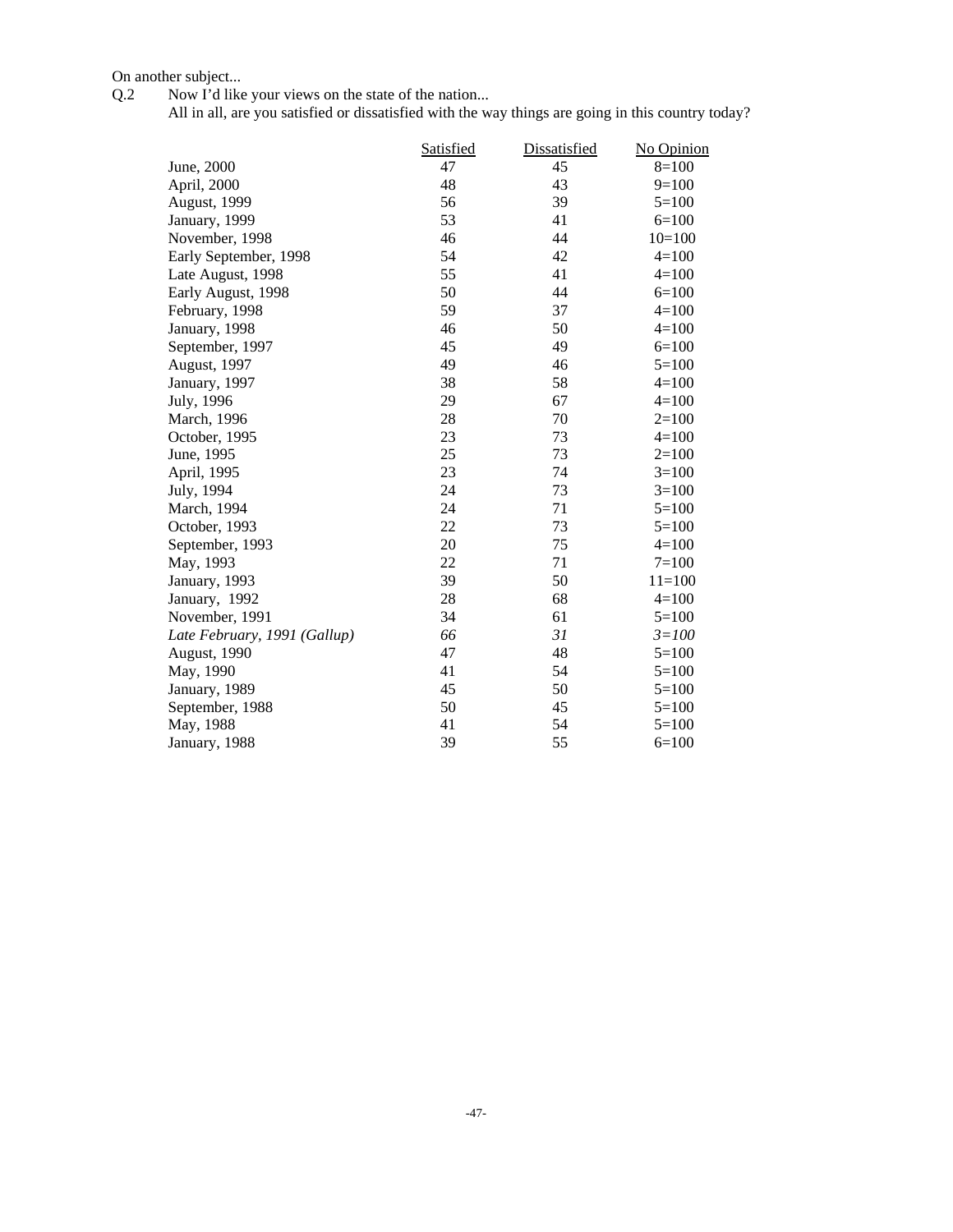On another subject...

Q.2 Now I'd like your views on the state of the nation...
All in all, are you satisfied or dissatisfied with the way things are going in this country today?

| | Satisfied | Dissatisfied | No Opinion |
|---|---|---|---|
| June, 2000 | 47 | 45 | 8=100 |
| April, 2000 | 48 | 43 | 9=100 |
| August, 1999 | 56 | 39 | 5=100 |
| January, 1999 | 53 | 41 | 6=100 |
| November, 1998 | 46 | 44 | 10=100 |
| Early September, 1998 | 54 | 42 | 4=100 |
| Late August, 1998 | 55 | 41 | 4=100 |
| Early August, 1998 | 50 | 44 | 6=100 |
| February, 1998 | 59 | 37 | 4=100 |
| January, 1998 | 46 | 50 | 4=100 |
| September, 1997 | 45 | 49 | 6=100 |
| August, 1997 | 49 | 46 | 5=100 |
| January, 1997 | 38 | 58 | 4=100 |
| July, 1996 | 29 | 67 | 4=100 |
| March, 1996 | 28 | 70 | 2=100 |
| October, 1995 | 23 | 73 | 4=100 |
| June, 1995 | 25 | 73 | 2=100 |
| April, 1995 | 23 | 74 | 3=100 |
| July, 1994 | 24 | 73 | 3=100 |
| March, 1994 | 24 | 71 | 5=100 |
| October, 1993 | 22 | 73 | 5=100 |
| September, 1993 | 20 | 75 | 4=100 |
| May, 1993 | 22 | 71 | 7=100 |
| January, 1993 | 39 | 50 | 11=100 |
| January, 1992 | 28 | 68 | 4=100 |
| November, 1991 | 34 | 61 | 5=100 |
| *Late February, 1991 (Gallup)* | *66* | *31* | *3=100* |
| August, 1990 | 47 | 48 | 5=100 |
| May, 1990 | 41 | 54 | 5=100 |
| January, 1989 | 45 | 50 | 5=100 |
| September, 1988 | 50 | 45 | 5=100 |
| May, 1988 | 41 | 54 | 5=100 |
| January, 1988 | 39 | 55 | 6=100 |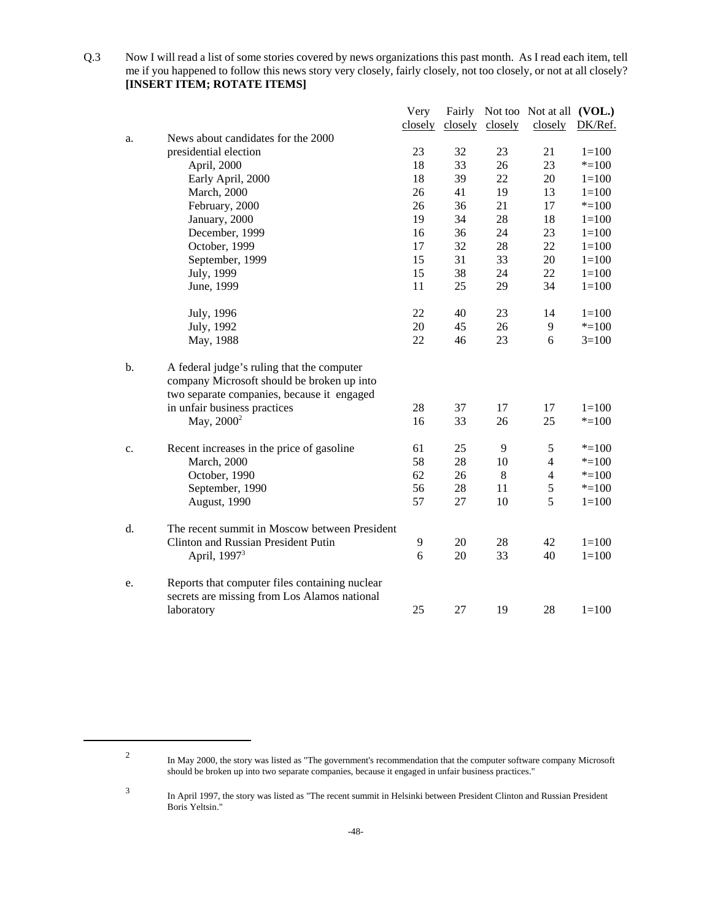Q.3 Now I will read a list of some stories covered by news organizations this past month. As I read each item, tell me if you happened to follow this news story very closely, fairly closely, not too closely, or not at all closely? **[INSERT ITEM; ROTATE ITEMS]**

| | | Very closely | Fairly closely | Not too closely | Not at all closely | **(VOL.)** DK/Ref. |
|---|---|---|---|---|---|---|
| a. | News about candidates for the 2000 presidential election | 23 | 32 | 23 | 21 | 1=100 |
| | April, 2000 | 18 | 33 | 26 | 23 | *=100 |
| | Early April, 2000 | 18 | 39 | 22 | 20 | 1=100 |
| | March, 2000 | 26 | 41 | 19 | 13 | 1=100 |
| | February, 2000 | 26 | 36 | 21 | 17 | *=100 |
| | January, 2000 | 19 | 34 | 28 | 18 | 1=100 |
| | December, 1999 | 16 | 36 | 24 | 23 | 1=100 |
| | October, 1999 | 17 | 32 | 28 | 22 | 1=100 |
| | September, 1999 | 15 | 31 | 33 | 20 | 1=100 |
| | July, 1999 | 15 | 38 | 24 | 22 | 1=100 |
| | June, 1999 | 11 | 25 | 29 | 34 | 1=100 |
| | July, 1996 | 22 | 40 | 23 | 14 | 1=100 |
| | July, 1992 | 20 | 45 | 26 | 9 | *=100 |
| | May, 1988 | 22 | 46 | 23 | 6 | 3=100 |
| b. | A federal judge's ruling that the computer company Microsoft should be broken up into two separate companies, because it engaged in unfair business practices | 28 | 37 | 17 | 17 | 1=100 |
| | May, 2000[2] | 16 | 33 | 26 | 25 | *=100 |
| c. | Recent increases in the price of gasoline | 61 | 25 | 9 | 5 | *=100 |
| | March, 2000 | 58 | 28 | 10 | 4 | *=100 |
| | October, 1990 | 62 | 26 | 8 | 4 | *=100 |
| | September, 1990 | 56 | 28 | 11 | 5 | *=100 |
| | August, 1990 | 57 | 27 | 10 | 5 | 1=100 |
| d. | The recent summit in Moscow between President Clinton and Russian President Putin | 9 | 20 | 28 | 42 | 1=100 |
| | April, 1997[3] | 6 | 20 | 33 | 40 | 1=100 |
| e. | Reports that computer files containing nuclear secrets are missing from Los Alamos national laboratory | 25 | 27 | 19 | 28 | 1=100 |

---

[2] In May 2000, the story was listed as "The government's recommendation that the computer software company Microsoft should be broken up into two separate companies, because it engaged in unfair business practices."

[3] In April 1997, the story was listed as "The recent summit in Helsinki between President Clinton and Russian President Boris Yeltsin."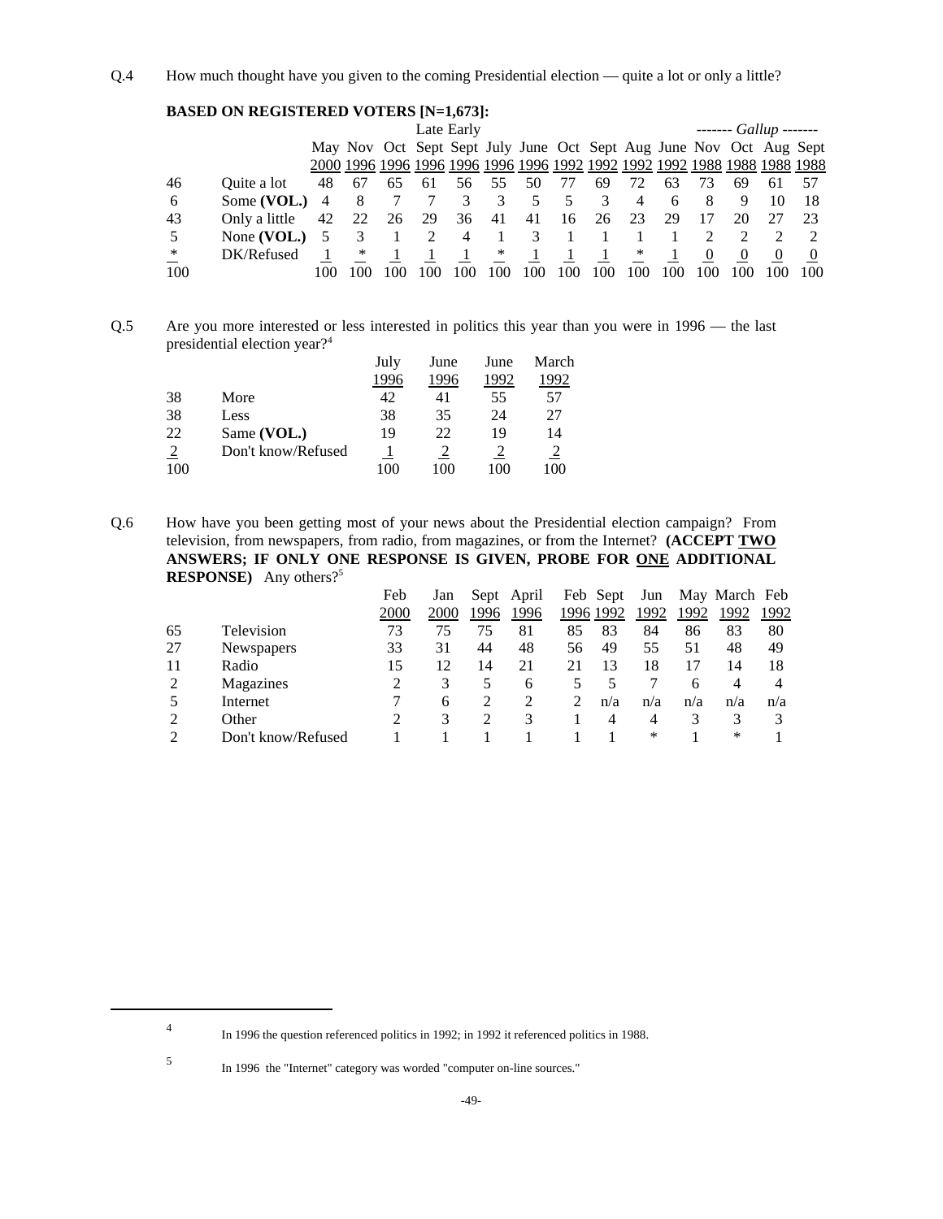Q.4 How much thought have you given to the coming Presidential election — quite a lot or only a little?

**BASED ON REGISTERED VOTERS [N=1,673]:**

| | | May 2000 | Nov 1996 | Late Oct 1996 | Early Sept 1996 | Sept 1996 | July 1996 | June 1996 | Oct 1992 | Sept 1992 | Aug 1992 | June 1992 | *Gallup* Nov 1988 | *Gallup* Oct 1988 | *Gallup* Aug 1988 | *Gallup* Sept 1988 |
|---|---|---|---|---|---|---|---|---|---|---|---|---|---|---|---|---|
| 46 | Quite a lot | 48 | 67 | 65 | 61 | 56 | 55 | 50 | 77 | 69 | 72 | 63 | 73 | 69 | 61 | 57 |
| 6 | Some **(VOL.)** | 4 | 8 | 7 | 7 | 3 | 3 | 5 | 5 | 3 | 4 | 6 | 8 | 9 | 10 | 18 |
| 43 | Only a little | 42 | 22 | 26 | 29 | 36 | 41 | 41 | 16 | 26 | 23 | 29 | 17 | 20 | 27 | 23 |
| 5 | None **(VOL.)** | 5 | 3 | 1 | 2 | 4 | 1 | 3 | 1 | 1 | 1 | 1 | 2 | 2 | 2 | 2 |
| * | DK/Refused | 1 | * | 1 | 1 | 1 | * | 1 | 1 | 1 | * | 1 | 0 | 0 | 0 | 0 |
| 100 | | 100 | 100 | 100 | 100 | 100 | 100 | 100 | 100 | 100 | 100 | 100 | 100 | 100 | 100 | 100 |

Q.5 Are you more interested or less interested in politics this year than you were in 1996 — the last presidential election year?[4]

| | | July 1996 | June 1996 | June 1992 | March 1992 |
|---|---|---|---|---|---|
| 38 | More | 42 | 41 | 55 | 57 |
| 38 | Less | 38 | 35 | 24 | 27 |
| 22 | Same **(VOL.)** | 19 | 22 | 19 | 14 |
| 2 | Don't know/Refused | 1 | 2 | 2 | 2 |
| 100 | | 100 | 100 | 100 | 100 |

Q.6 How have you been getting most of your news about the Presidential election campaign? From television, from newspapers, from radio, from magazines, or from the Internet? **(ACCEPT TWO ANSWERS; IF ONLY ONE RESPONSE IS GIVEN, PROBE FOR ONE ADDITIONAL RESPONSE)** Any others?[5]

| | | Feb 2000 | Jan 2000 | Sept 1996 | April 1996 | Feb 1996 | Sept 1992 | Jun 1992 | May 1992 | March 1992 | Feb 1992 |
|---|---|---|---|---|---|---|---|---|---|---|---|
| 65 | Television | 73 | 75 | 75 | 81 | 85 | 83 | 84 | 86 | 83 | 80 |
| 27 | Newspapers | 33 | 31 | 44 | 48 | 56 | 49 | 55 | 51 | 48 | 49 |
| 11 | Radio | 15 | 12 | 14 | 21 | 21 | 13 | 18 | 17 | 14 | 18 |
| 2 | Magazines | 2 | 3 | 5 | 6 | 5 | 5 | 7 | 6 | 4 | 4 |
| 5 | Internet | 7 | 6 | 2 | 2 | 2 | n/a | n/a | n/a | n/a | n/a |
| 2 | Other | 2 | 3 | 2 | 3 | 1 | 4 | 4 | 3 | 3 | 3 |
| 2 | Don't know/Refused | 1 | 1 | 1 | 1 | 1 | 1 | * | 1 | * | 1 |

---

[4] In 1996 the question referenced politics in 1992; in 1992 it referenced politics in 1988.

[5] In 1996 the "Internet" category was worded "computer on-line sources."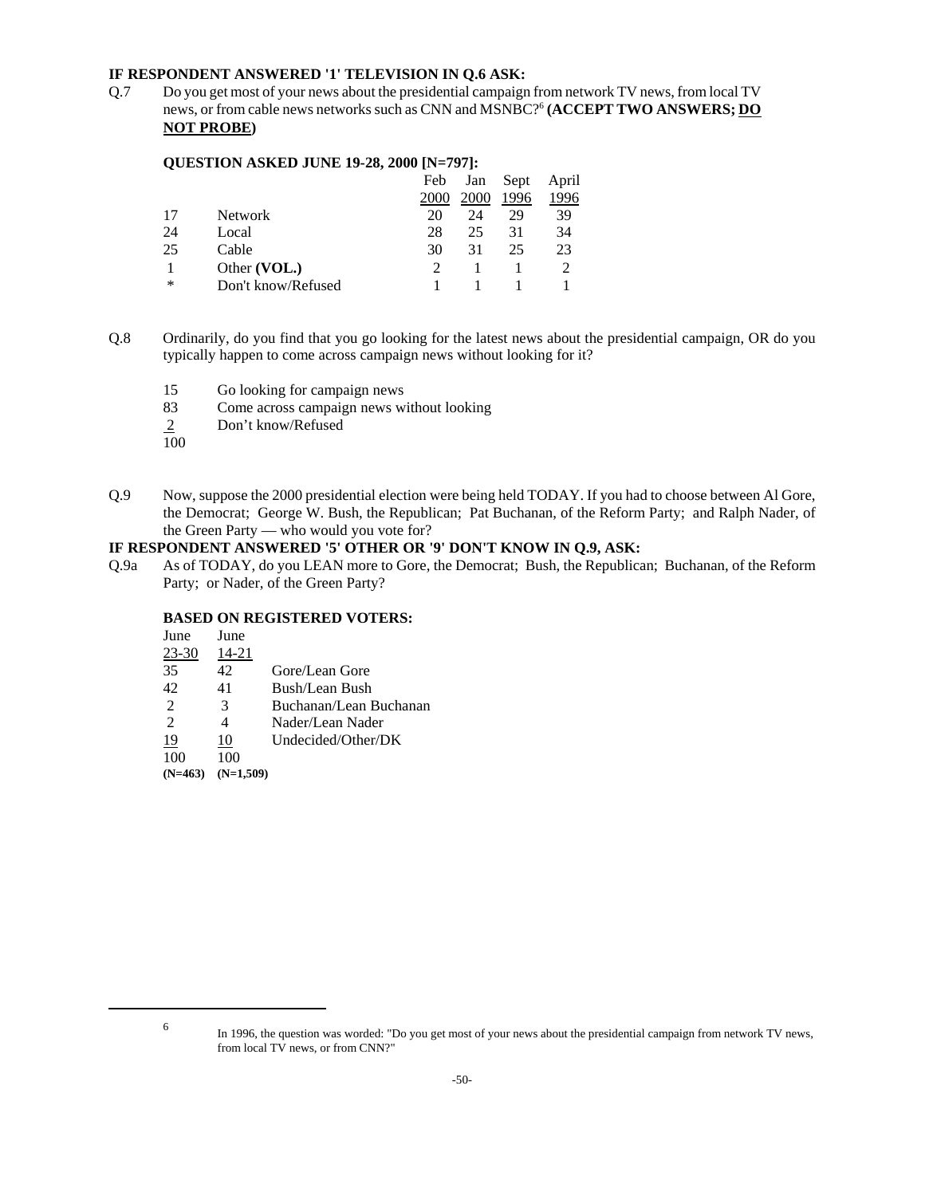**IF RESPONDENT ANSWERED '1' TELEVISION IN Q.6 ASK:**

Q.7 Do you get most of your news about the presidential campaign from network TV news, from local TV news, or from cable news networks such as CNN and MSNBC?[6] **(ACCEPT TWO ANSWERS; DO NOT PROBE)**

**QUESTION ASKED JUNE 19-28, 2000 [N=797]:**

| | | Feb 2000 | Jan 2000 | Sept 1996 | April 1996 |
|---|---|---|---|---|---|
| 17 | Network | 20 | 24 | 29 | 39 |
| 24 | Local | 28 | 25 | 31 | 34 |
| 25 | Cable | 30 | 31 | 25 | 23 |
| 1 | Other **(VOL.)** | 2 | 1 | 1 | 2 |
| * | Don't know/Refused | 1 | 1 | 1 | 1 |

Q.8 Ordinarily, do you find that you go looking for the latest news about the presidential campaign, OR do you typically happen to come across campaign news without looking for it?

| | |
|---|---|
| 15 | Go looking for campaign news |
| 83 | Come across campaign news without looking |
| 2 | Don't know/Refused |
| 100 | |

Q.9 Now, suppose the 2000 presidential election were being held TODAY. If you had to choose between Al Gore, the Democrat; George W. Bush, the Republican; Pat Buchanan, of the Reform Party; and Ralph Nader, of the Green Party — who would you vote for?

**IF RESPONDENT ANSWERED '5' OTHER OR '9' DON'T KNOW IN Q.9, ASK:**

Q.9a As of TODAY, do you LEAN more to Gore, the Democrat; Bush, the Republican; Buchanan, of the Reform Party; or Nader, of the Green Party?

**BASED ON REGISTERED VOTERS:**

| June 23-30 | June 14-21 | |
|---|---|---|
| 35 | 42 | Gore/Lean Gore |
| 42 | 41 | Bush/Lean Bush |
| 2 | 3 | Buchanan/Lean Buchanan |
| 2 | 4 | Nader/Lean Nader |
| 19 | 10 | Undecided/Other/DK |
| 100 | 100 | |
| **(N=463)** | **(N=1,509)** | |

[6] In 1996, the question was worded: "Do you get most of your news about the presidential campaign from network TV news, from local TV news, or from CNN?"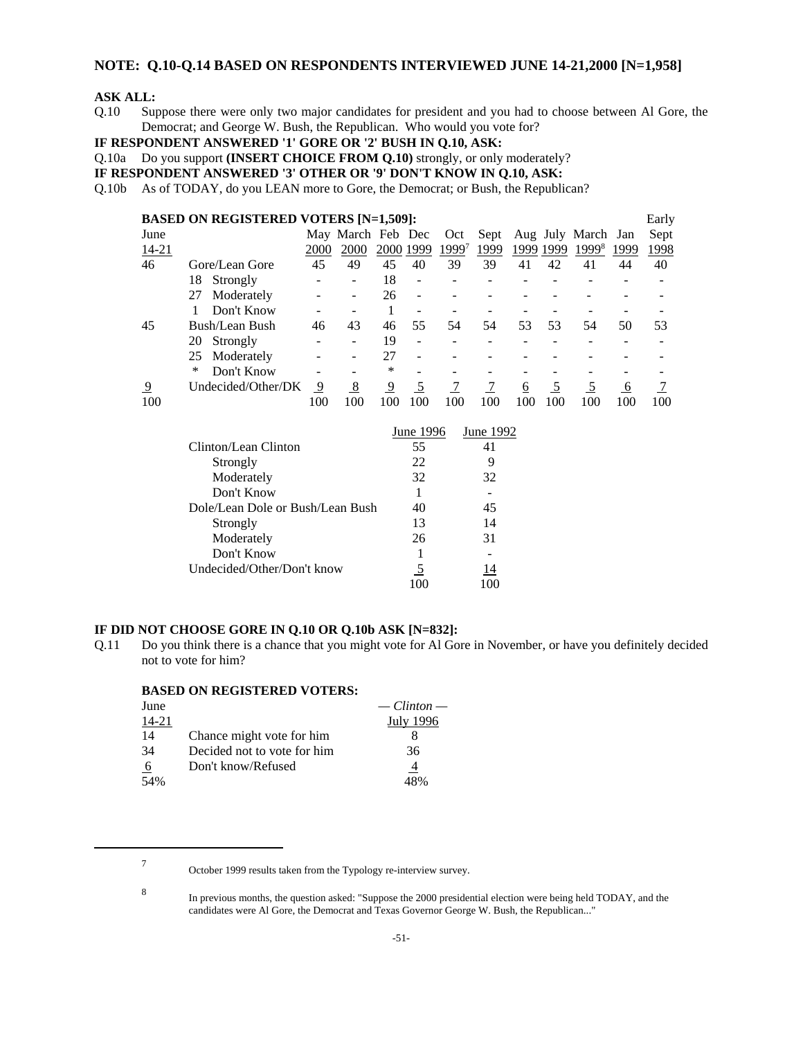**NOTE: Q.10-Q.14 BASED ON RESPONDENTS INTERVIEWED JUNE 14-21,2000 [N=1,958]**

**ASK ALL:**

Q.10 Suppose there were only two major candidates for president and you had to choose between Al Gore, the Democrat; and George W. Bush, the Republican. Who would you vote for?

**IF RESPONDENT ANSWERED '1' GORE OR '2' BUSH IN Q.10, ASK:**

Q.10a Do you support **(INSERT CHOICE FROM Q.10)** strongly, or only moderately?

**IF RESPONDENT ANSWERED '3' OTHER OR '9' DON'T KNOW IN Q.10, ASK:**

Q.10b As of TODAY, do you LEAN more to Gore, the Democrat; or Bush, the Republican?

**BASED ON REGISTERED VOTERS [N=1,509]:**

| June 14-21 | | May 2000 | March 2000 | Feb 2000 | Dec 1999 | Oct 1999[7] | Sept 1999 | Aug 1999 | July 1999 | March 1999[8] | Jan 1999 | Early Sept 1998 |
|---|---|---|---|---|---|---|---|---|---|---|---|---|
| 46 | Gore/Lean Gore | 45 | 49 | 45 | 40 | 39 | 39 | 41 | 42 | 41 | 44 | 40 |
| 18 | Strongly | - | - | 18 | - | - | - | - | - | - | - | - |
| 27 | Moderately | - | - | 26 | - | - | - | - | - | - | - | - |
| 1 | Don't Know | - | - | 1 | - | - | - | - | - | - | - | - |
| 45 | Bush/Lean Bush | 46 | 43 | 46 | 55 | 54 | 54 | 53 | 53 | 54 | 50 | 53 |
| 20 | Strongly | - | - | 19 | - | - | - | - | - | - | - | - |
| 25 | Moderately | - | - | 27 | - | - | - | - | - | - | - | - |
| * | Don't Know | - | - | * | - | - | - | - | - | - | - | - |
| 9 | Undecided/Other/DK | 9 | 8 | 9 | 5 | 7 | 7 | 6 | 5 | 5 | 6 | 7 |
| 100 | | 100 | 100 | 100 | 100 | 100 | 100 | 100 | 100 | 100 | 100 | 100 |

| | June 1996 | June 1992 |
|---|---|---|
| Clinton/Lean Clinton | 55 | 41 |
| Strongly | 22 | 9 |
| Moderately | 32 | 32 |
| Don't Know | 1 | - |
| Dole/Lean Dole or Bush/Lean Bush | 40 | 45 |
| Strongly | 13 | 14 |
| Moderately | 26 | 31 |
| Don't Know | 1 | - |
| Undecided/Other/Don't know | 5 | 14 |
| | 100 | 100 |

**IF DID NOT CHOOSE GORE IN Q.10 OR Q.10b ASK [N=832]:**

Q.11 Do you think there is a chance that you might vote for Al Gore in November, or have you definitely decided not to vote for him?

**BASED ON REGISTERED VOTERS:**

| June 14-21 | | *— Clinton —* July 1996 |
|---|---|---|
| 14 | Chance might vote for him | 8 |
| 34 | Decided not to vote for him | 36 |
| 6 | Don't know/Refused | 4 |
| 54% | | 48% |

---

[7] October 1999 results taken from the Typology re-interview survey.

[8] In previous months, the question asked: "Suppose the 2000 presidential election were being held TODAY, and the candidates were Al Gore, the Democrat and Texas Governor George W. Bush, the Republican..."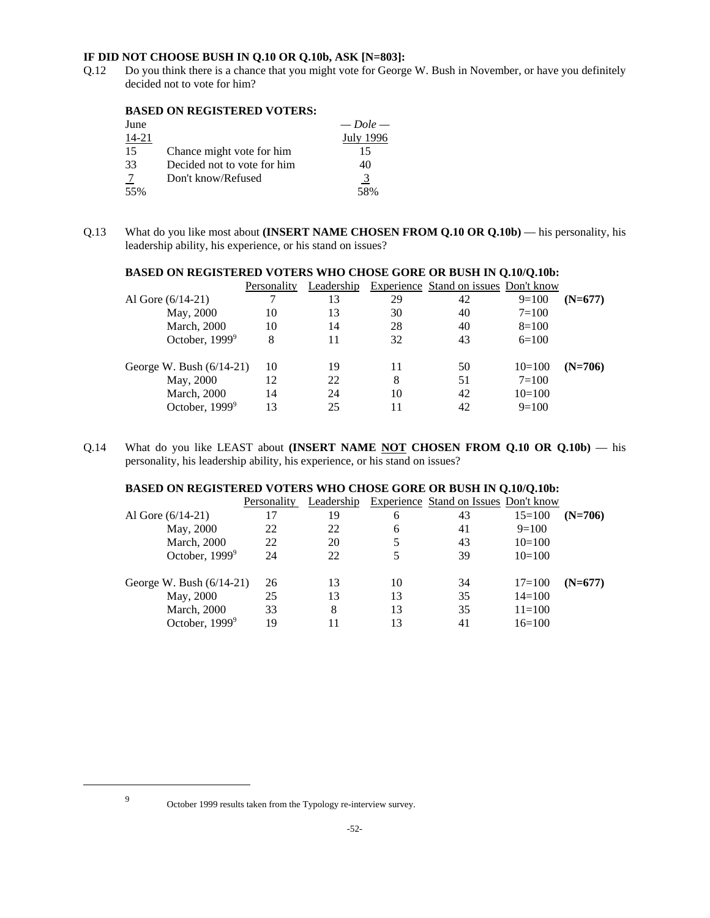**IF DID NOT CHOOSE BUSH IN Q.10 OR Q.10b, ASK [N=803]:**

Q.12 Do you think there is a chance that you might vote for George W. Bush in November, or have you definitely decided not to vote for him?

**BASED ON REGISTERED VOTERS:**

| June 14-21 | | — Dole — July 1996 |
|---|---|---|
| 15 | Chance might vote for him | 15 |
| 33 | Decided not to vote for him | 40 |
| 7 | Don't know/Refused | 3 |
| 55% | | 58% |

Q.13 What do you like most about **(INSERT NAME CHOSEN FROM Q.10 OR Q.10b)** — his personality, his leadership ability, his experience, or his stand on issues?

**BASED ON REGISTERED VOTERS WHO CHOSE GORE OR BUSH IN Q.10/Q.10b:**

| | Personality | Leadership | Experience | Stand on issues | Don't know | |
|---|---|---|---|---|---|---|
| Al Gore (6/14-21) | 7 | 13 | 29 | 42 | 9=100 | **(N=677)** |
| May, 2000 | 10 | 13 | 30 | 40 | 7=100 | |
| March, 2000 | 10 | 14 | 28 | 40 | 8=100 | |
| October, 1999[9] | 8 | 11 | 32 | 43 | 6=100 | |
| George W. Bush (6/14-21) | 10 | 19 | 11 | 50 | 10=100 | **(N=706)** |
| May, 2000 | 12 | 22 | 8 | 51 | 7=100 | |
| March, 2000 | 14 | 24 | 10 | 42 | 10=100 | |
| October, 1999[9] | 13 | 25 | 11 | 42 | 9=100 | |

Q.14 What do you like LEAST about **(INSERT NAME NOT CHOSEN FROM Q.10 OR Q.10b)** — his personality, his leadership ability, his experience, or his stand on issues?

**BASED ON REGISTERED VOTERS WHO CHOSE GORE OR BUSH IN Q.10/Q.10b:**

| | Personality | Leadership | Experience | Stand on Issues | Don't know | |
|---|---|---|---|---|---|---|
| Al Gore (6/14-21) | 17 | 19 | 6 | 43 | 15=100 | **(N=706)** |
| May, 2000 | 22 | 22 | 6 | 41 | 9=100 | |
| March, 2000 | 22 | 20 | 5 | 43 | 10=100 | |
| October, 1999[9] | 24 | 22 | 5 | 39 | 10=100 | |
| George W. Bush (6/14-21) | 26 | 13 | 10 | 34 | 17=100 | **(N=677)** |
| May, 2000 | 25 | 13 | 13 | 35 | 14=100 | |
| March, 2000 | 33 | 8 | 13 | 35 | 11=100 | |
| October, 1999[9] | 19 | 11 | 13 | 41 | 16=100 | |

[9] October 1999 results taken from the Typology re-interview survey.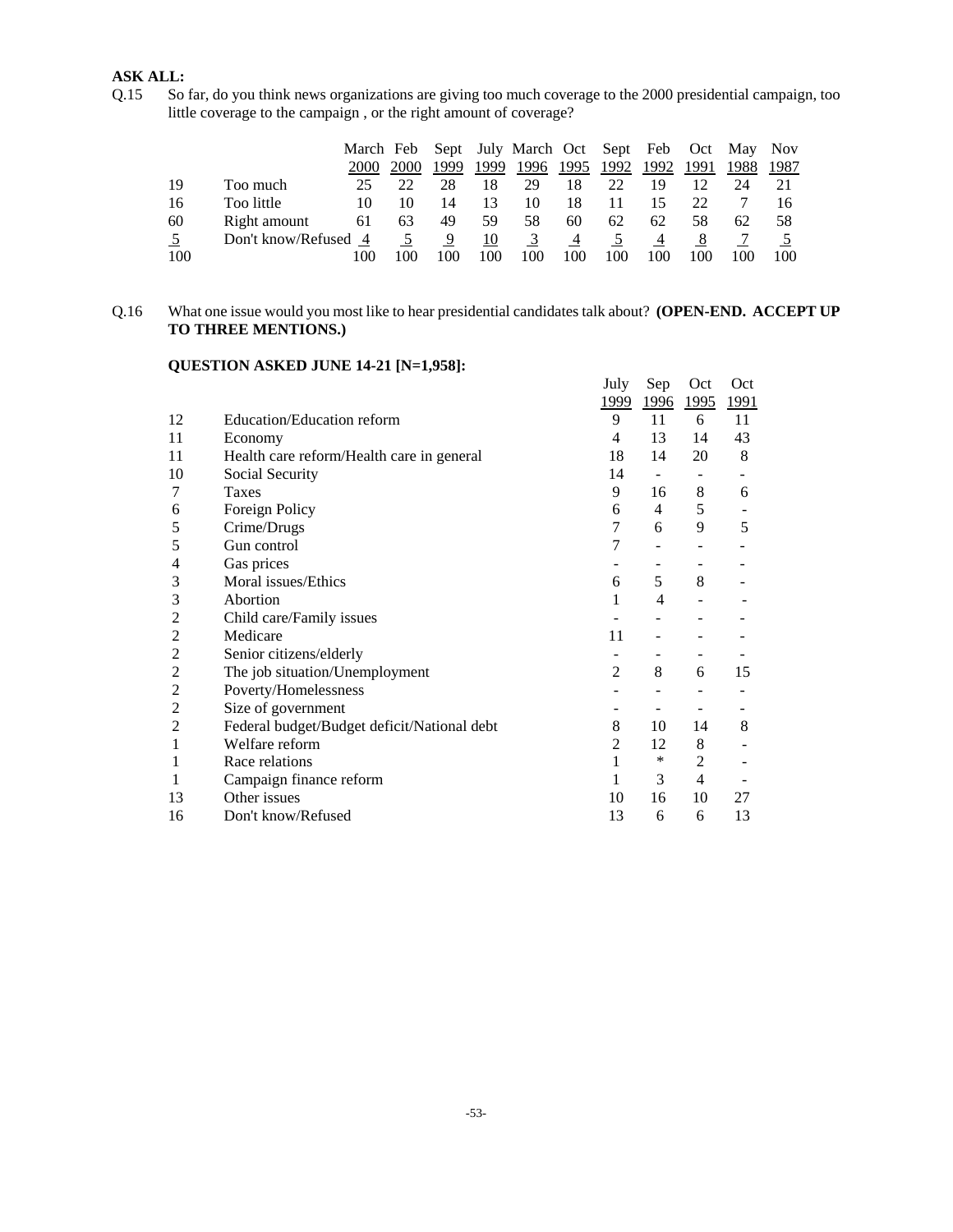**ASK ALL:**

Q.15 So far, do you think news organizations are giving too much coverage to the 2000 presidential campaign, too little coverage to the campaign , or the right amount of coverage?

| | | March 2000 | Feb 2000 | Sept 1999 | July 1999 | March 1996 | Oct 1995 | Sept 1992 | Feb 1992 | Oct 1991 | May 1988 | Nov 1987 |
|---|---|---|---|---|---|---|---|---|---|---|---|---|
| 19 | Too much | 25 | 22 | 28 | 18 | 29 | 18 | 22 | 19 | 12 | 24 | 21 |
| 16 | Too little | 10 | 10 | 14 | 13 | 10 | 18 | 11 | 15 | 22 | 7 | 16 |
| 60 | Right amount | 61 | 63 | 49 | 59 | 58 | 60 | 62 | 62 | 58 | 62 | 58 |
| 5 | Don't know/Refused | 4 | 5 | 9 | 10 | 3 | 4 | 5 | 4 | 8 | 7 | 5 |
| 100 | | 100 | 100 | 100 | 100 | 100 | 100 | 100 | 100 | 100 | 100 | 100 |

Q.16 What one issue would you most like to hear presidential candidates talk about? **(OPEN-END. ACCEPT UP TO THREE MENTIONS.)**

**QUESTION ASKED JUNE 14-21 [N=1,958]:**

| | | July 1999 | Sep 1996 | Oct 1995 | Oct 1991 |
|---|---|---|---|---|---|
| 12 | Education/Education reform | 9 | 11 | 6 | 11 |
| 11 | Economy | 4 | 13 | 14 | 43 |
| 11 | Health care reform/Health care in general | 18 | 14 | 20 | 8 |
| 10 | Social Security | 14 | - | - | - |
| 7 | Taxes | 9 | 16 | 8 | 6 |
| 6 | Foreign Policy | 6 | 4 | 5 | - |
| 5 | Crime/Drugs | 7 | 6 | 9 | 5 |
| 5 | Gun control | 7 | - | - | - |
| 4 | Gas prices | - | - | - | - |
| 3 | Moral issues/Ethics | 6 | 5 | 8 | - |
| 3 | Abortion | 1 | 4 | - | - |
| 2 | Child care/Family issues | - | - | - | - |
| 2 | Medicare | 11 | - | - | - |
| 2 | Senior citizens/elderly | - | - | - | - |
| 2 | The job situation/Unemployment | 2 | 8 | 6 | 15 |
| 2 | Poverty/Homelessness | - | - | - | - |
| 2 | Size of government | - | - | - | - |
| 2 | Federal budget/Budget deficit/National debt | 8 | 10 | 14 | 8 |
| 1 | Welfare reform | 2 | 12 | 8 | - |
| 1 | Race relations | 1 | * | 2 | - |
| 1 | Campaign finance reform | 1 | 3 | 4 | - |
| 13 | Other issues | 10 | 16 | 10 | 27 |
| 16 | Don't know/Refused | 13 | 6 | 6 | 13 |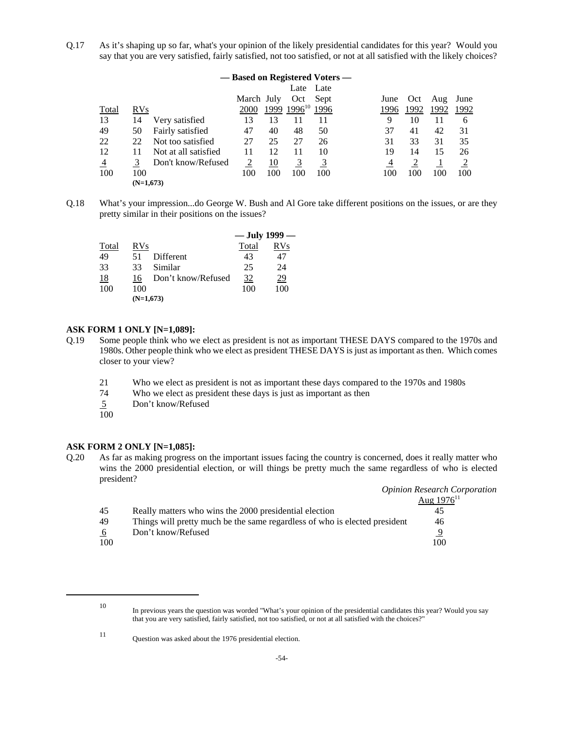Q.17 As it's shaping up so far, what's your opinion of the likely presidential candidates for this year? Would you say that you are very satisfied, fairly satisfied, not too satisfied, or not at all satisfied with the likely choices?

**— Based on Registered Voters —**

| Total | RVs | | March 2000 | July 1999 | Late Oct 1996[10] | Late Sept 1996 | June 1996 | Oct 1992 | Aug 1992 | June 1992 |
|---|---|---|---|---|---|---|---|---|---|---|
| 13 | 14 | Very satisfied | 13 | 13 | 11 | 11 | 9 | 10 | 11 | 6 |
| 49 | 50 | Fairly satisfied | 47 | 40 | 48 | 50 | 37 | 41 | 42 | 31 |
| 22 | 22 | Not too satisfied | 27 | 25 | 27 | 26 | 31 | 33 | 31 | 35 |
| 12 | 11 | Not at all satisfied | 11 | 12 | 11 | 10 | 19 | 14 | 15 | 26 |
| 4 | 3 | Don't know/Refused | 2 | 10 | 3 | 3 | 4 | 2 | 1 | 2 |
| 100 | 100 | | 100 | 100 | 100 | 100 | 100 | 100 | 100 | 100 |
| | (N=1,673) | | | | | | | | | |

Q.18 What's your impression...do George W. Bush and Al Gore take different positions on the issues, or are they pretty similar in their positions on the issues?

| Total | RVs | | July 1999 Total | July 1999 RVs |
|---|---|---|---|---|
| 49 | 51 | Different | 43 | 47 |
| 33 | 33 | Similar | 25 | 24 |
| 18 | 16 | Don't know/Refused | 32 | 29 |
| 100 | 100 | | 100 | 100 |
| | (N=1,673) | | | |

**ASK FORM 1 ONLY [N=1,089]:**

Q.19 Some people think who we elect as president is not as important THESE DAYS compared to the 1970s and 1980s. Other people think who we elect as president THESE DAYS is just as important as then. Which comes closer to your view?

| | |
|---|---|
| 21 | Who we elect as president is not as important these days compared to the 1970s and 1980s |
| 74 | Who we elect as president these days is just as important as then |
| 5 | Don't know/Refused |
| 100 | |

**ASK FORM 2 ONLY [N=1,085]:**

Q.20 As far as making progress on the important issues facing the country is concerned, does it really matter who wins the 2000 presidential election, or will things be pretty much the same regardless of who is elected president?

| | | *Opinion Research Corporation* Aug 1976[11] |
|---|---|---|
| 45 | Really matters who wins the 2000 presidential election | 45 |
| 49 | Things will pretty much be the same regardless of who is elected president | 46 |
| 6 | Don't know/Refused | 9 |
| 100 | | 100 |

---

[10] In previous years the question was worded "What's your opinion of the presidential candidates this year? Would you say that you are very satisfied, fairly satisfied, not too satisfied, or not at all satisfied with the choices?"

[11] Question was asked about the 1976 presidential election.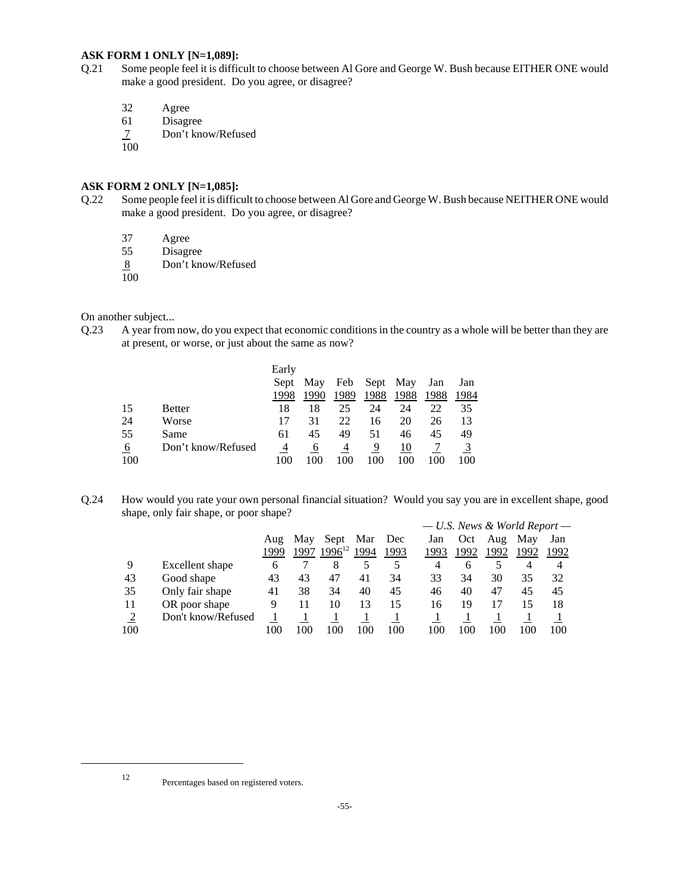**ASK FORM 1 ONLY [N=1,089]:**

Q.21 Some people feel it is difficult to choose between Al Gore and George W. Bush because EITHER ONE would make a good president. Do you agree, or disagree?

| | |
|---|---|
| 32 | Agree |
| 61 | Disagree |
| 7 | Don't know/Refused |
| 100 | |

**ASK FORM 2 ONLY [N=1,085]:**

Q.22 Some people feel it is difficult to choose between Al Gore and George W. Bush because NEITHER ONE would make a good president. Do you agree, or disagree?

| | |
|---|---|
| 37 | Agree |
| 55 | Disagree |
| 8 | Don't know/Refused |
| 100 | |

On another subject...

Q.23 A year from now, do you expect that economic conditions in the country as a whole will be better than they are at present, or worse, or just about the same as now?

| | | Early Sept 1998 | May 1990 | Feb 1989 | Sept 1988 | May 1988 | Jan 1988 | Jan 1984 |
|---|---|---|---|---|---|---|---|---|
| 15 | Better | 18 | 18 | 25 | 24 | 24 | 22 | 35 |
| 24 | Worse | 17 | 31 | 22 | 16 | 20 | 26 | 13 |
| 55 | Same | 61 | 45 | 49 | 51 | 46 | 45 | 49 |
| 6 | Don't know/Refused | 4 | 6 | 4 | 9 | 10 | 7 | 3 |
| 100 | | 100 | 100 | 100 | 100 | 100 | 100 | 100 |

Q.24 How would you rate your own personal financial situation? Would you say you are in excellent shape, good shape, only fair shape, or poor shape?

| | | | | | | | *— U.S. News & World Report —* | | | | |
|---|---|---|---|---|---|---|---|---|---|---|---|
| | | Aug 1999 | May 1997 | Sept 1996[12] | Mar 1994 | Dec 1993 | Jan 1993 | Oct 1992 | Aug 1992 | May 1992 | Jan 1992 |
| 9 | Excellent shape | 6 | 7 | 8 | 5 | 5 | 4 | 6 | 5 | 4 | 4 |
| 43 | Good shape | 43 | 43 | 47 | 41 | 34 | 33 | 34 | 30 | 35 | 32 |
| 35 | Only fair shape | 41 | 38 | 34 | 40 | 45 | 46 | 40 | 47 | 45 | 45 |
| 11 | OR poor shape | 9 | 11 | 10 | 13 | 15 | 16 | 19 | 17 | 15 | 18 |
| 2 | Don't know/Refused | 1 | 1 | 1 | 1 | 1 | 1 | 1 | 1 | 1 | 1 |
| 100 | | 100 | 100 | 100 | 100 | 100 | 100 | 100 | 100 | 100 | 100 |

---

[12] Percentages based on registered voters.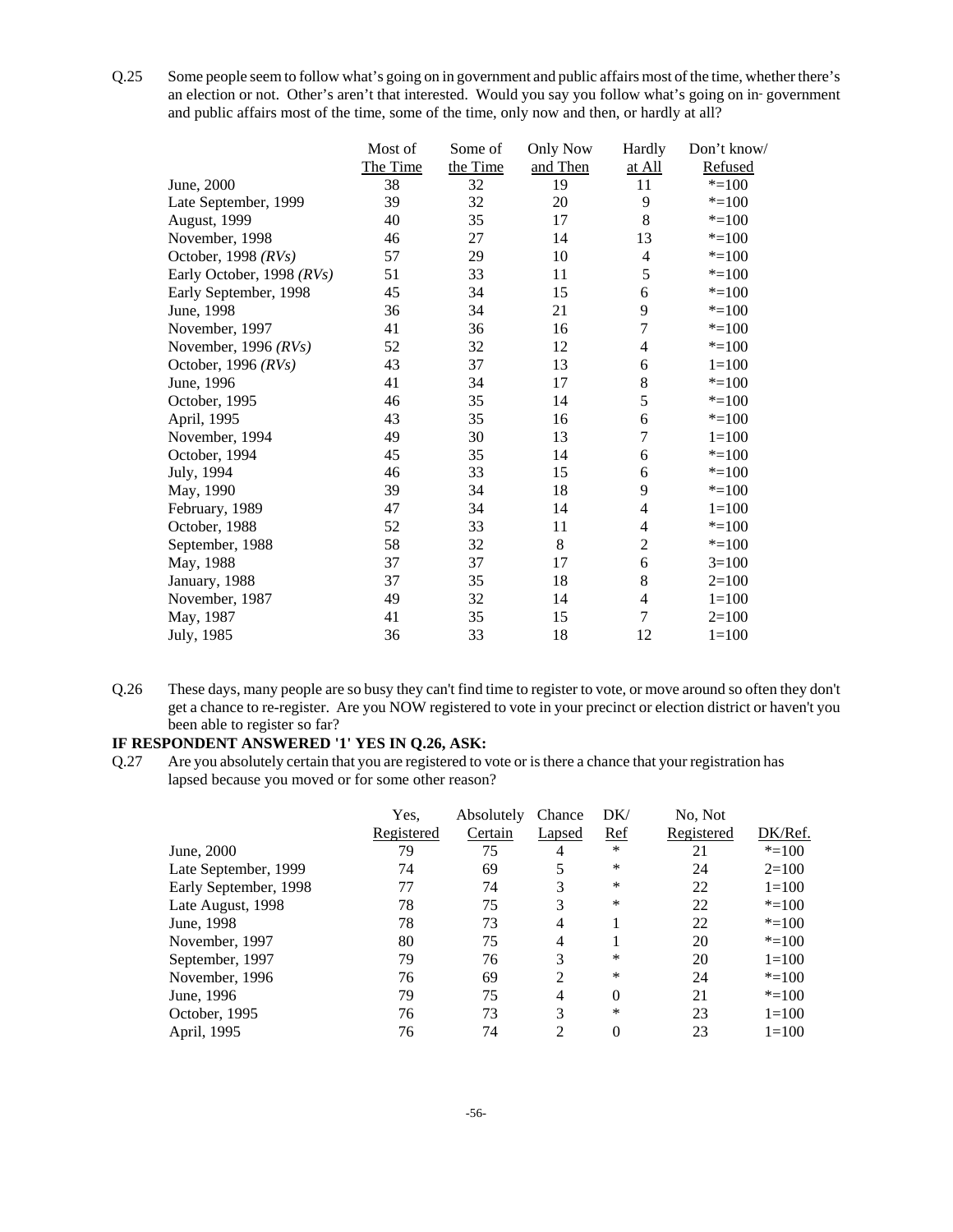Q.25 Some people seem to follow what's going on in government and public affairs most of the time, whether there's an election or not. Other's aren't that interested. Would you say you follow what's going on in government and public affairs most of the time, some of the time, only now and then, or hardly at all?

| | Most of The Time | Some of the Time | Only Now and Then | Hardly at All | Don't know/ Refused |
|---|---|---|---|---|---|
| June, 2000 | 38 | 32 | 19 | 11 | *=100 |
| Late September, 1999 | 39 | 32 | 20 | 9 | *=100 |
| August, 1999 | 40 | 35 | 17 | 8 | *=100 |
| November, 1998 | 46 | 27 | 14 | 13 | *=100 |
| October, 1998 *(RVs)* | 57 | 29 | 10 | 4 | *=100 |
| Early October, 1998 *(RVs)* | 51 | 33 | 11 | 5 | *=100 |
| Early September, 1998 | 45 | 34 | 15 | 6 | *=100 |
| June, 1998 | 36 | 34 | 21 | 9 | *=100 |
| November, 1997 | 41 | 36 | 16 | 7 | *=100 |
| November, 1996 *(RVs)* | 52 | 32 | 12 | 4 | *=100 |
| October, 1996 *(RVs)* | 43 | 37 | 13 | 6 | 1=100 |
| June, 1996 | 41 | 34 | 17 | 8 | *=100 |
| October, 1995 | 46 | 35 | 14 | 5 | *=100 |
| April, 1995 | 43 | 35 | 16 | 6 | *=100 |
| November, 1994 | 49 | 30 | 13 | 7 | 1=100 |
| October, 1994 | 45 | 35 | 14 | 6 | *=100 |
| July, 1994 | 46 | 33 | 15 | 6 | *=100 |
| May, 1990 | 39 | 34 | 18 | 9 | *=100 |
| February, 1989 | 47 | 34 | 14 | 4 | 1=100 |
| October, 1988 | 52 | 33 | 11 | 4 | *=100 |
| September, 1988 | 58 | 32 | 8 | 2 | *=100 |
| May, 1988 | 37 | 37 | 17 | 6 | 3=100 |
| January, 1988 | 37 | 35 | 18 | 8 | 2=100 |
| November, 1987 | 49 | 32 | 14 | 4 | 1=100 |
| May, 1987 | 41 | 35 | 15 | 7 | 2=100 |
| July, 1985 | 36 | 33 | 18 | 12 | 1=100 |

Q.26 These days, many people are so busy they can't find time to register to vote, or move around so often they don't get a chance to re-register. Are you NOW registered to vote in your precinct or election district or haven't you been able to register so far?

**IF RESPONDENT ANSWERED '1' YES IN Q.26, ASK:**

Q.27 Are you absolutely certain that you are registered to vote or is there a chance that your registration has lapsed because you moved or for some other reason?

| | Yes, Registered | Absolutely Certain | Chance Lapsed | DK/ Ref | No, Not Registered | DK/Ref. |
|---|---|---|---|---|---|---|
| June, 2000 | 79 | 75 | 4 | * | 21 | *=100 |
| Late September, 1999 | 74 | 69 | 5 | * | 24 | 2=100 |
| Early September, 1998 | 77 | 74 | 3 | * | 22 | 1=100 |
| Late August, 1998 | 78 | 75 | 3 | * | 22 | *=100 |
| June, 1998 | 78 | 73 | 4 | 1 | 22 | *=100 |
| November, 1997 | 80 | 75 | 4 | 1 | 20 | *=100 |
| September, 1997 | 79 | 76 | 3 | * | 20 | 1=100 |
| November, 1996 | 76 | 69 | 2 | * | 24 | *=100 |
| June, 1996 | 79 | 75 | 4 | 0 | 21 | *=100 |
| October, 1995 | 76 | 73 | 3 | * | 23 | 1=100 |
| April, 1995 | 76 | 74 | 2 | 0 | 23 | 1=100 |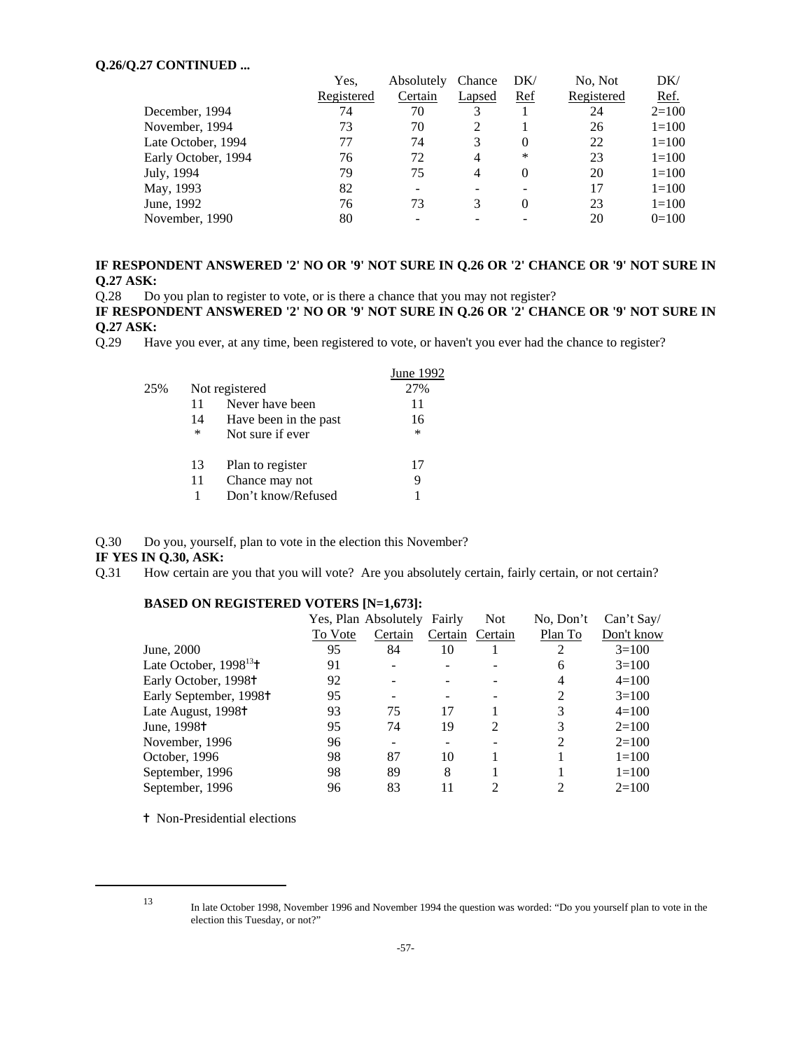**Q.26/Q.27 CONTINUED ...**

| | Yes, Registered | Absolutely Certain | Chance Lapsed | DK/ Ref | No, Not Registered | DK/ Ref. |
|---|---|---|---|---|---|---|
| December, 1994 | 74 | 70 | 3 | 1 | 24 | 2=100 |
| November, 1994 | 73 | 70 | 2 | 1 | 26 | 1=100 |
| Late October, 1994 | 77 | 74 | 3 | 0 | 22 | 1=100 |
| Early October, 1994 | 76 | 72 | 4 | * | 23 | 1=100 |
| July, 1994 | 79 | 75 | 4 | 0 | 20 | 1=100 |
| May, 1993 | 82 | - | - | - | 17 | 1=100 |
| June, 1992 | 76 | 73 | 3 | 0 | 23 | 1=100 |
| November, 1990 | 80 | - | - | - | 20 | 0=100 |

**IF RESPONDENT ANSWERED '2' NO OR '9' NOT SURE IN Q.26 OR '2' CHANCE OR '9' NOT SURE IN Q.27 ASK:**

Q.28 Do you plan to register to vote, or is there a chance that you may not register?

**IF RESPONDENT ANSWERED '2' NO OR '9' NOT SURE IN Q.26 OR '2' CHANCE OR '9' NOT SURE IN Q.27 ASK:**

Q.29 Have you ever, at any time, been registered to vote, or haven't you ever had the chance to register?

| | | | June 1992 |
|---|---|---|---|
| 25% | | Not registered | 27% |
| | 11 | Never have been | 11 |
| | 14 | Have been in the past | 16 |
| | * | Not sure if ever | * |
| | | | |
| | 13 | Plan to register | 17 |
| | 11 | Chance may not | 9 |
| | 1 | Don't know/Refused | 1 |

Q.30 Do you, yourself, plan to vote in the election this November?

**IF YES IN Q.30, ASK:**

Q.31 How certain are you that you will vote? Are you absolutely certain, fairly certain, or not certain?

**BASED ON REGISTERED VOTERS [N=1,673]:**

| | Yes, Plan To Vote | Absolutely Certain | Fairly Certain | Not Certain | No, Don't Plan To | Can't Say/ Don't know |
|---|---|---|---|---|---|---|
| June, 2000 | 95 | 84 | 10 | 1 | 2 | 3=100 |
| Late October, 1998[13]† | 91 | - | - | - | 6 | 3=100 |
| Early October, 1998† | 92 | - | - | - | 4 | 4=100 |
| Early September, 1998† | 95 | - | - | - | 2 | 3=100 |
| Late August, 1998† | 93 | 75 | 17 | 1 | 3 | 4=100 |
| June, 1998† | 95 | 74 | 19 | 2 | 3 | 2=100 |
| November, 1996 | 96 | - | - | - | 2 | 2=100 |
| October, 1996 | 98 | 87 | 10 | 1 | 1 | 1=100 |
| September, 1996 | 98 | 89 | 8 | 1 | 1 | 1=100 |
| September, 1996 | 96 | 83 | 11 | 2 | 2 | 2=100 |

† Non-Presidential elections

[13] In late October 1998, November 1996 and November 1994 the question was worded: "Do you yourself plan to vote in the election this Tuesday, or not?"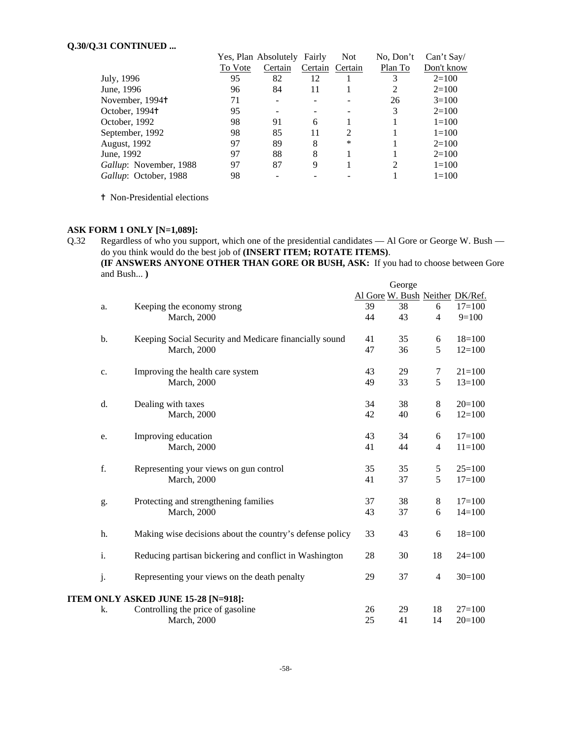**Q.30/Q.31 CONTINUED ...**

| | Yes, Plan To Vote | Absolutely Certain | Fairly Certain | Not Certain | No, Don't Plan To | Can't Say/ Don't know |
|---|---|---|---|---|---|---|
| July, 1996 | 95 | 82 | 12 | 1 | 3 | 2=100 |
| June, 1996 | 96 | 84 | 11 | 1 | 2 | 2=100 |
| November, 1994† | 71 | - | - | - | 26 | 3=100 |
| October, 1994† | 95 | - | - | - | 3 | 2=100 |
| October, 1992 | 98 | 91 | 6 | 1 | 1 | 1=100 |
| September, 1992 | 98 | 85 | 11 | 2 | 1 | 1=100 |
| August, 1992 | 97 | 89 | 8 | * | 1 | 2=100 |
| June, 1992 | 97 | 88 | 8 | 1 | 1 | 2=100 |
| *Gallup*: November, 1988 | 97 | 87 | 9 | 1 | 2 | 1=100 |
| *Gallup*: October, 1988 | 98 | - | - | - | 1 | 1=100 |

† Non-Presidential elections

**ASK FORM 1 ONLY [N=1,089]:**

Q.32 Regardless of who you support, which one of the presidential candidates — Al Gore or George W. Bush — do you think would do the best job of **(INSERT ITEM; ROTATE ITEMS)**.
**(IF ANSWERS ANYONE OTHER THAN GORE OR BUSH, ASK:** If you had to choose between Gore and Bush... **)**

| | | Al Gore | George W. Bush | Neither | DK/Ref. |
|---|---|---|---|---|---|
| a. | Keeping the economy strong | 39 | 38 | 6 | 17=100 |
| | March, 2000 | 44 | 43 | 4 | 9=100 |
| b. | Keeping Social Security and Medicare financially sound | 41 | 35 | 6 | 18=100 |
| | March, 2000 | 47 | 36 | 5 | 12=100 |
| c. | Improving the health care system | 43 | 29 | 7 | 21=100 |
| | March, 2000 | 49 | 33 | 5 | 13=100 |
| d. | Dealing with taxes | 34 | 38 | 8 | 20=100 |
| | March, 2000 | 42 | 40 | 6 | 12=100 |
| e. | Improving education | 43 | 34 | 6 | 17=100 |
| | March, 2000 | 41 | 44 | 4 | 11=100 |
| f. | Representing your views on gun control | 35 | 35 | 5 | 25=100 |
| | March, 2000 | 41 | 37 | 5 | 17=100 |
| g. | Protecting and strengthening families | 37 | 38 | 8 | 17=100 |
| | March, 2000 | 43 | 37 | 6 | 14=100 |
| h. | Making wise decisions about the country's defense policy | 33 | 43 | 6 | 18=100 |
| i. | Reducing partisan bickering and conflict in Washington | 28 | 30 | 18 | 24=100 |
| j. | Representing your views on the death penalty | 29 | 37 | 4 | 30=100 |

**ITEM ONLY ASKED JUNE 15-28 [N=918]:**

| | | Al Gore | George W. Bush | Neither | DK/Ref. |
|---|---|---|---|---|---|
| k. | Controlling the price of gasoline | 26 | 29 | 18 | 27=100 |
| | March, 2000 | 25 | 41 | 14 | 20=100 |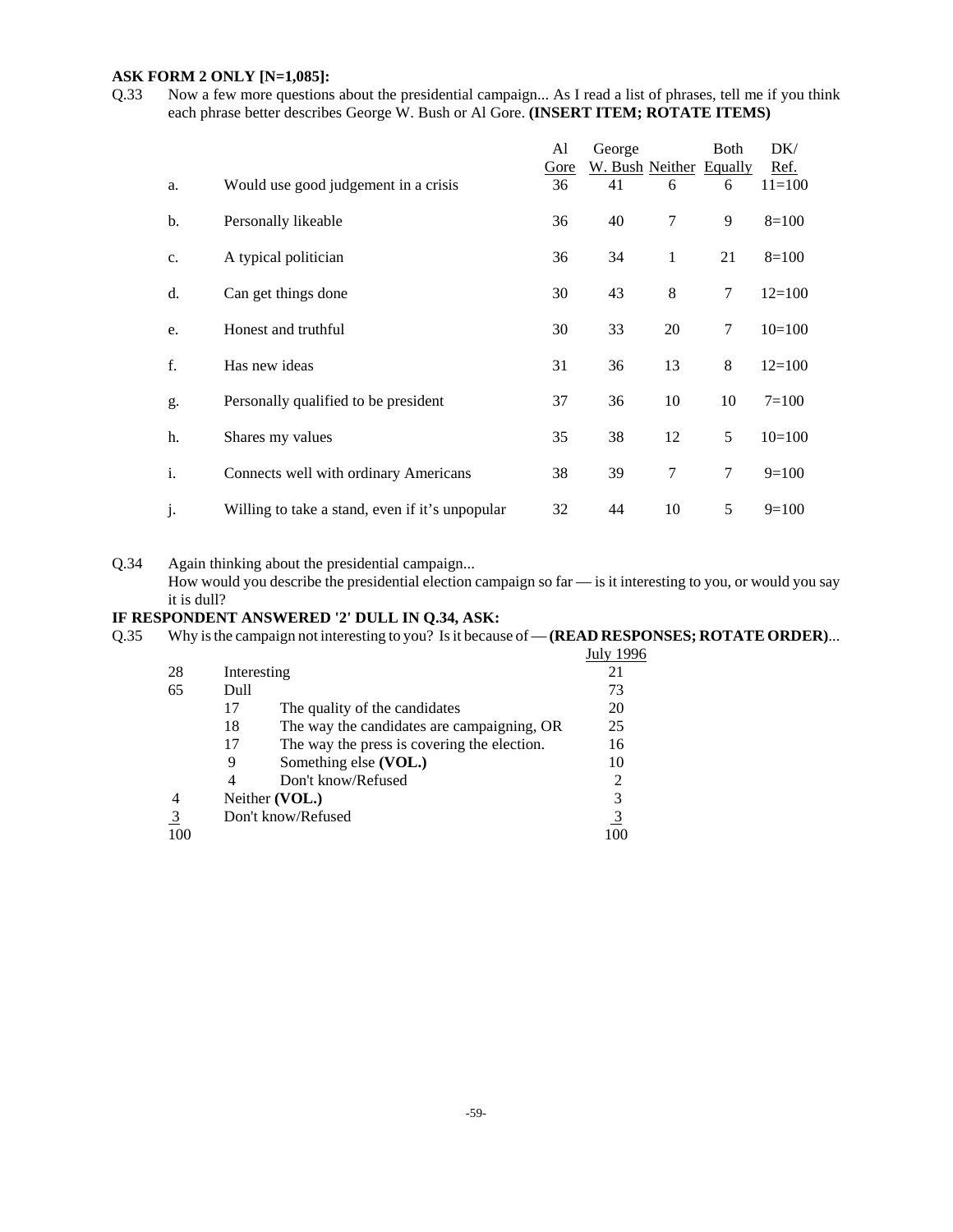**ASK FORM 2 ONLY [N=1,085]:**

Q.33 Now a few more questions about the presidential campaign... As I read a list of phrases, tell me if you think each phrase better describes George W. Bush or Al Gore. **(INSERT ITEM; ROTATE ITEMS)**

| | | Al Gore | George W. Bush | Neither | Both Equally | DK/ Ref. |
|---|---|---|---|---|---|---|
| a. | Would use good judgement in a crisis | 36 | 41 | 6 | 6 | 11=100 |
| b. | Personally likeable | 36 | 40 | 7 | 9 | 8=100 |
| c. | A typical politician | 36 | 34 | 1 | 21 | 8=100 |
| d. | Can get things done | 30 | 43 | 8 | 7 | 12=100 |
| e. | Honest and truthful | 30 | 33 | 20 | 7 | 10=100 |
| f. | Has new ideas | 31 | 36 | 13 | 8 | 12=100 |
| g. | Personally qualified to be president | 37 | 36 | 10 | 10 | 7=100 |
| h. | Shares my values | 35 | 38 | 12 | 5 | 10=100 |
| i. | Connects well with ordinary Americans | 38 | 39 | 7 | 7 | 9=100 |
| j. | Willing to take a stand, even if it's unpopular | 32 | 44 | 10 | 5 | 9=100 |

Q.34 Again thinking about the presidential campaign...
How would you describe the presidential election campaign so far — is it interesting to you, or would you say it is dull?

**IF RESPONDENT ANSWERED '2' DULL IN Q.34, ASK:**

Q.35 Why is the campaign not interesting to you? Is it because of — **(READ RESPONSES; ROTATE ORDER)**...

| | | | July 1996 |
|---|---|---|---|
| 28 | Interesting | | 21 |
| 65 | Dull | | 73 |
| | 17 | The quality of the candidates | 20 |
| | 18 | The way the candidates are campaigning, OR | 25 |
| | 17 | The way the press is covering the election. | 16 |
| | 9 | Something else **(VOL.)** | 10 |
| | 4 | Don't know/Refused | 2 |
| 4 | Neither **(VOL.)** | | 3 |
| 3 | Don't know/Refused | | 3 |
| 100 | | | 100 |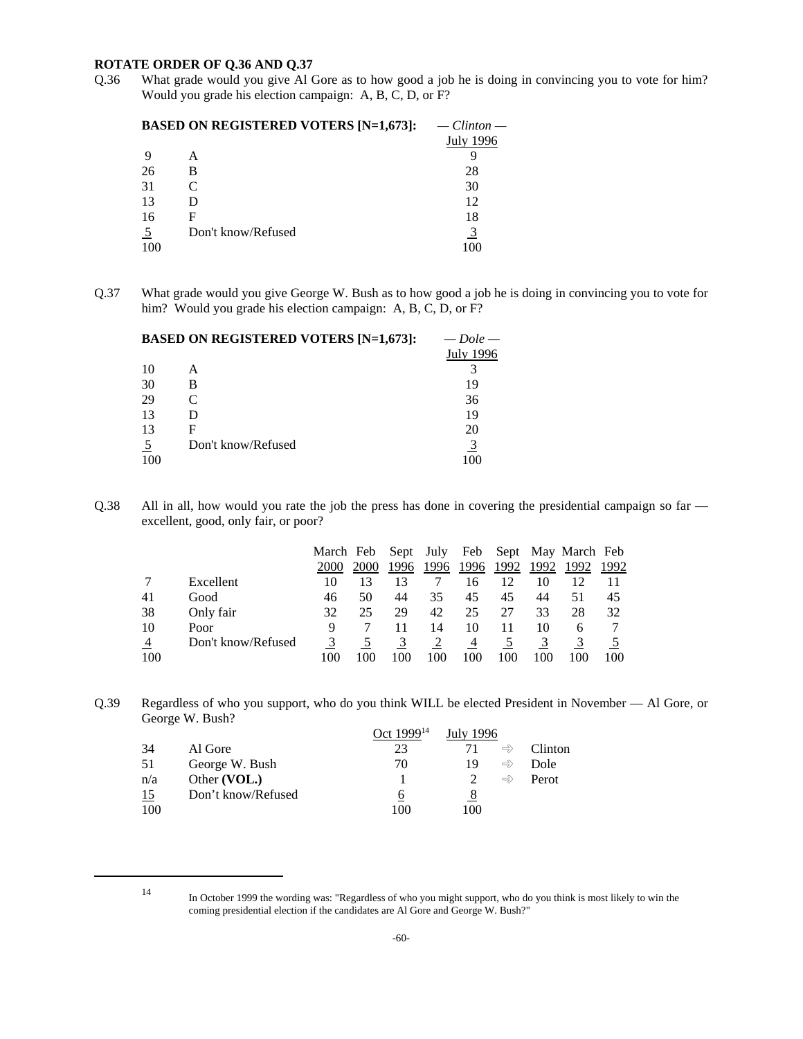**ROTATE ORDER OF Q.36 AND Q.37**

Q.36 What grade would you give Al Gore as to how good a job he is doing in convincing you to vote for him? Would you grade his election campaign: A, B, C, D, or F?

**BASED ON REGISTERED VOTERS [N=1,673]:**

| | | *— Clinton —* July 1996 |
|---|---|---|
| 9 | A | 9 |
| 26 | B | 28 |
| 31 | C | 30 |
| 13 | D | 12 |
| 16 | F | 18 |
| 5 | Don't know/Refused | 3 |
| 100 | | 100 |

Q.37 What grade would you give George W. Bush as to how good a job he is doing in convincing you to vote for him? Would you grade his election campaign: A, B, C, D, or F?

**BASED ON REGISTERED VOTERS [N=1,673]:**

| | | *— Dole —* July 1996 |
|---|---|---|
| 10 | A | 3 |
| 30 | B | 19 |
| 29 | C | 36 |
| 13 | D | 19 |
| 13 | F | 20 |
| 5 | Don't know/Refused | 3 |
| 100 | | 100 |

Q.38 All in all, how would you rate the job the press has done in covering the presidential campaign so far — excellent, good, only fair, or poor?

| | | March 2000 | Feb 2000 | Sept 1996 | July 1996 | Feb 1996 | Sept 1992 | May 1992 | March 1992 | Feb 1992 |
|---|---|---|---|---|---|---|---|---|---|---|
| 7 | Excellent | 10 | 13 | 13 | 7 | 16 | 12 | 10 | 12 | 11 |
| 41 | Good | 46 | 50 | 44 | 35 | 45 | 45 | 44 | 51 | 45 |
| 38 | Only fair | 32 | 25 | 29 | 42 | 25 | 27 | 33 | 28 | 32 |
| 10 | Poor | 9 | 7 | 11 | 14 | 10 | 11 | 10 | 6 | 7 |
| 4 | Don't know/Refused | 3 | 5 | 3 | 2 | 4 | 5 | 3 | 3 | 5 |
| 100 | | 100 | 100 | 100 | 100 | 100 | 100 | 100 | 100 | 100 |

Q.39 Regardless of who you support, who do you think WILL be elected President in November — Al Gore, or George W. Bush?

| | | Oct 1999[14] | July 1996 | |
|---|---|---|---|---|
| 34 | Al Gore | 23 | 71 | ⇨ Clinton |
| 51 | George W. Bush | 70 | 19 | ⇨ Dole |
| n/a | Other **(VOL.)** | 1 | 2 | ⇨ Perot |
| 15 | Don't know/Refused | 6 | 8 | |
| 100 | | 100 | 100 | |

[14] In October 1999 the wording was: "Regardless of who you might support, who do you think is most likely to win the coming presidential election if the candidates are Al Gore and George W. Bush?"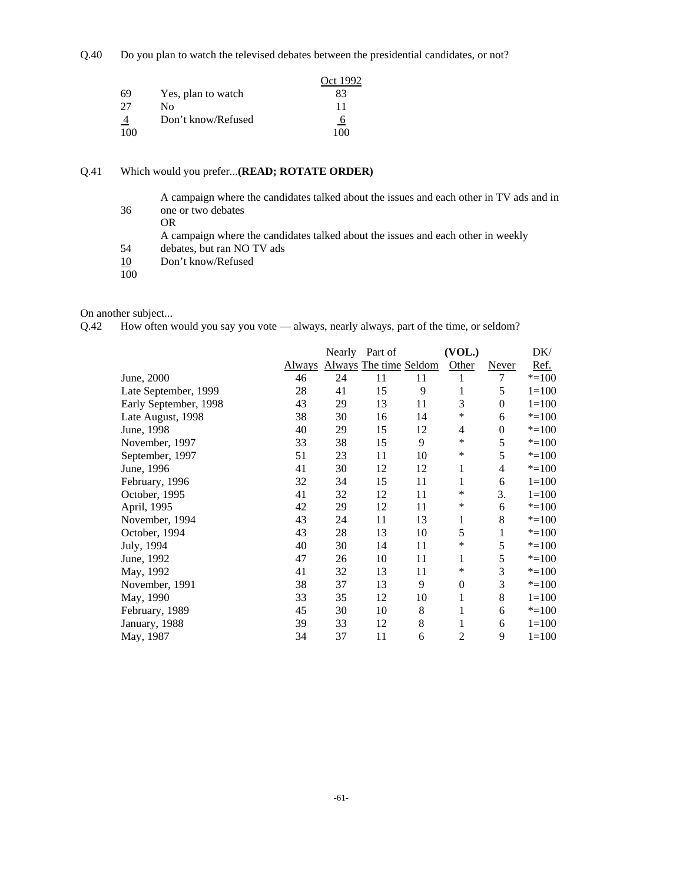Q.40 Do you plan to watch the televised debates between the presidential candidates, or not?

| | | Oct 1992 |
|---|---|---|
| 69 | Yes, plan to watch | 83 |
| 27 | No | 11 |
| 4 | Don't know/Refused | 6 |
| 100 | | 100 |

Q.41 Which would you prefer...**(READ; ROTATE ORDER)**

| | |
|---|---|
| 36 | A campaign where the candidates talked about the issues and each other in TV ads and in one or two debates |
| | OR |
| 54 | A campaign where the candidates talked about the issues and each other in weekly debates, but ran NO TV ads |
| 10 | Don't know/Refused |
| 100 | |

On another subject...

Q.42 How often would you say you vote — always, nearly always, part of the time, or seldom?

| | Always | Nearly Always | Part of The time | Seldom | (VOL.) Other | Never | DK/ Ref. |
|---|---|---|---|---|---|---|---|
| June, 2000 | 46 | 24 | 11 | 11 | 1 | 7 | *=100 |
| Late September, 1999 | 28 | 41 | 15 | 9 | 1 | 5 | 1=100 |
| Early September, 1998 | 43 | 29 | 13 | 11 | 3 | 0 | 1=100 |
| Late August, 1998 | 38 | 30 | 16 | 14 | * | 6 | *=100 |
| June, 1998 | 40 | 29 | 15 | 12 | 4 | 0 | *=100 |
| November, 1997 | 33 | 38 | 15 | 9 | * | 5 | *=100 |
| September, 1997 | 51 | 23 | 11 | 10 | * | 5 | *=100 |
| June, 1996 | 41 | 30 | 12 | 12 | 1 | 4 | *=100 |
| February, 1996 | 32 | 34 | 15 | 11 | 1 | 6 | 1=100 |
| October, 1995 | 41 | 32 | 12 | 11 | * | 3. | 1=100 |
| April, 1995 | 42 | 29 | 12 | 11 | * | 6 | *=100 |
| November, 1994 | 43 | 24 | 11 | 13 | 1 | 8 | *=100 |
| October, 1994 | 43 | 28 | 13 | 10 | 5 | 1 | *=100 |
| July, 1994 | 40 | 30 | 14 | 11 | * | 5 | *=100 |
| June, 1992 | 47 | 26 | 10 | 11 | 1 | 5 | *=100 |
| May, 1992 | 41 | 32 | 13 | 11 | * | 3 | *=100 |
| November, 1991 | 38 | 37 | 13 | 9 | 0 | 3 | *=100 |
| May, 1990 | 33 | 35 | 12 | 10 | 1 | 8 | 1=100 |
| February, 1989 | 45 | 30 | 10 | 8 | 1 | 6 | *=100 |
| January, 1988 | 39 | 33 | 12 | 8 | 1 | 6 | 1=100 |
| May, 1987 | 34 | 37 | 11 | 6 | 2 | 9 | 1=100 |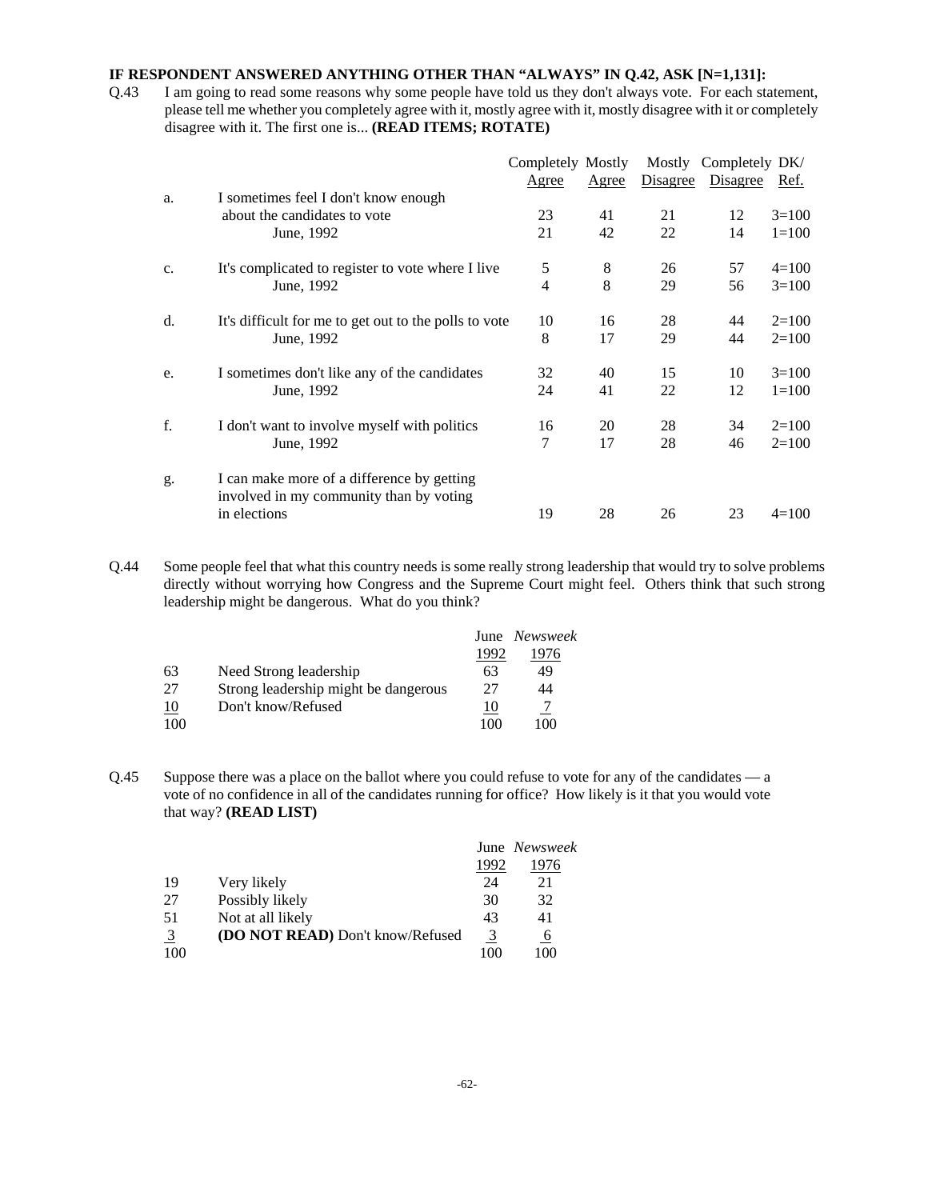**IF RESPONDENT ANSWERED ANYTHING OTHER THAN "ALWAYS" IN Q.42, ASK [N=1,131]:**

Q.43 I am going to read some reasons why some people have told us they don't always vote. For each statement, please tell me whether you completely agree with it, mostly agree with it, mostly disagree with it or completely disagree with it. The first one is... **(READ ITEMS; ROTATE)**

| | | Completely Agree | Mostly Agree | Mostly Disagree | Completely Disagree | DK/ Ref. |
|---|---|---|---|---|---|---|
| a. | I sometimes feel I don't know enough about the candidates to vote | 23 | 41 | 21 | 12 | 3=100 |
| | June, 1992 | 21 | 42 | 22 | 14 | 1=100 |
| c. | It's complicated to register to vote where I live | 5 | 8 | 26 | 57 | 4=100 |
| | June, 1992 | 4 | 8 | 29 | 56 | 3=100 |
| d. | It's difficult for me to get out to the polls to vote | 10 | 16 | 28 | 44 | 2=100 |
| | June, 1992 | 8 | 17 | 29 | 44 | 2=100 |
| e. | I sometimes don't like any of the candidates | 32 | 40 | 15 | 10 | 3=100 |
| | June, 1992 | 24 | 41 | 22 | 12 | 1=100 |
| f. | I don't want to involve myself with politics | 16 | 20 | 28 | 34 | 2=100 |
| | June, 1992 | 7 | 17 | 28 | 46 | 2=100 |
| g. | I can make more of a difference by getting involved in my community than by voting in elections | 19 | 28 | 26 | 23 | 4=100 |

Q.44 Some people feel that what this country needs is some really strong leadership that would try to solve problems directly without worrying how Congress and the Supreme Court might feel. Others think that such strong leadership might be dangerous. What do you think?

| | | June 1992 | *Newsweek* 1976 |
|---|---|---|---|
| 63 | Need Strong leadership | 63 | 49 |
| 27 | Strong leadership might be dangerous | 27 | 44 |
| 10 | Don't know/Refused | 10 | 7 |
| 100 | | 100 | 100 |

Q.45 Suppose there was a place on the ballot where you could refuse to vote for any of the candidates — a vote of no confidence in all of the candidates running for office? How likely is it that you would vote that way? **(READ LIST)**

| | | June 1992 | *Newsweek* 1976 |
|---|---|---|---|
| 19 | Very likely | 24 | 21 |
| 27 | Possibly likely | 30 | 32 |
| 51 | Not at all likely | 43 | 41 |
| 3 | **(DO NOT READ)** Don't know/Refused | 3 | 6 |
| 100 | | 100 | 100 |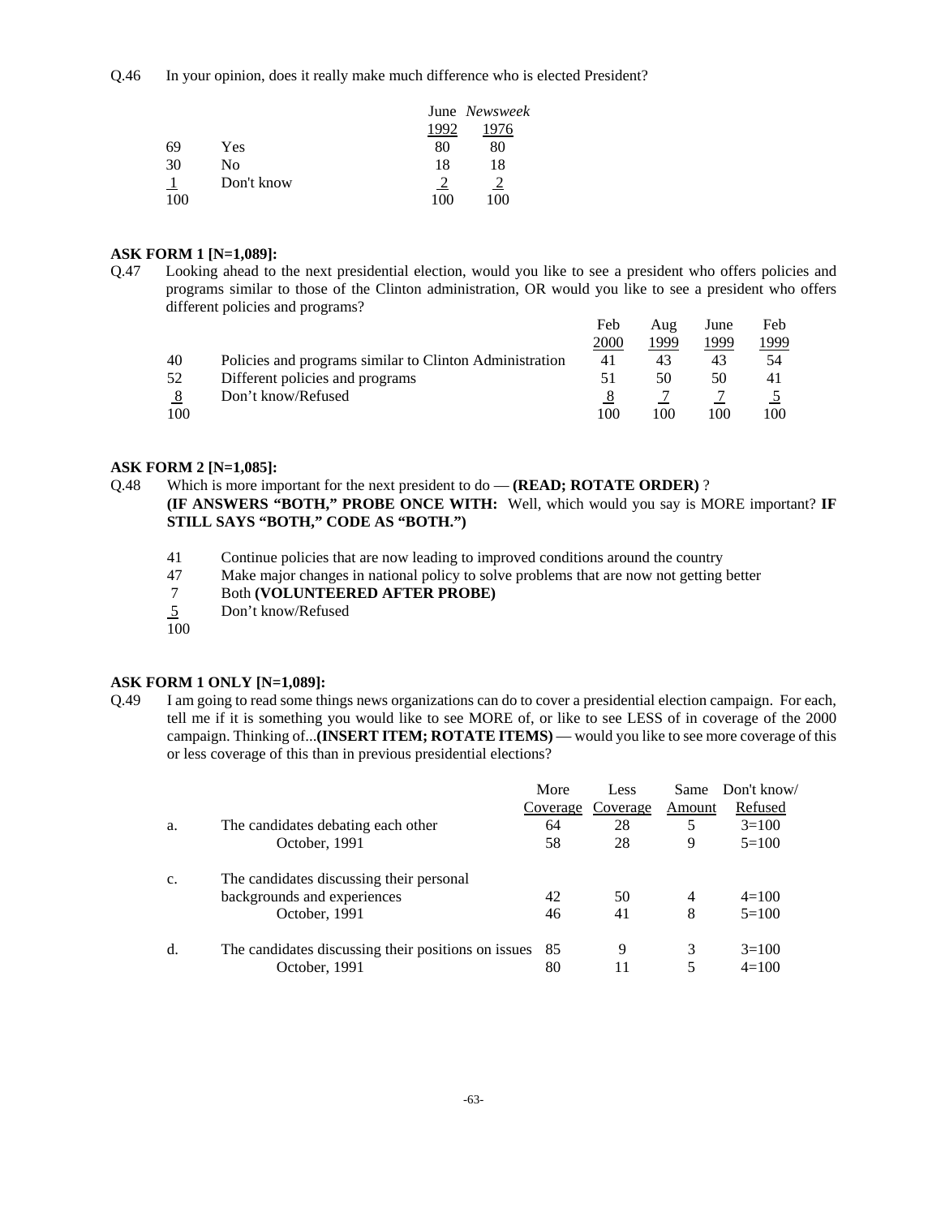Q.46 In your opinion, does it really make much difference who is elected President?

| | | June 1992 | *Newsweek* 1976 |
|---|---|---|---|
| 69 | Yes | 80 | 80 |
| 30 | No | 18 | 18 |
| 1 | Don't know | 2 | 2 |
| 100 | | 100 | 100 |

**ASK FORM 1 [N=1,089]:**

Q.47 Looking ahead to the next presidential election, would you like to see a president who offers policies and programs similar to those of the Clinton administration, OR would you like to see a president who offers different policies and programs?

| | | Feb 2000 | Aug 1999 | June 1999 | Feb 1999 |
|---|---|---|---|---|---|
| 40 | Policies and programs similar to Clinton Administration | 41 | 43 | 43 | 54 |
| 52 | Different policies and programs | 51 | 50 | 50 | 41 |
| 8 | Don't know/Refused | 8 | 7 | 7 | 5 |
| 100 | | 100 | 100 | 100 | 100 |

**ASK FORM 2 [N=1,085]:**

Q.48 Which is more important for the next president to do — **(READ; ROTATE ORDER)** ? **(IF ANSWERS "BOTH," PROBE ONCE WITH:** Well, which would you say is MORE important? **IF STILL SAYS "BOTH," CODE AS "BOTH.")**

| | |
|---|---|
| 41 | Continue policies that are now leading to improved conditions around the country |
| 47 | Make major changes in national policy to solve problems that are now not getting better |
| 7 | Both **(VOLUNTEERED AFTER PROBE)** |
| 5 | Don't know/Refused |
| 100 | |

**ASK FORM 1 ONLY [N=1,089]:**

Q.49 I am going to read some things news organizations can do to cover a presidential election campaign. For each, tell me if it is something you would like to see MORE of, or like to see LESS of in coverage of the 2000 campaign. Thinking of...**(INSERT ITEM; ROTATE ITEMS)** — would you like to see more coverage of this or less coverage of this than in previous presidential elections?

| | | More Coverage | Less Coverage | Same Amount | Don't know/ Refused |
|---|---|---|---|---|---|
| a. | The candidates debating each other | 64 | 28 | 5 | 3=100 |
| | October, 1991 | 58 | 28 | 9 | 5=100 |
| c. | The candidates discussing their personal backgrounds and experiences | 42 | 50 | 4 | 4=100 |
| | October, 1991 | 46 | 41 | 8 | 5=100 |
| d. | The candidates discussing their positions on issues | 85 | 9 | 3 | 3=100 |
| | October, 1991 | 80 | 11 | 5 | 4=100 |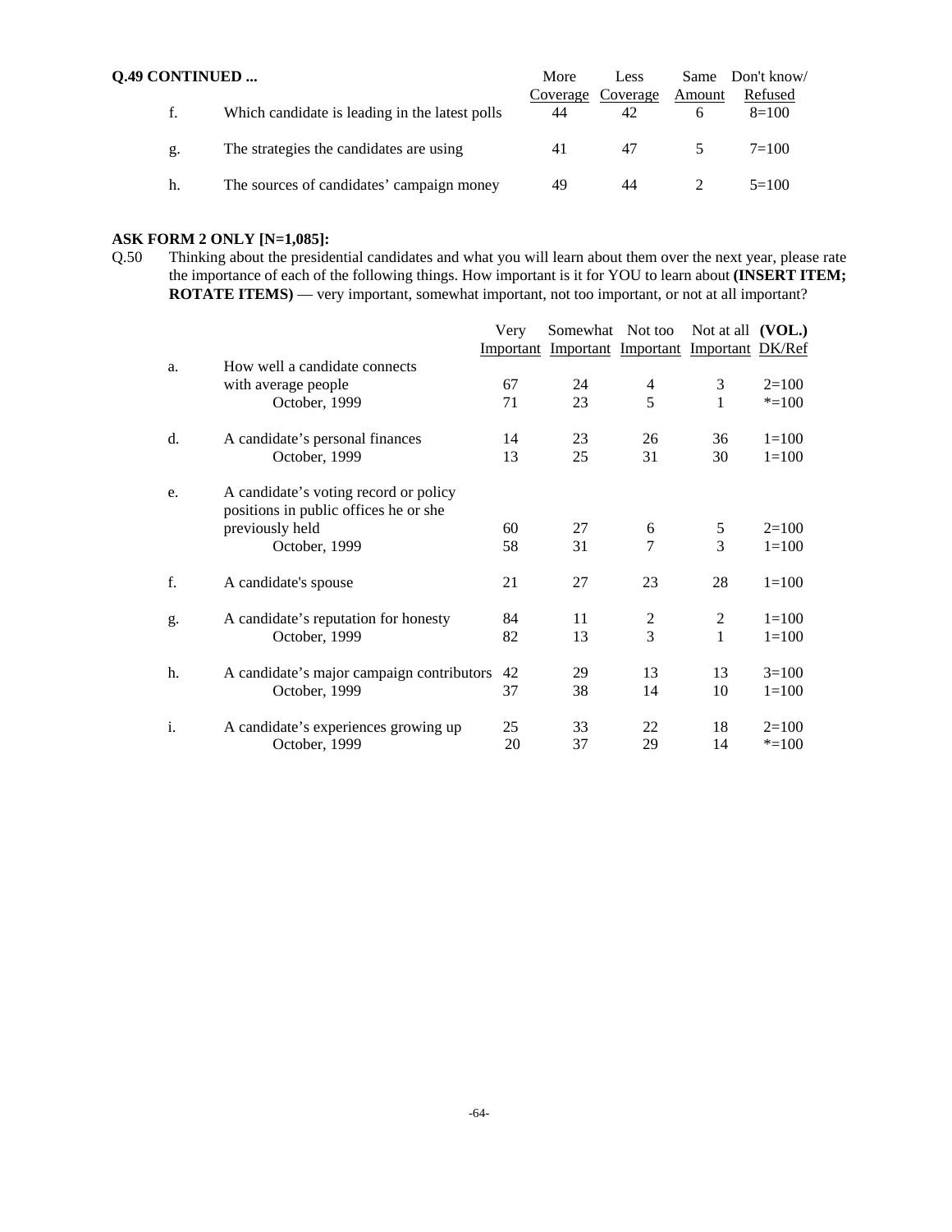**Q.49 CONTINUED ...**

| | | More Coverage | Less Coverage | Same Amount | Don't know/ Refused |
|---|---|---|---|---|---|
| f. | Which candidate is leading in the latest polls | 44 | 42 | 6 | 8=100 |
| g. | The strategies the candidates are using | 41 | 47 | 5 | 7=100 |
| h. | The sources of candidates' campaign money | 49 | 44 | 2 | 5=100 |

**ASK FORM 2 ONLY [N=1,085]:**

Q.50 Thinking about the presidential candidates and what you will learn about them over the next year, please rate the importance of each of the following things. How important is it for YOU to learn about **(INSERT ITEM; ROTATE ITEMS)** — very important, somewhat important, not too important, or not at all important?

| | | Very Important | Somewhat Important | Not too Important | Not at all Important | (VOL.) DK/Ref |
|---|---|---|---|---|---|---|
| a. | How well a candidate connects with average people | 67 | 24 | 4 | 3 | 2=100 |
| | October, 1999 | 71 | 23 | 5 | 1 | *=100 |
| d. | A candidate's personal finances | 14 | 23 | 26 | 36 | 1=100 |
| | October, 1999 | 13 | 25 | 31 | 30 | 1=100 |
| e. | A candidate's voting record or policy positions in public offices he or she previously held | 60 | 27 | 6 | 5 | 2=100 |
| | October, 1999 | 58 | 31 | 7 | 3 | 1=100 |
| f. | A candidate's spouse | 21 | 27 | 23 | 28 | 1=100 |
| g. | A candidate's reputation for honesty | 84 | 11 | 2 | 2 | 1=100 |
| | October, 1999 | 82 | 13 | 3 | 1 | 1=100 |
| h. | A candidate's major campaign contributors | 42 | 29 | 13 | 13 | 3=100 |
| | October, 1999 | 37 | 38 | 14 | 10 | 1=100 |
| i. | A candidate's experiences growing up | 25 | 33 | 22 | 18 | 2=100 |
| | October, 1999 | 20 | 37 | 29 | 14 | *=100 |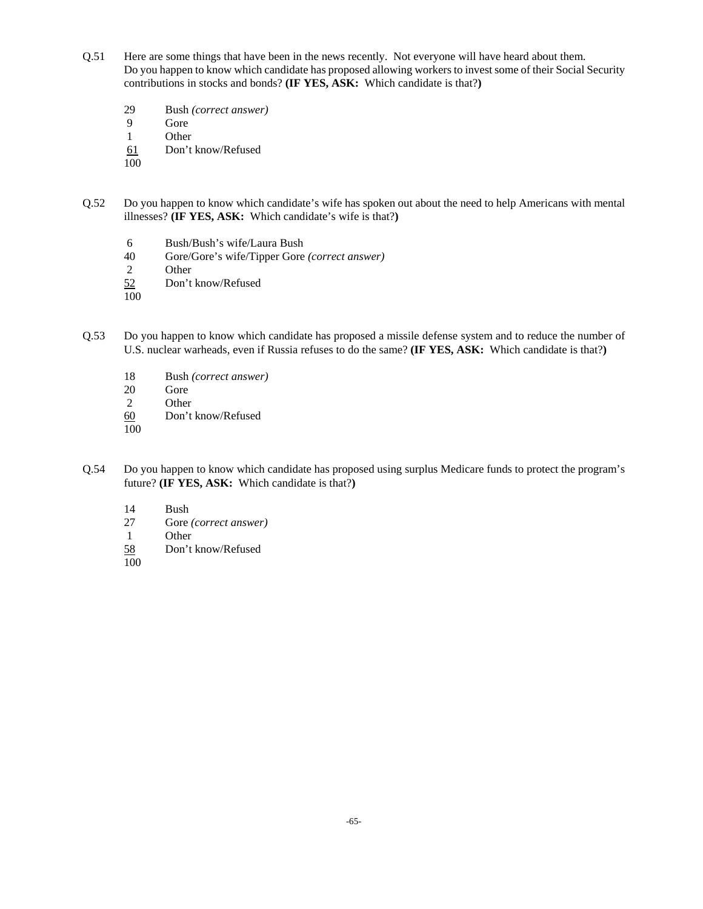Q.51 Here are some things that have been in the news recently. Not everyone will have heard about them. Do you happen to know which candidate has proposed allowing workers to invest some of their Social Security contributions in stocks and bonds? **(IF YES, ASK:** Which candidate is that?**)**

| | |
|---|---|
| 29 | Bush *(correct answer)* |
| 9 | Gore |
| 1 | Other |
| 61 | Don't know/Refused |
| 100 | |

Q.52 Do you happen to know which candidate's wife has spoken out about the need to help Americans with mental illnesses? **(IF YES, ASK:** Which candidate's wife is that?**)**

| | |
|---|---|
| 6 | Bush/Bush's wife/Laura Bush |
| 40 | Gore/Gore's wife/Tipper Gore *(correct answer)* |
| 2 | Other |
| 52 | Don't know/Refused |
| 100 | |

Q.53 Do you happen to know which candidate has proposed a missile defense system and to reduce the number of U.S. nuclear warheads, even if Russia refuses to do the same? **(IF YES, ASK:** Which candidate is that?**)**

| | |
|---|---|
| 18 | Bush *(correct answer)* |
| 20 | Gore |
| 2 | Other |
| 60 | Don't know/Refused |
| 100 | |

Q.54 Do you happen to know which candidate has proposed using surplus Medicare funds to protect the program's future? **(IF YES, ASK:** Which candidate is that?**)**

| | |
|---|---|
| 14 | Bush |
| 27 | Gore *(correct answer)* |
| 1 | Other |
| 58 | Don't know/Refused |
| 100 | |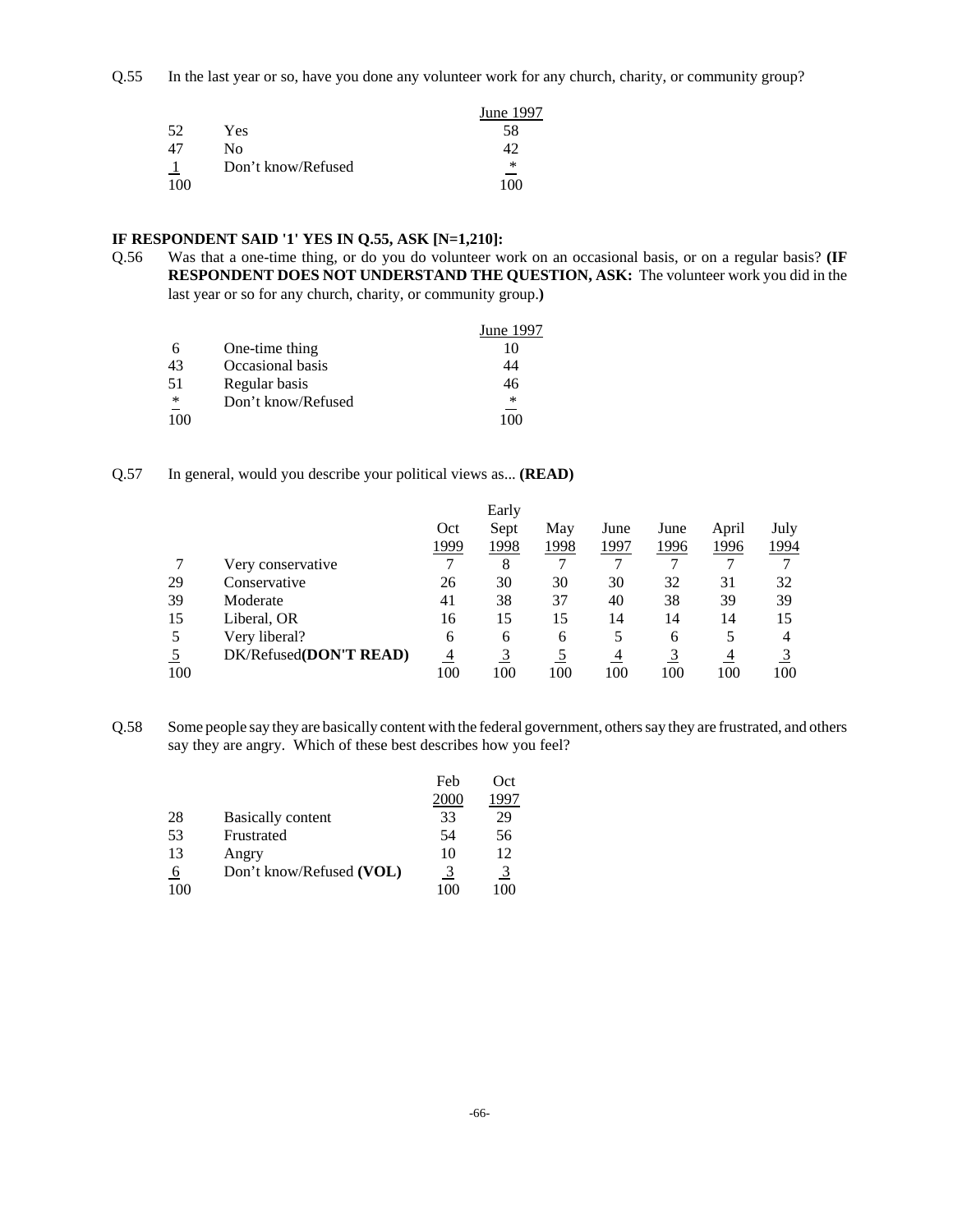Q.55 In the last year or so, have you done any volunteer work for any church, charity, or community group?

| | | June 1997 |
|---|---|---|
| 52 | Yes | 58 |
| 47 | No | 42 |
| 1 | Don't know/Refused | * |
| 100 | | 100 |

**IF RESPONDENT SAID '1' YES IN Q.55, ASK [N=1,210]:**

Q.56 Was that a one-time thing, or do you do volunteer work on an occasional basis, or on a regular basis? **(IF RESPONDENT DOES NOT UNDERSTAND THE QUESTION, ASK:** The volunteer work you did in the last year or so for any church, charity, or community group.**)**

| | | June 1997 |
|---|---|---|
| 6 | One-time thing | 10 |
| 43 | Occasional basis | 44 |
| 51 | Regular basis | 46 |
| * | Don't know/Refused | * |
| 100 | | 100 |

Q.57 In general, would you describe your political views as... **(READ)**

| | | Oct 1999 | Early Sept 1998 | May 1998 | June 1997 | June 1996 | April 1996 | July 1994 |
|---|---|---|---|---|---|---|---|---|
| 7 | Very conservative | 7 | 8 | 7 | 7 | 7 | 7 | 7 |
| 29 | Conservative | 26 | 30 | 30 | 30 | 32 | 31 | 32 |
| 39 | Moderate | 41 | 38 | 37 | 40 | 38 | 39 | 39 |
| 15 | Liberal, OR | 16 | 15 | 15 | 14 | 14 | 14 | 15 |
| 5 | Very liberal? | 6 | 6 | 6 | 5 | 6 | 5 | 4 |
| 5 | DK/Refused**(DON'T READ)** | 4 | 3 | 5 | 4 | 3 | 4 | 3 |
| 100 | | 100 | 100 | 100 | 100 | 100 | 100 | 100 |

Q.58 Some people say they are basically content with the federal government, others say they are frustrated, and others say they are angry. Which of these best describes how you feel?

| | | Feb 2000 | Oct 1997 |
|---|---|---|---|
| 28 | Basically content | 33 | 29 |
| 53 | Frustrated | 54 | 56 |
| 13 | Angry | 10 | 12 |
| 6 | Don't know/Refused **(VOL)** | 3 | 3 |
| 100 | | 100 | 100 |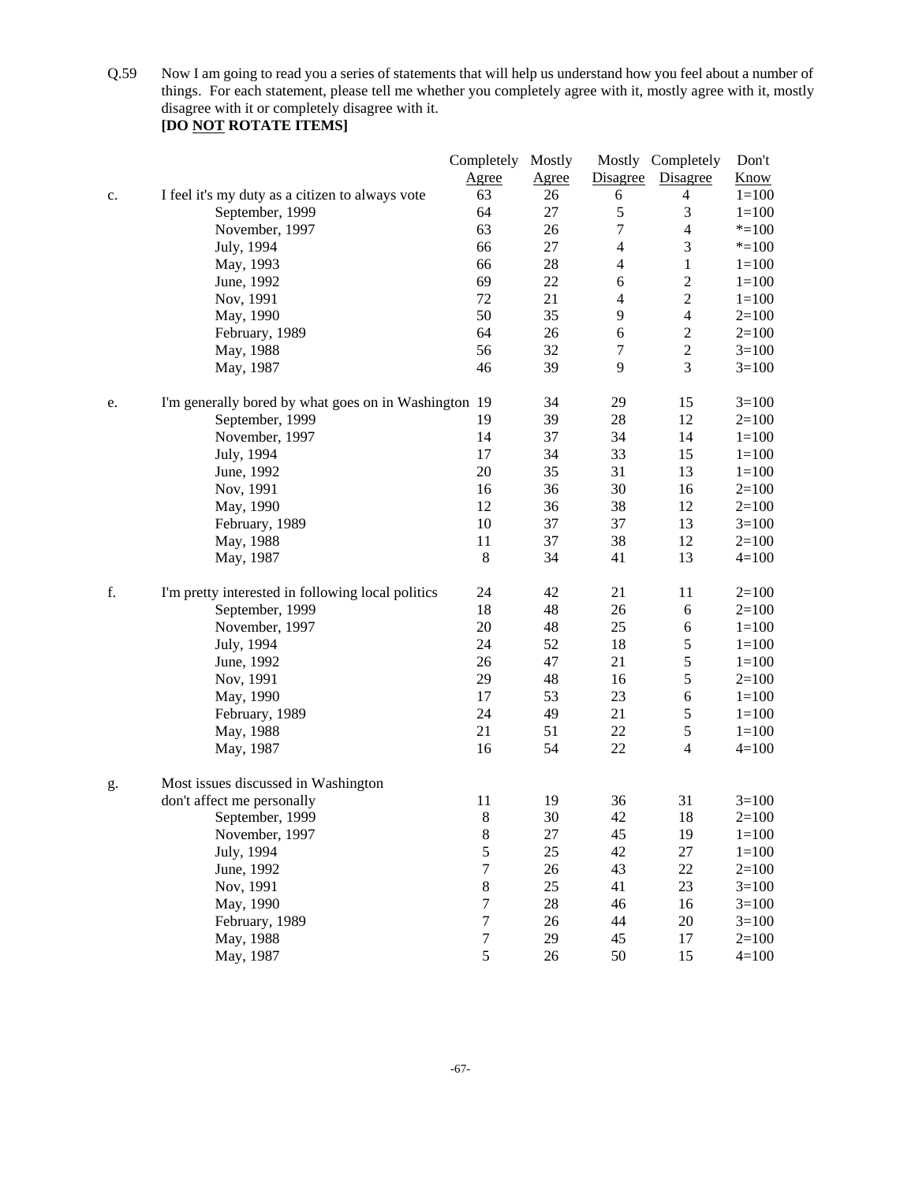Q.59 Now I am going to read you a series of statements that will help us understand how you feel about a number of things. For each statement, please tell me whether you completely agree with it, mostly agree with it, mostly disagree with it or completely disagree with it.
**[DO NOT ROTATE ITEMS]**

| | | Completely Agree | Mostly Agree | Mostly Disagree | Completely Disagree | Don't Know |
|---|---|---|---|---|---|---|
| c. | I feel it's my duty as a citizen to always vote | 63 | 26 | 6 | 4 | 1=100 |
| | September, 1999 | 64 | 27 | 5 | 3 | 1=100 |
| | November, 1997 | 63 | 26 | 7 | 4 | *=100 |
| | July, 1994 | 66 | 27 | 4 | 3 | *=100 |
| | May, 1993 | 66 | 28 | 4 | 1 | 1=100 |
| | June, 1992 | 69 | 22 | 6 | 2 | 1=100 |
| | Nov, 1991 | 72 | 21 | 4 | 2 | 1=100 |
| | May, 1990 | 50 | 35 | 9 | 4 | 2=100 |
| | February, 1989 | 64 | 26 | 6 | 2 | 2=100 |
| | May, 1988 | 56 | 32 | 7 | 2 | 3=100 |
| | May, 1987 | 46 | 39 | 9 | 3 | 3=100 |
| e. | I'm generally bored by what goes on in Washington | 19 | 34 | 29 | 15 | 3=100 |
| | September, 1999 | 19 | 39 | 28 | 12 | 2=100 |
| | November, 1997 | 14 | 37 | 34 | 14 | 1=100 |
| | July, 1994 | 17 | 34 | 33 | 15 | 1=100 |
| | June, 1992 | 20 | 35 | 31 | 13 | 1=100 |
| | Nov, 1991 | 16 | 36 | 30 | 16 | 2=100 |
| | May, 1990 | 12 | 36 | 38 | 12 | 2=100 |
| | February, 1989 | 10 | 37 | 37 | 13 | 3=100 |
| | May, 1988 | 11 | 37 | 38 | 12 | 2=100 |
| | May, 1987 | 8 | 34 | 41 | 13 | 4=100 |
| f. | I'm pretty interested in following local politics | 24 | 42 | 21 | 11 | 2=100 |
| | September, 1999 | 18 | 48 | 26 | 6 | 2=100 |
| | November, 1997 | 20 | 48 | 25 | 6 | 1=100 |
| | July, 1994 | 24 | 52 | 18 | 5 | 1=100 |
| | June, 1992 | 26 | 47 | 21 | 5 | 1=100 |
| | Nov, 1991 | 29 | 48 | 16 | 5 | 2=100 |
| | May, 1990 | 17 | 53 | 23 | 6 | 1=100 |
| | February, 1989 | 24 | 49 | 21 | 5 | 1=100 |
| | May, 1988 | 21 | 51 | 22 | 5 | 1=100 |
| | May, 1987 | 16 | 54 | 22 | 4 | 4=100 |
| g. | Most issues discussed in Washington don't affect me personally | 11 | 19 | 36 | 31 | 3=100 |
| | September, 1999 | 8 | 30 | 42 | 18 | 2=100 |
| | November, 1997 | 8 | 27 | 45 | 19 | 1=100 |
| | July, 1994 | 5 | 25 | 42 | 27 | 1=100 |
| | June, 1992 | 7 | 26 | 43 | 22 | 2=100 |
| | Nov, 1991 | 8 | 25 | 41 | 23 | 3=100 |
| | May, 1990 | 7 | 28 | 46 | 16 | 3=100 |
| | February, 1989 | 7 | 26 | 44 | 20 | 3=100 |
| | May, 1988 | 7 | 29 | 45 | 17 | 2=100 |
| | May, 1987 | 5 | 26 | 50 | 15 | 4=100 |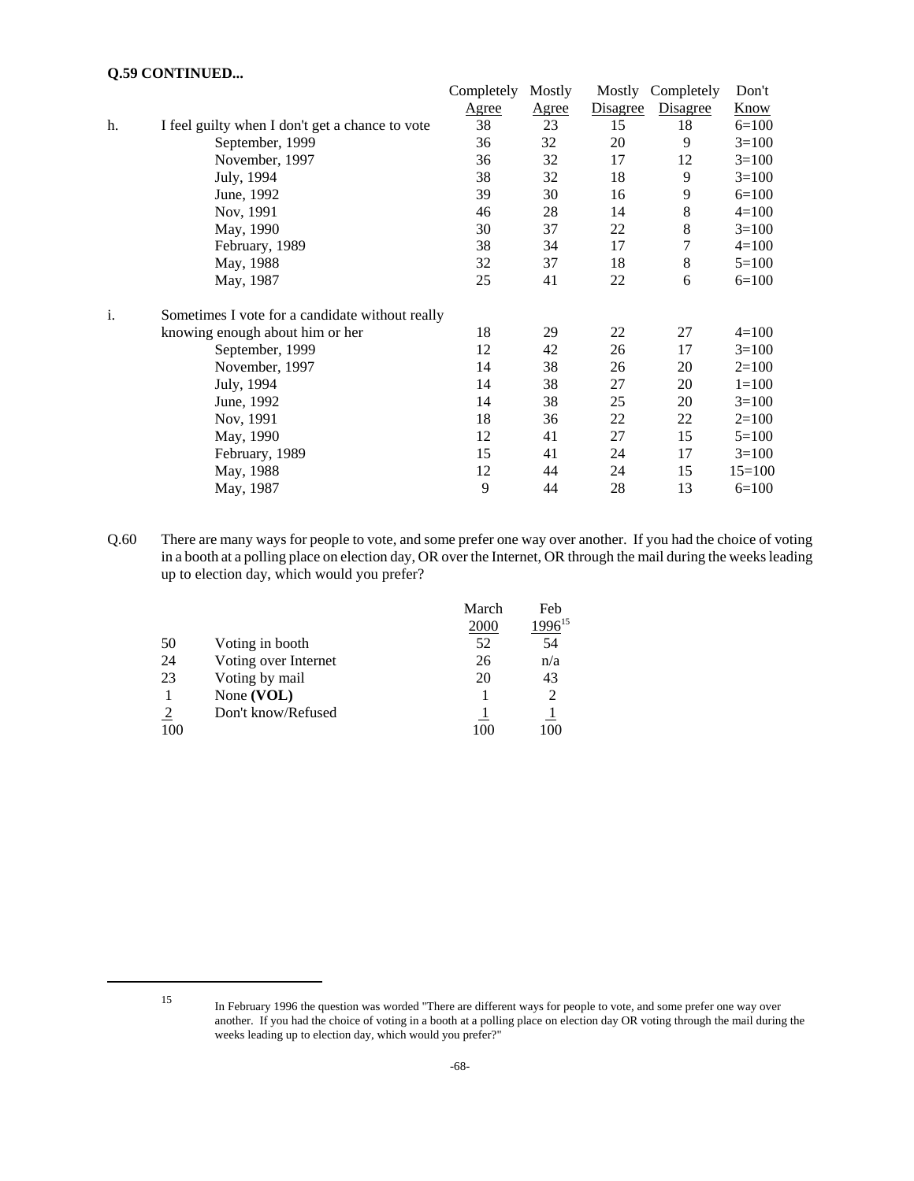**Q.59 CONTINUED...**

| | | Completely Agree | Mostly Agree | Mostly Disagree | Completely Disagree | Don't Know |
|---|---|---|---|---|---|---|
| h. | I feel guilty when I don't get a chance to vote | 38 | 23 | 15 | 18 | 6=100 |
| | September, 1999 | 36 | 32 | 20 | 9 | 3=100 |
| | November, 1997 | 36 | 32 | 17 | 12 | 3=100 |
| | July, 1994 | 38 | 32 | 18 | 9 | 3=100 |
| | June, 1992 | 39 | 30 | 16 | 9 | 6=100 |
| | Nov, 1991 | 46 | 28 | 14 | 8 | 4=100 |
| | May, 1990 | 30 | 37 | 22 | 8 | 3=100 |
| | February, 1989 | 38 | 34 | 17 | 7 | 4=100 |
| | May, 1988 | 32 | 37 | 18 | 8 | 5=100 |
| | May, 1987 | 25 | 41 | 22 | 6 | 6=100 |
| i. | Sometimes I vote for a candidate without really knowing enough about him or her | 18 | 29 | 22 | 27 | 4=100 |
| | September, 1999 | 12 | 42 | 26 | 17 | 3=100 |
| | November, 1997 | 14 | 38 | 26 | 20 | 2=100 |
| | July, 1994 | 14 | 38 | 27 | 20 | 1=100 |
| | June, 1992 | 14 | 38 | 25 | 20 | 3=100 |
| | Nov, 1991 | 18 | 36 | 22 | 22 | 2=100 |
| | May, 1990 | 12 | 41 | 27 | 15 | 5=100 |
| | February, 1989 | 15 | 41 | 24 | 17 | 3=100 |
| | May, 1988 | 12 | 44 | 24 | 15 | 15=100 |
| | May, 1987 | 9 | 44 | 28 | 13 | 6=100 |

Q.60 There are many ways for people to vote, and some prefer one way over another. If you had the choice of voting in a booth at a polling place on election day, OR over the Internet, OR through the mail during the weeks leading up to election day, which would you prefer?

| | | March 2000 | Feb 1996[15] |
|---|---|---|---|
| 50 | Voting in booth | 52 | 54 |
| 24 | Voting over Internet | 26 | n/a |
| 23 | Voting by mail | 20 | 43 |
| 1 | None **(VOL)** | 1 | 2 |
| 2 | Don't know/Refused | 1 | 1 |
| 100 | | 100 | 100 |

[15] In February 1996 the question was worded "There are different ways for people to vote, and some prefer one way over another. If you had the choice of voting in a booth at a polling place on election day OR voting through the mail during the weeks leading up to election day, which would you prefer?"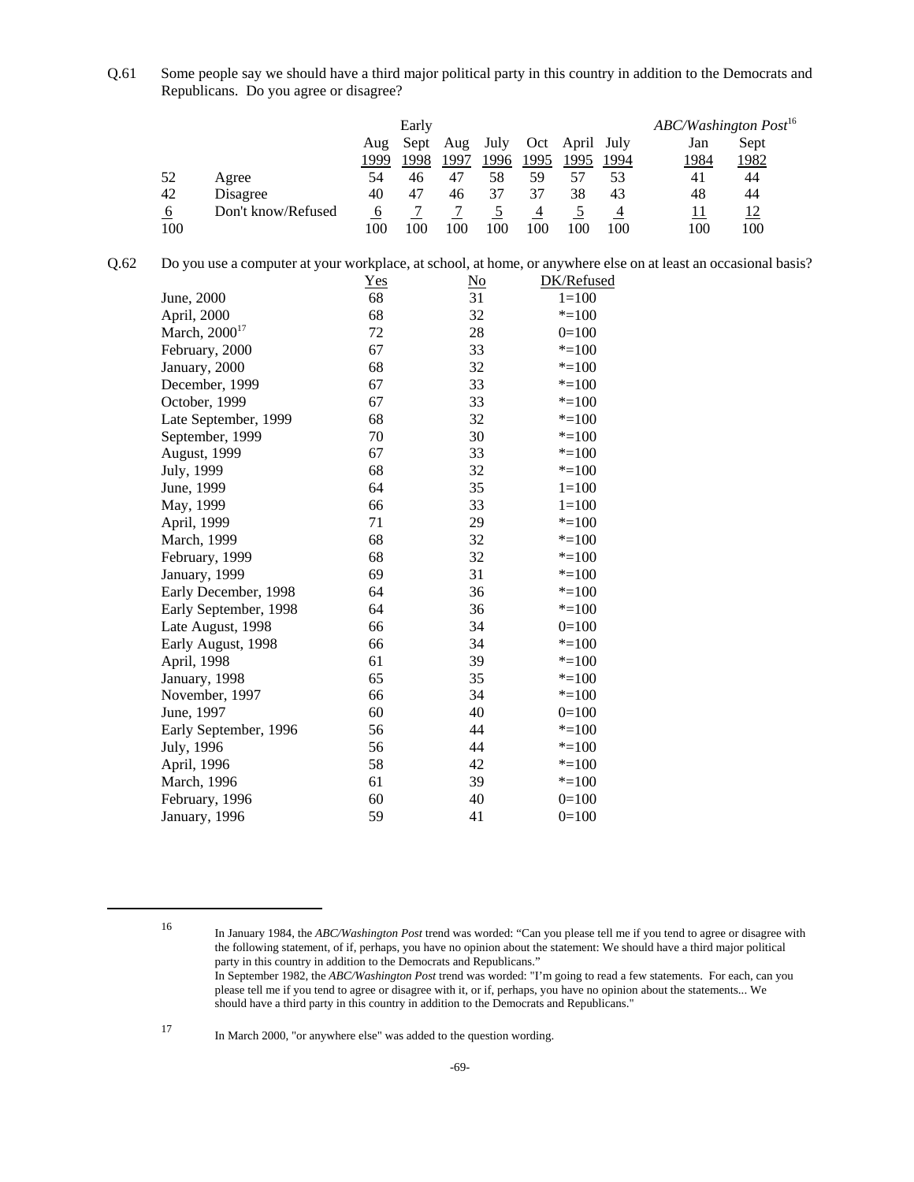Q.61 Some people say we should have a third major political party in this country in addition to the Democrats and Republicans. Do you agree or disagree?

| | | | Early | | | | | | *ABC/Washington Post*[16] | |
|---|---|---|---|---|---|---|---|---|---|---|
| | | Aug 1999 | Sept 1998 | Aug 1997 | July 1996 | Oct 1995 | April 1995 | July 1994 | Jan 1984 | Sept 1982 |
| 52 | Agree | 54 | 46 | 47 | 58 | 59 | 57 | 53 | 41 | 44 |
| 42 | Disagree | 40 | 47 | 46 | 37 | 37 | 38 | 43 | 48 | 44 |
| 6 | Don't know/Refused | 6 | 7 | 7 | 5 | 4 | 5 | 4 | 11 | 12 |
| 100 | | 100 | 100 | 100 | 100 | 100 | 100 | 100 | 100 | 100 |

Q.62 Do you use a computer at your workplace, at school, at home, or anywhere else on at least an occasional basis?

| | Yes | No | DK/Refused |
|---|---|---|---|
| June, 2000 | 68 | 31 | 1=100 |
| April, 2000 | 68 | 32 | *=100 |
| March, 2000[17] | 72 | 28 | 0=100 |
| February, 2000 | 67 | 33 | *=100 |
| January, 2000 | 68 | 32 | *=100 |
| December, 1999 | 67 | 33 | *=100 |
| October, 1999 | 67 | 33 | *=100 |
| Late September, 1999 | 68 | 32 | *=100 |
| September, 1999 | 70 | 30 | *=100 |
| August, 1999 | 67 | 33 | *=100 |
| July, 1999 | 68 | 32 | *=100 |
| June, 1999 | 64 | 35 | 1=100 |
| May, 1999 | 66 | 33 | 1=100 |
| April, 1999 | 71 | 29 | *=100 |
| March, 1999 | 68 | 32 | *=100 |
| February, 1999 | 68 | 32 | *=100 |
| January, 1999 | 69 | 31 | *=100 |
| Early December, 1998 | 64 | 36 | *=100 |
| Early September, 1998 | 64 | 36 | *=100 |
| Late August, 1998 | 66 | 34 | 0=100 |
| Early August, 1998 | 66 | 34 | *=100 |
| April, 1998 | 61 | 39 | *=100 |
| January, 1998 | 65 | 35 | *=100 |
| November, 1997 | 66 | 34 | *=100 |
| June, 1997 | 60 | 40 | 0=100 |
| Early September, 1996 | 56 | 44 | *=100 |
| July, 1996 | 56 | 44 | *=100 |
| April, 1996 | 58 | 42 | *=100 |
| March, 1996 | 61 | 39 | *=100 |
| February, 1996 | 60 | 40 | 0=100 |
| January, 1996 | 59 | 41 | 0=100 |

---

[16] In January 1984, the *ABC/Washington Post* trend was worded: "Can you please tell me if you tend to agree or disagree with the following statement, of if, perhaps, you have no opinion about the statement: We should have a third major political party in this country in addition to the Democrats and Republicans."
In September 1982, the *ABC/Washington Post* trend was worded: "I'm going to read a few statements. For each, can you please tell me if you tend to agree or disagree with it, or if, perhaps, you have no opinion about the statements... We should have a third party in this country in addition to the Democrats and Republicans."

[17] In March 2000, "or anywhere else" was added to the question wording.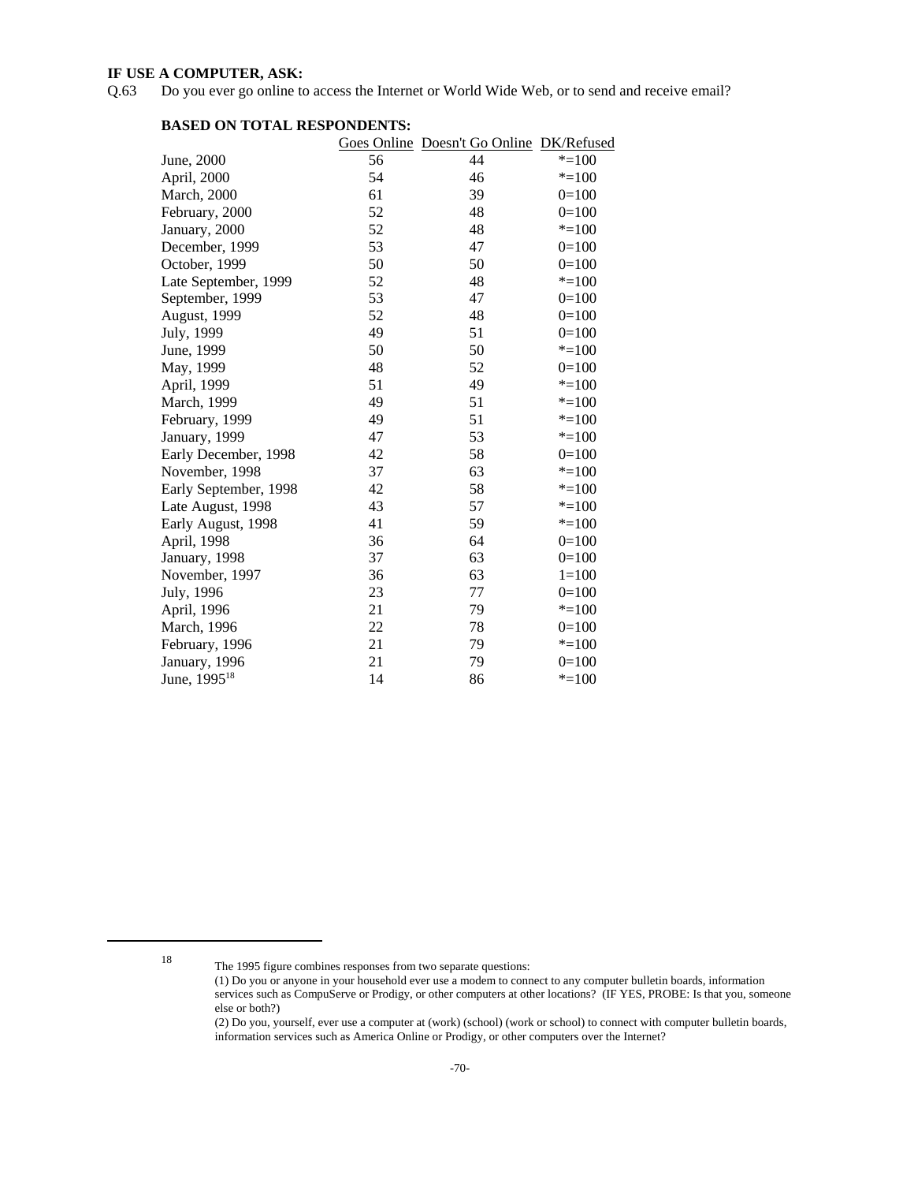**IF USE A COMPUTER, ASK:**

Q.63 Do you ever go online to access the Internet or World Wide Web, or to send and receive email?

**BASED ON TOTAL RESPONDENTS:**

| | Goes Online | Doesn't Go Online | DK/Refused |
|---|---|---|---|
| June, 2000 | 56 | 44 | *=100 |
| April, 2000 | 54 | 46 | *=100 |
| March, 2000 | 61 | 39 | 0=100 |
| February, 2000 | 52 | 48 | 0=100 |
| January, 2000 | 52 | 48 | *=100 |
| December, 1999 | 53 | 47 | 0=100 |
| October, 1999 | 50 | 50 | 0=100 |
| Late September, 1999 | 52 | 48 | *=100 |
| September, 1999 | 53 | 47 | 0=100 |
| August, 1999 | 52 | 48 | 0=100 |
| July, 1999 | 49 | 51 | 0=100 |
| June, 1999 | 50 | 50 | *=100 |
| May, 1999 | 48 | 52 | 0=100 |
| April, 1999 | 51 | 49 | *=100 |
| March, 1999 | 49 | 51 | *=100 |
| February, 1999 | 49 | 51 | *=100 |
| January, 1999 | 47 | 53 | *=100 |
| Early December, 1998 | 42 | 58 | 0=100 |
| November, 1998 | 37 | 63 | *=100 |
| Early September, 1998 | 42 | 58 | *=100 |
| Late August, 1998 | 43 | 57 | *=100 |
| Early August, 1998 | 41 | 59 | *=100 |
| April, 1998 | 36 | 64 | 0=100 |
| January, 1998 | 37 | 63 | 0=100 |
| November, 1997 | 36 | 63 | 1=100 |
| July, 1996 | 23 | 77 | 0=100 |
| April, 1996 | 21 | 79 | *=100 |
| March, 1996 | 22 | 78 | 0=100 |
| February, 1996 | 21 | 79 | *=100 |
| January, 1996 | 21 | 79 | 0=100 |
| June, 1995[18] | 14 | 86 | *=100 |

[18] The 1995 figure combines responses from two separate questions:
(1) Do you or anyone in your household ever use a modem to connect to any computer bulletin boards, information services such as CompuServe or Prodigy, or other computers at other locations? (IF YES, PROBE: Is that you, someone else or both?)
(2) Do you, yourself, ever use a computer at (work) (school) (work or school) to connect with computer bulletin boards, information services such as America Online or Prodigy, or other computers over the Internet?